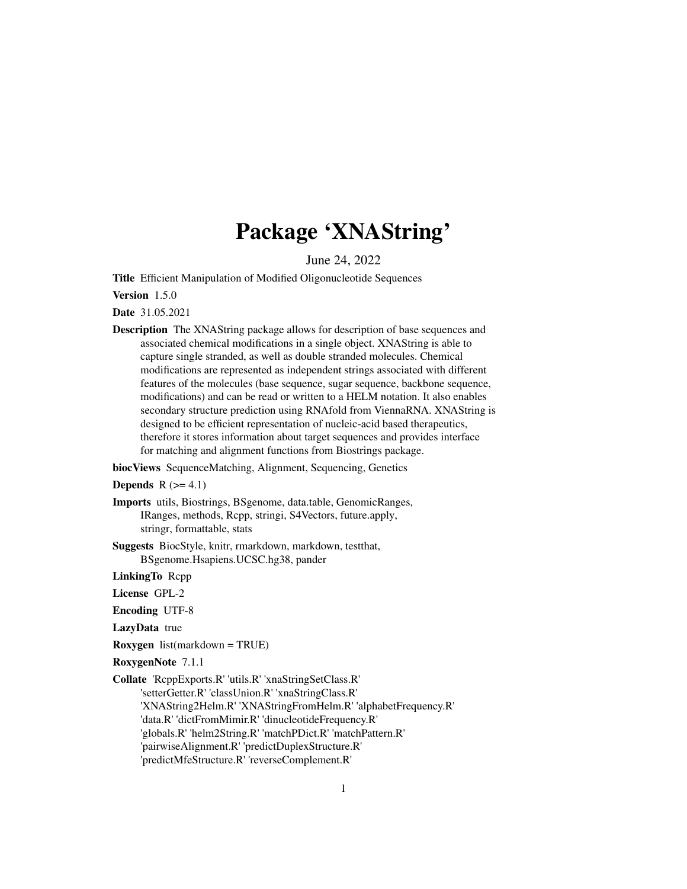# Package 'XNAString'

June 24, 2022

**Title** Efficient Manipulation of Modified Oligonucleotide Sequences

**Version** 1.5.0

**Date** 31.05.2021

**Description** The XNAString package allows for description of base sequences and associated chemical modifications in a single object. XNAString is able to capture single stranded, as well as double stranded molecules. Chemical modifications are represented as independent strings associated with different features of the molecules (base sequence, sugar sequence, backbone sequence, modifications) and can be read or written to a HELM notation. It also enables secondary structure prediction using RNAfold from ViennaRNA. XNAString is designed to be efficient representation of nucleic-acid based therapeutics, therefore it stores information about target sequences and provides interface for matching and alignment functions from Biostrings package.

**biocViews** SequenceMatching, Alignment, Sequencing, Genetics

**Depends** R (>= 4.1)

**Imports** utils, Biostrings, BSgenome, data.table, GenomicRanges, IRanges, methods, Rcpp, stringi, S4Vectors, future.apply, stringr, formattable, stats

**Suggests** BiocStyle, knitr, rmarkdown, markdown, testthat, BSgenome.Hsapiens.UCSC.hg38, pander

**LinkingTo** Rcpp

**License** GPL-2

**Encoding** UTF-8

**LazyData** true

**Roxygen** list(markdown = TRUE)

**RoxygenNote** 7.1.1

**Collate** 'RcppExports.R' 'utils.R' 'xnaStringSetClass.R' 'setterGetter.R' 'classUnion.R' 'xnaStringClass.R' 'XNAString2Helm.R' 'XNAStringFromHelm.R' 'alphabetFrequency.R' 'data.R' 'dictFromMimir.R' 'dinucleotideFrequency.R' 'globals.R' 'helm2String.R' 'matchPDict.R' 'matchPattern.R' 'pairwiseAlignment.R' 'predictDuplexStructure.R' 'predictMfeStructure.R' 'reverseComplement.R'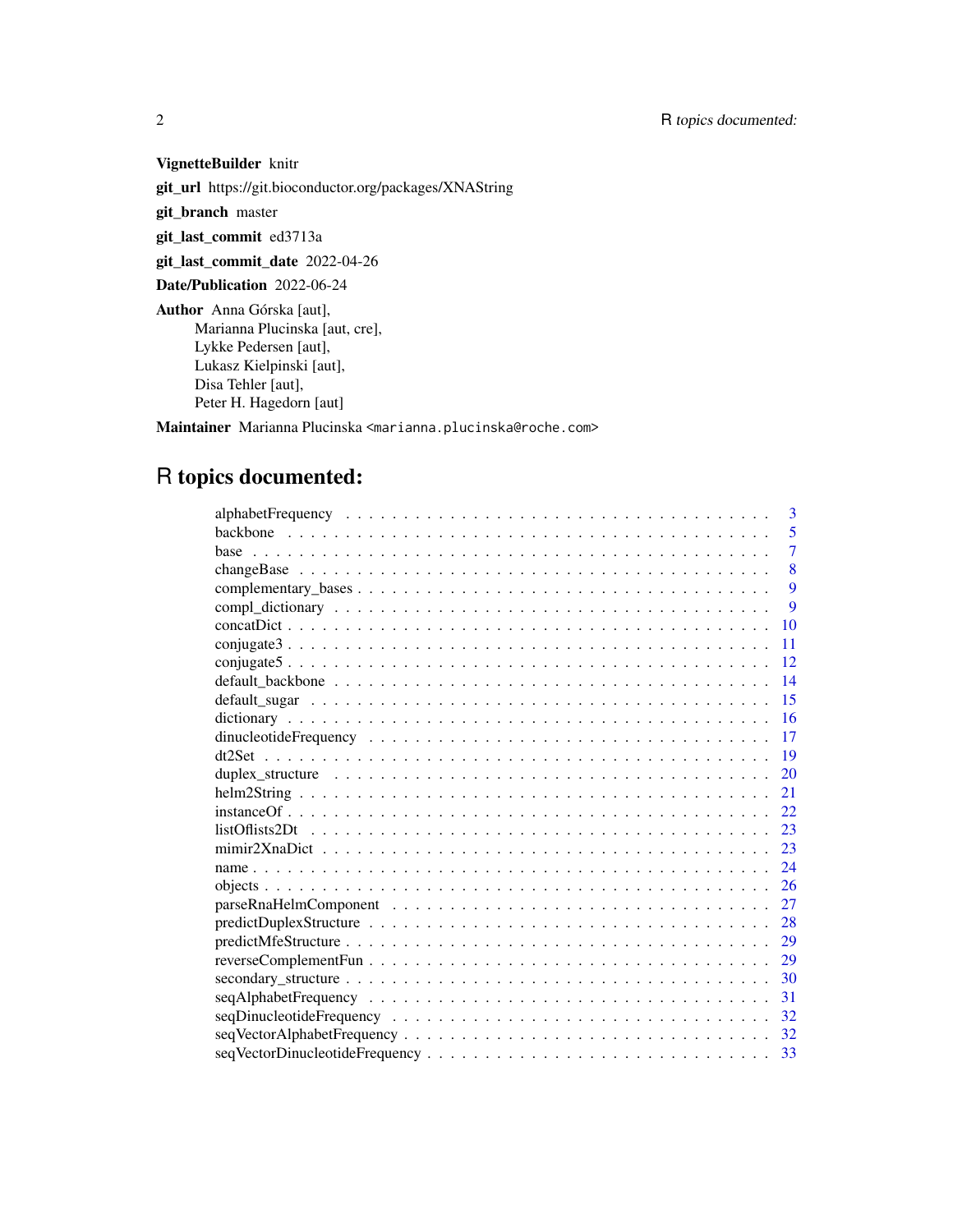**VignetteBuilder** knitr

**git_url** https://git.bioconductor.org/packages/XNAString

**git_branch** master

**git_last_commit** ed3713a

**git_last_commit_date** 2022-04-26

**Date/Publication** 2022-06-24

**Author** Anna Górska [aut],
Marianna Plucinska [aut, cre],
Lykke Pedersen [aut],
Lukasz Kielpinski [aut],
Disa Tehler [aut],
Peter H. Hagedorn [aut]

**Maintainer** Marianna Plucinska <marianna.plucinska@roche.com>

# R topics documented:

| | |
|---|---|
| alphabetFrequency | 3 |
| backbone | 5 |
| base | 7 |
| changeBase | 8 |
| complementary_bases | 9 |
| compl_dictionary | 9 |
| concatDict | 10 |
| conjugate3 | 11 |
| conjugate5 | 12 |
| default_backbone | 14 |
| default_sugar | 15 |
| dictionary | 16 |
| dinucleotideFrequency | 17 |
| dt2Set | 19 |
| duplex_structure | 20 |
| helm2String | 21 |
| instanceOf | 22 |
| listOflists2Dt | 23 |
| mimir2XnaDict | 23 |
| name | 24 |
| objects | 26 |
| parseRnaHelmComponent | 27 |
| predictDuplexStructure | 28 |
| predictMfeStructure | 29 |
| reverseComplementFun | 29 |
| secondary_structure | 30 |
| seqAlphabetFrequency | 31 |
| seqDinucleotideFrequency | 32 |
| seqVectorAlphabetFrequency | 32 |
| seqVectorDinucleotideFrequency | 33 |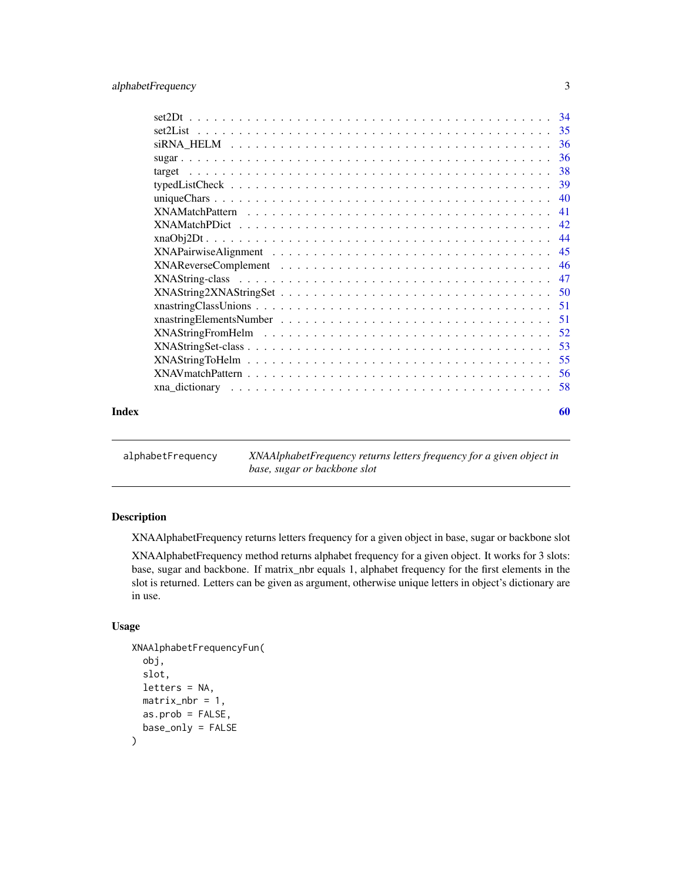set2Dt . . . . . . . . . . . . . . . . . . . . . . . . . . . . . . . . . . . . . . . . 34
set2List . . . . . . . . . . . . . . . . . . . . . . . . . . . . . . . . . . . . . . . . 35
siRNA_HELM . . . . . . . . . . . . . . . . . . . . . . . . . . . . . . . . . . . . . . 36
sugar . . . . . . . . . . . . . . . . . . . . . . . . . . . . . . . . . . . . . . . . . 36
target . . . . . . . . . . . . . . . . . . . . . . . . . . . . . . . . . . . . . . . . 38
typedListCheck . . . . . . . . . . . . . . . . . . . . . . . . . . . . . . . . . . . . 39
uniqueChars . . . . . . . . . . . . . . . . . . . . . . . . . . . . . . . . . . . . . 40
XNAMatchPattern . . . . . . . . . . . . . . . . . . . . . . . . . . . . . . . . . . . 41
XNAMatchPDict . . . . . . . . . . . . . . . . . . . . . . . . . . . . . . . . . . . . 42
xnaObj2Dt . . . . . . . . . . . . . . . . . . . . . . . . . . . . . . . . . . . . . . 44
XNAPairwiseAlignment . . . . . . . . . . . . . . . . . . . . . . . . . . . . . . . . 45
XNAReverseComplement . . . . . . . . . . . . . . . . . . . . . . . . . . . . . . . 46
XNAString-class . . . . . . . . . . . . . . . . . . . . . . . . . . . . . . . . . . . 47
XNAString2XNAStringSet . . . . . . . . . . . . . . . . . . . . . . . . . . . . . . . 50
xnastringClassUnions . . . . . . . . . . . . . . . . . . . . . . . . . . . . . . . . 51
xnastringElementsNumber . . . . . . . . . . . . . . . . . . . . . . . . . . . . . . 51
XNAStringFromHelm . . . . . . . . . . . . . . . . . . . . . . . . . . . . . . . . . 52
XNAStringSet-class . . . . . . . . . . . . . . . . . . . . . . . . . . . . . . . . . 53
XNAStringToHelm . . . . . . . . . . . . . . . . . . . . . . . . . . . . . . . . . . 55
XNAVmatchPattern . . . . . . . . . . . . . . . . . . . . . . . . . . . . . . . . . . 56
xna_dictionary . . . . . . . . . . . . . . . . . . . . . . . . . . . . . . . . . . . 58

**Index** **60**

---

`alphabetFrequency` *XNAAlphabetFrequency returns letters frequency for a given object in base, sugar or backbone slot*

---

## Description

XNAAlphabetFrequency returns letters frequency for a given object in base, sugar or backbone slot

XNAAlphabetFrequency method returns alphabet frequency for a given object. It works for 3 slots: base, sugar and backbone. If matrix_nbr equals 1, alphabet frequency for the first elements in the slot is returned. Letters can be given as argument, otherwise unique letters in object's dictionary are in use.

## Usage

```
XNAAlphabetFrequencyFun(
  obj,
  slot,
  letters = NA,
  matrix_nbr = 1,
  as.prob = FALSE,
  base_only = FALSE
)
```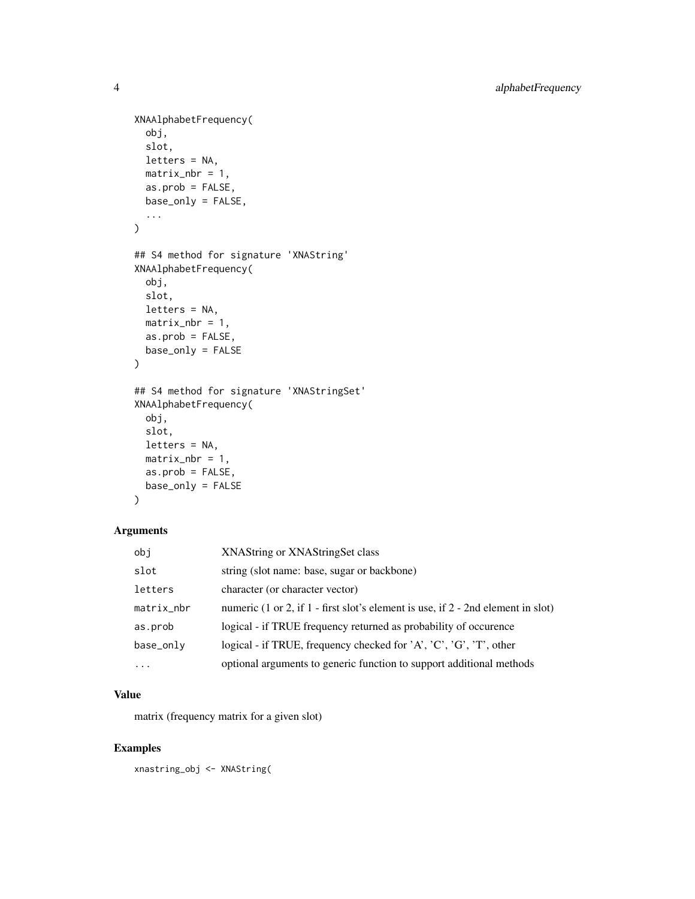```
XNAAlphabetFrequency(
  obj,
  slot,
  letters = NA,
  matrix_nbr = 1,
  as.prob = FALSE,
  base_only = FALSE,
  ...
)

## S4 method for signature 'XNAString'
XNAAlphabetFrequency(
  obj,
  slot,
  letters = NA,
  matrix_nbr = 1,
  as.prob = FALSE,
  base_only = FALSE
)

## S4 method for signature 'XNAStringSet'
XNAAlphabetFrequency(
  obj,
  slot,
  letters = NA,
  matrix_nbr = 1,
  as.prob = FALSE,
  base_only = FALSE
)
```

### Arguments

| | |
|---|---|
| obj | XNAString or XNAStringSet class |
| slot | string (slot name: base, sugar or backbone) |
| letters | character (or character vector) |
| matrix_nbr | numeric (1 or 2, if 1 - first slot's element is use, if 2 - 2nd element in slot) |
| as.prob | logical - if TRUE frequency returned as probability of occurence |
| base_only | logical - if TRUE, frequency checked for 'A', 'C', 'G', 'T', other |
| ... | optional arguments to generic function to support additional methods |

### Value

matrix (frequency matrix for a given slot)

### Examples

```
xnastring_obj <- XNAString(
```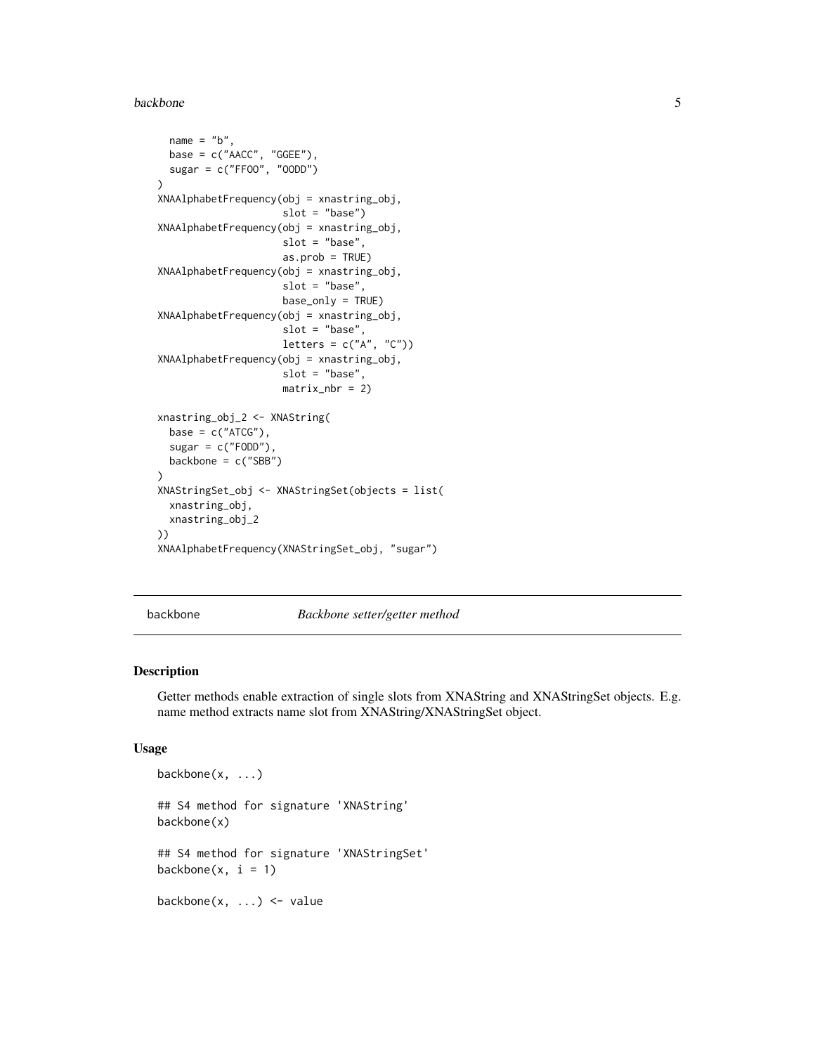```
  name = "b",
  base = c("AACC", "GGEE"),
  sugar = c("FFOO", "OODD")
)
XNAAlphabetFrequency(obj = xnastring_obj,
                     slot = "base")
XNAAlphabetFrequency(obj = xnastring_obj,
                     slot = "base",
                     as.prob = TRUE)
XNAAlphabetFrequency(obj = xnastring_obj,
                     slot = "base",
                     base_only = TRUE)
XNAAlphabetFrequency(obj = xnastring_obj,
                     slot = "base",
                     letters = c("A", "C"))
XNAAlphabetFrequency(obj = xnastring_obj,
                     slot = "base",
                     matrix_nbr = 2)

xnastring_obj_2 <- XNAString(
  base = c("ATCG"),
  sugar = c("FODD"),
  backbone = c("SBB")
)
XNAStringSet_obj <- XNAStringSet(objects = list(
  xnastring_obj,
  xnastring_obj_2
))
XNAAlphabetFrequency(XNAStringSet_obj, "sugar")
```

## backbone — *Backbone setter/getter method*

### Description

Getter methods enable extraction of single slots from XNAString and XNAStringSet objects. E.g. name method extracts name slot from XNAString/XNAStringSet object.

### Usage

```
backbone(x, ...)

## S4 method for signature 'XNAString'
backbone(x)

## S4 method for signature 'XNAStringSet'
backbone(x, i = 1)

backbone(x, ...) <- value
```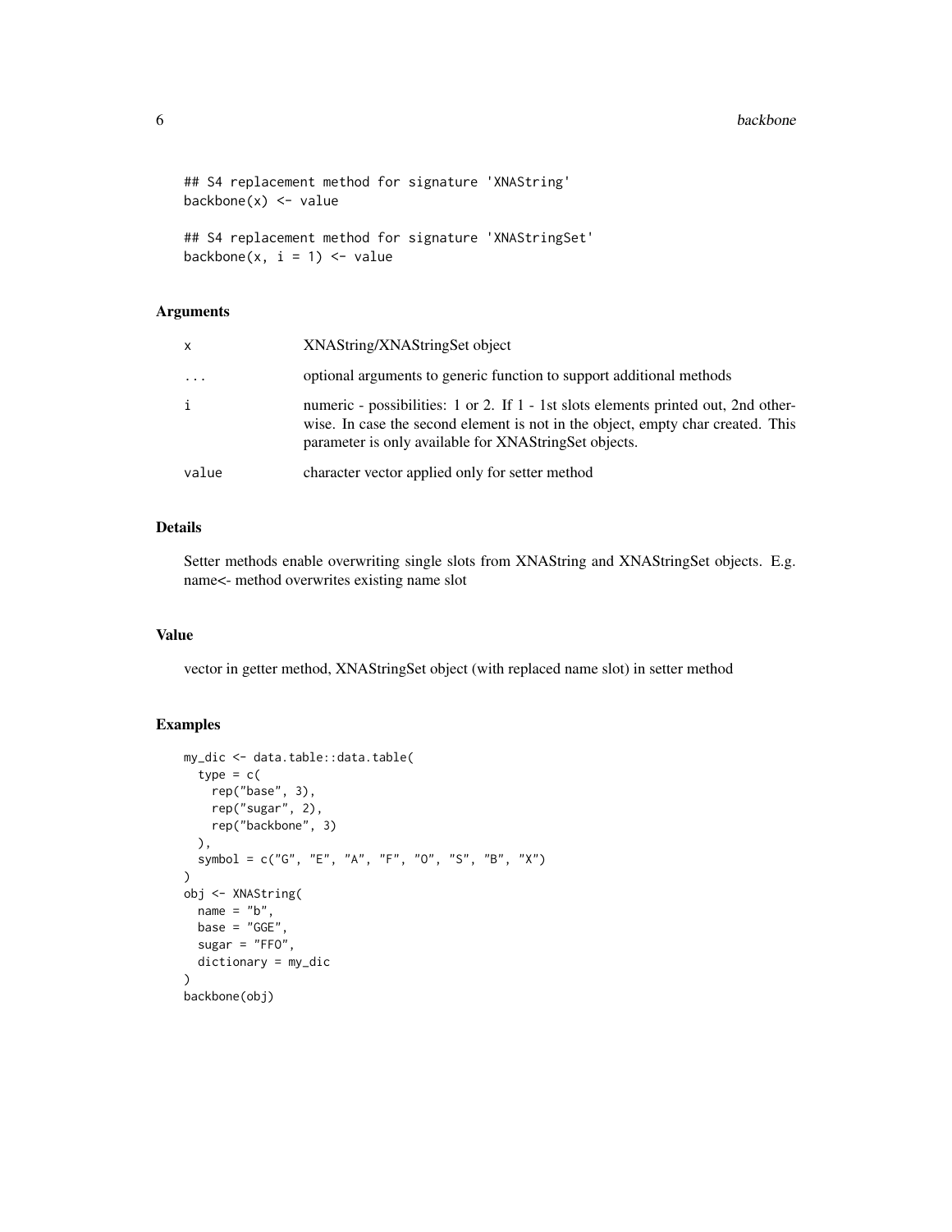```
## S4 replacement method for signature 'XNAString'
backbone(x) <- value

## S4 replacement method for signature 'XNAStringSet'
backbone(x, i = 1) <- value
```

### Arguments

| | |
|---|---|
| x | XNAString/XNAStringSet object |
| ... | optional arguments to generic function to support additional methods |
| i | numeric - possibilities: 1 or 2. If 1 - 1st slots elements printed out, 2nd otherwise. In case the second element is not in the object, empty char created. This parameter is only available for XNAStringSet objects. |
| value | character vector applied only for setter method |

### Details

Setter methods enable overwriting single slots from XNAString and XNAStringSet objects. E.g. name<- method overwrites existing name slot

### Value

vector in getter method, XNAStringSet object (with replaced name slot) in setter method

### Examples

```
my_dic <- data.table::data.table(
  type = c(
    rep("base", 3),
    rep("sugar", 2),
    rep("backbone", 3)
  ),
  symbol = c("G", "E", "A", "F", "O", "S", "B", "X")
)
obj <- XNAString(
  name = "b",
  base = "GGE",
  sugar = "FFO",
  dictionary = my_dic
)
backbone(obj)
```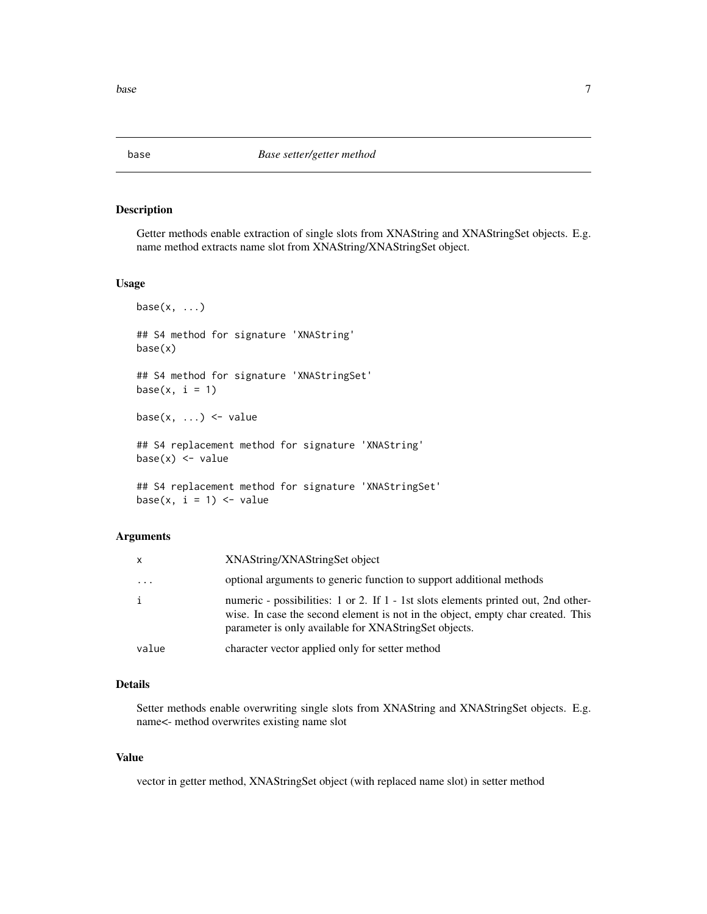# base — *Base setter/getter method*

## Description

Getter methods enable extraction of single slots from XNAString and XNAStringSet objects. E.g. name method extracts name slot from XNAString/XNAStringSet object.

## Usage

```
base(x, ...)

## S4 method for signature 'XNAString'
base(x)

## S4 method for signature 'XNAStringSet'
base(x, i = 1)

base(x, ...) <- value

## S4 replacement method for signature 'XNAString'
base(x) <- value

## S4 replacement method for signature 'XNAStringSet'
base(x, i = 1) <- value
```

## Arguments

| | |
|---|---|
| `x` | XNAString/XNAStringSet object |
| `...` | optional arguments to generic function to support additional methods |
| `i` | numeric - possibilities: 1 or 2. If 1 - 1st slots elements printed out, 2nd otherwise. In case the second element is not in the object, empty char created. This parameter is only available for XNAStringSet objects. |
| `value` | character vector applied only for setter method |

## Details

Setter methods enable overwriting single slots from XNAString and XNAStringSet objects. E.g. name<- method overwrites existing name slot

## Value

vector in getter method, XNAStringSet object (with replaced name slot) in setter method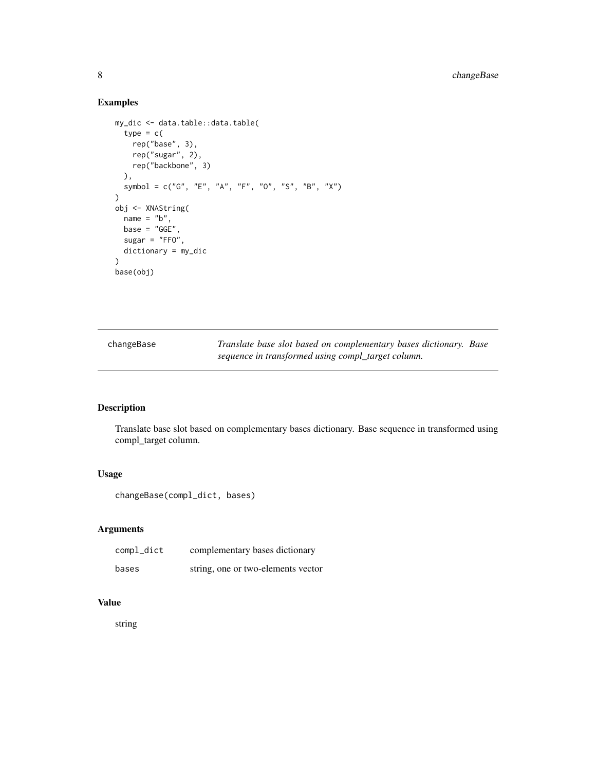### Examples

```
my_dic <- data.table::data.table(
  type = c(
    rep("base", 3),
    rep("sugar", 2),
    rep("backbone", 3)
  ),
  symbol = c("G", "E", "A", "F", "O", "S", "B", "X")
)
obj <- XNAString(
  name = "b",
  base = "GGE",
  sugar = "FFO",
  dictionary = my_dic
)
base(obj)
```

---

## changeBase — *Translate base slot based on complementary bases dictionary. Base sequence in transformed using compl_target column.*

---

### Description

Translate base slot based on complementary bases dictionary. Base sequence in transformed using compl_target column.

### Usage

```
changeBase(compl_dict, bases)
```

### Arguments

| | |
|---|---|
| compl_dict | complementary bases dictionary |
| bases | string, one or two-elements vector |

### Value

string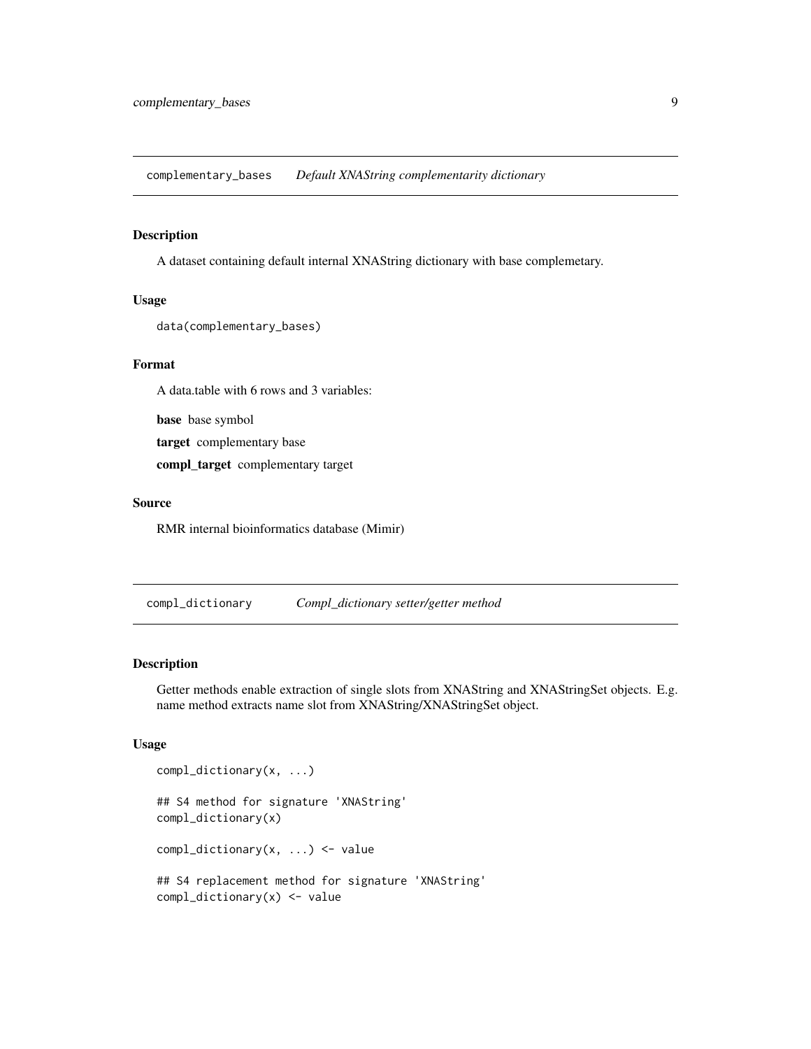## complementary_bases *Default XNAString complementarity dictionary*

### Description

A dataset containing default internal XNAString dictionary with base complemetary.

### Usage

```
data(complementary_bases)
```

### Format

A data.table with 6 rows and 3 variables:

**base** base symbol

**target** complementary base

**compl_target** complementary target

### Source

RMR internal bioinformatics database (Mimir)

## compl_dictionary *Compl_dictionary setter/getter method*

### Description

Getter methods enable extraction of single slots from XNAString and XNAStringSet objects. E.g. name method extracts name slot from XNAString/XNAStringSet object.

### Usage

```
compl_dictionary(x, ...)

## S4 method for signature 'XNAString'
compl_dictionary(x)

compl_dictionary(x, ...) <- value

## S4 replacement method for signature 'XNAString'
compl_dictionary(x) <- value
```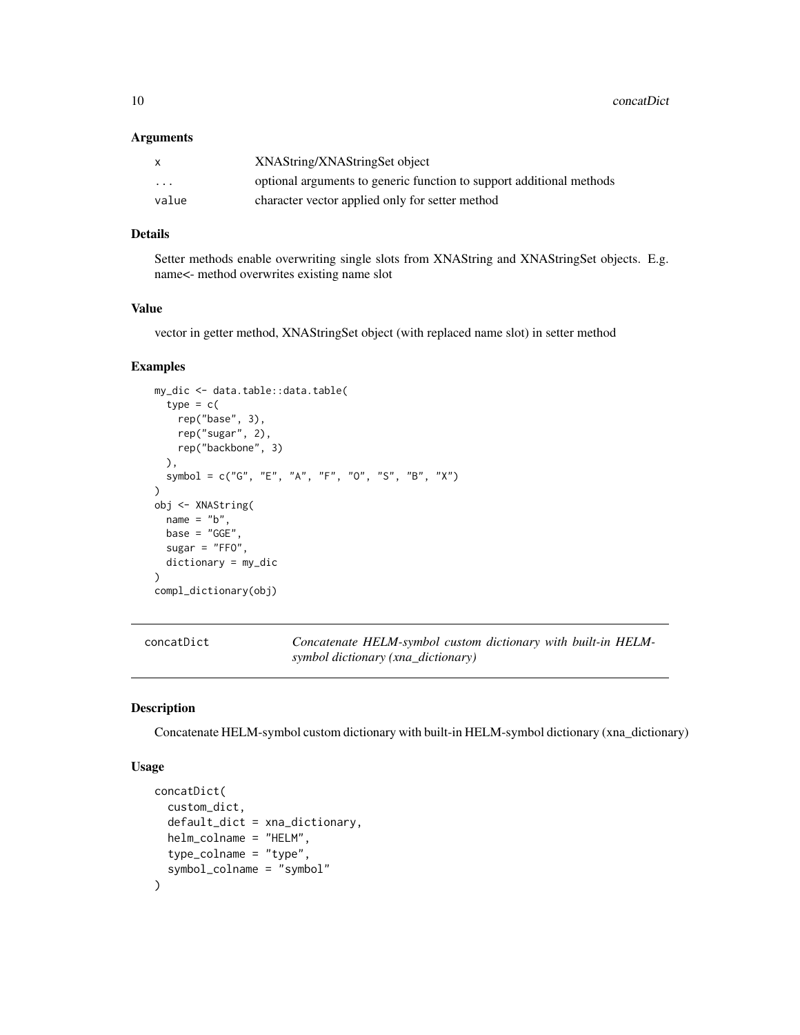### Arguments

| | |
|---|---|
| x | XNAString/XNAStringSet object |
| ... | optional arguments to generic function to support additional methods |
| value | character vector applied only for setter method |

### Details

Setter methods enable overwriting single slots from XNAString and XNAStringSet objects. E.g. name<- method overwrites existing name slot

### Value

vector in getter method, XNAStringSet object (with replaced name slot) in setter method

### Examples

```
my_dic <- data.table::data.table(
  type = c(
    rep("base", 3),
    rep("sugar", 2),
    rep("backbone", 3)
  ),
  symbol = c("G", "E", "A", "F", "O", "S", "B", "X")
)
obj <- XNAString(
  name = "b",
  base = "GGE",
  sugar = "FFO",
  dictionary = my_dic
)
compl_dictionary(obj)
```

---

## concatDict — *Concatenate HELM-symbol custom dictionary with built-in HELM-symbol dictionary (xna_dictionary)*

### Description

Concatenate HELM-symbol custom dictionary with built-in HELM-symbol dictionary (xna_dictionary)

### Usage

```
concatDict(
  custom_dict,
  default_dict = xna_dictionary,
  helm_colname = "HELM",
  type_colname = "type",
  symbol_colname = "symbol"
)
```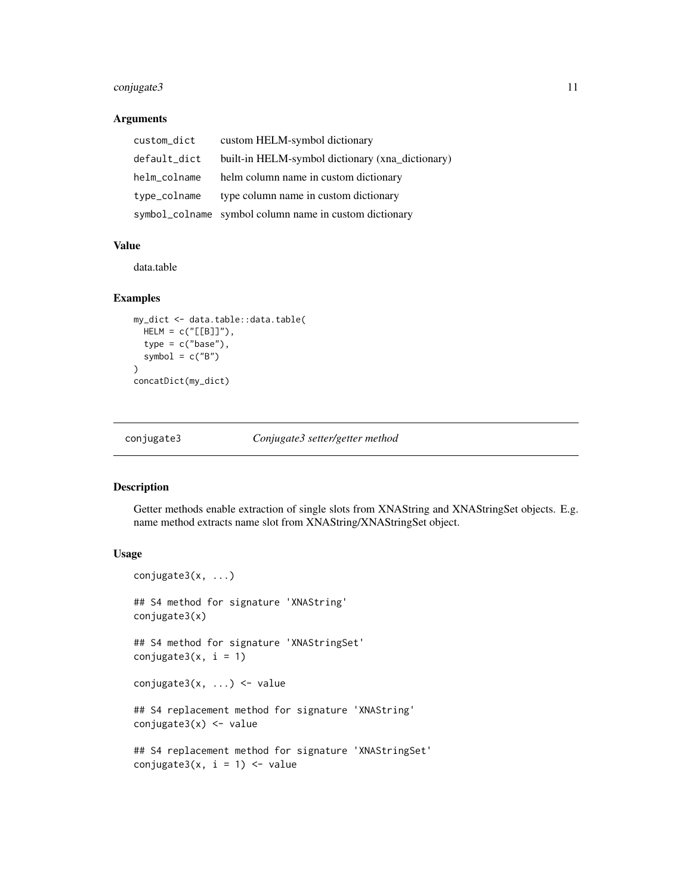### Arguments

| | |
|---|---|
| custom_dict | custom HELM-symbol dictionary |
| default_dict | built-in HELM-symbol dictionary (xna_dictionary) |
| helm_colname | helm column name in custom dictionary |
| type_colname | type column name in custom dictionary |
| symbol_colname | symbol column name in custom dictionary |

### Value

data.table

### Examples

```
my_dict <- data.table::data.table(
  HELM = c("[[B]]"),
  type = c("base"),
  symbol = c("B")
)
concatDict(my_dict)
```

---

## conjugate3 — *Conjugate3 setter/getter method*

---

### Description

Getter methods enable extraction of single slots from XNAString and XNAStringSet objects. E.g. name method extracts name slot from XNAString/XNAStringSet object.

### Usage

```
conjugate3(x, ...)

## S4 method for signature 'XNAString'
conjugate3(x)

## S4 method for signature 'XNAStringSet'
conjugate3(x, i = 1)

conjugate3(x, ...) <- value

## S4 replacement method for signature 'XNAString'
conjugate3(x) <- value

## S4 replacement method for signature 'XNAStringSet'
conjugate3(x, i = 1) <- value
```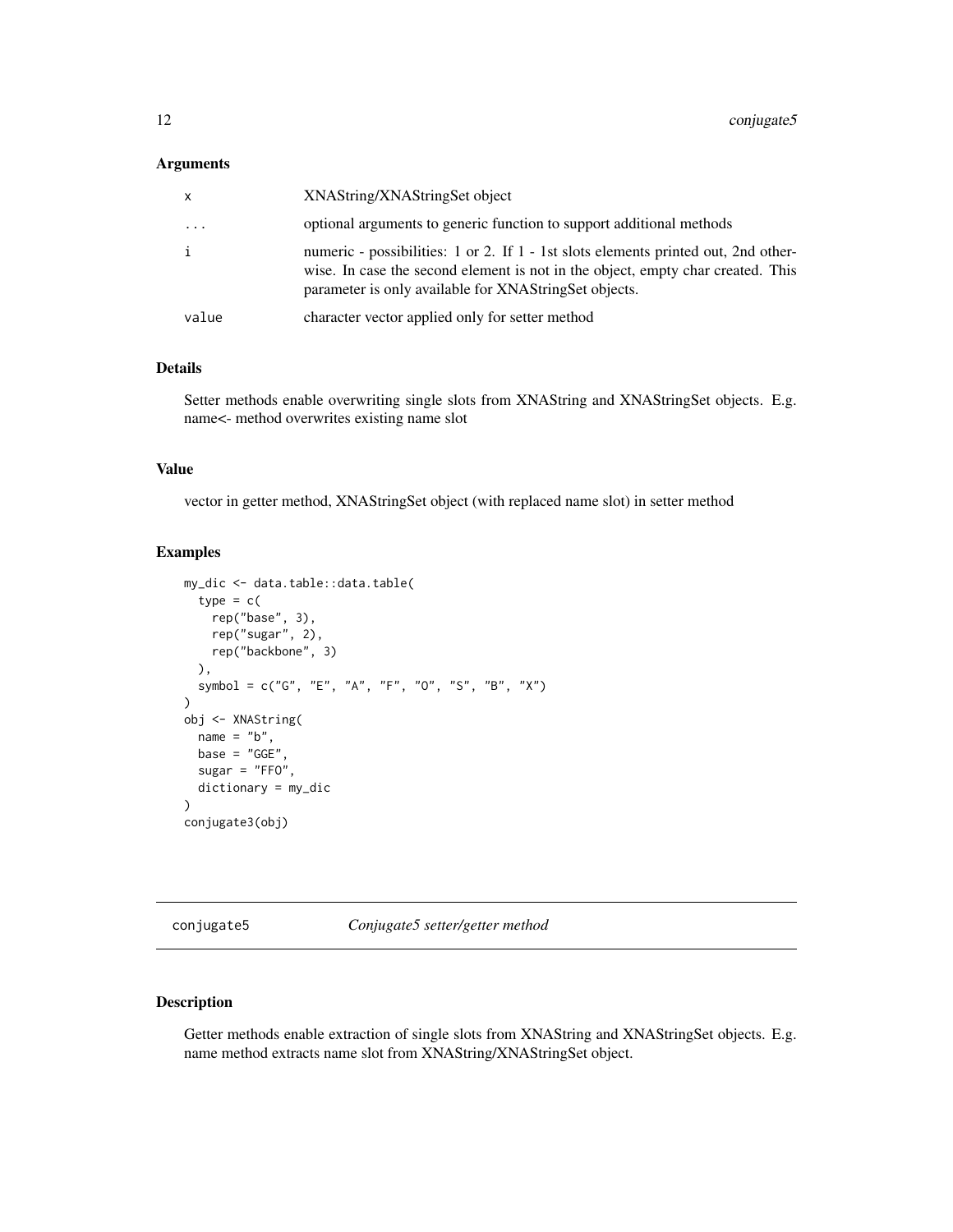### Arguments

| | |
|---|---|
| x | XNAString/XNAStringSet object |
| ... | optional arguments to generic function to support additional methods |
| i | numeric - possibilities: 1 or 2. If 1 - 1st slots elements printed out, 2nd otherwise. In case the second element is not in the object, empty char created. This parameter is only available for XNAStringSet objects. |
| value | character vector applied only for setter method |

### Details

Setter methods enable overwriting single slots from XNAString and XNAStringSet objects. E.g. name<- method overwrites existing name slot

### Value

vector in getter method, XNAStringSet object (with replaced name slot) in setter method

### Examples

```
my_dic <- data.table::data.table(
  type = c(
    rep("base", 3),
    rep("sugar", 2),
    rep("backbone", 3)
  ),
  symbol = c("G", "E", "A", "F", "O", "S", "B", "X")
)
obj <- XNAString(
  name = "b",
  base = "GGE",
  sugar = "FFO",
  dictionary = my_dic
)
conjugate3(obj)
```

---

## conjugate5 — *Conjugate5 setter/getter method*

---

### Description

Getter methods enable extraction of single slots from XNAString and XNAStringSet objects. E.g. name method extracts name slot from XNAString/XNAStringSet object.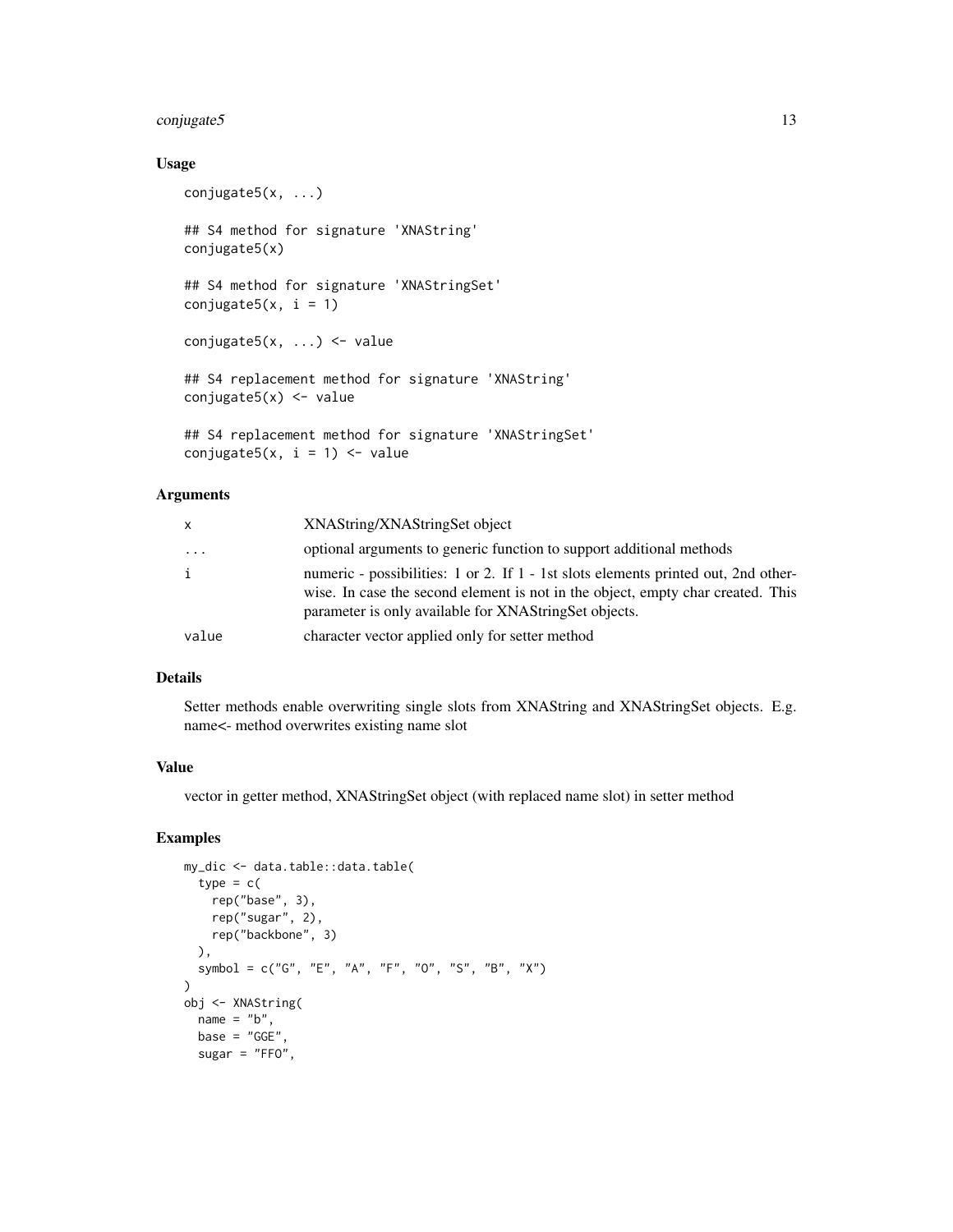## Usage

```
conjugate5(x, ...)

## S4 method for signature 'XNAString'
conjugate5(x)

## S4 method for signature 'XNAStringSet'
conjugate5(x, i = 1)

conjugate5(x, ...) <- value

## S4 replacement method for signature 'XNAString'
conjugate5(x) <- value

## S4 replacement method for signature 'XNAStringSet'
conjugate5(x, i = 1) <- value
```

## Arguments

| | |
|---|---|
| x | XNAString/XNAStringSet object |
| ... | optional arguments to generic function to support additional methods |
| i | numeric - possibilities: 1 or 2. If 1 - 1st slots elements printed out, 2nd otherwise. In case the second element is not in the object, empty char created. This parameter is only available for XNAStringSet objects. |
| value | character vector applied only for setter method |

## Details

Setter methods enable overwriting single slots from XNAString and XNAStringSet objects. E.g. name<- method overwrites existing name slot

## Value

vector in getter method, XNAStringSet object (with replaced name slot) in setter method

## Examples

```
my_dic <- data.table::data.table(
  type = c(
    rep("base", 3),
    rep("sugar", 2),
    rep("backbone", 3)
  ),
  symbol = c("G", "E", "A", "F", "O", "S", "B", "X")
)
obj <- XNAString(
  name = "b",
  base = "GGE",
  sugar = "FFO",
```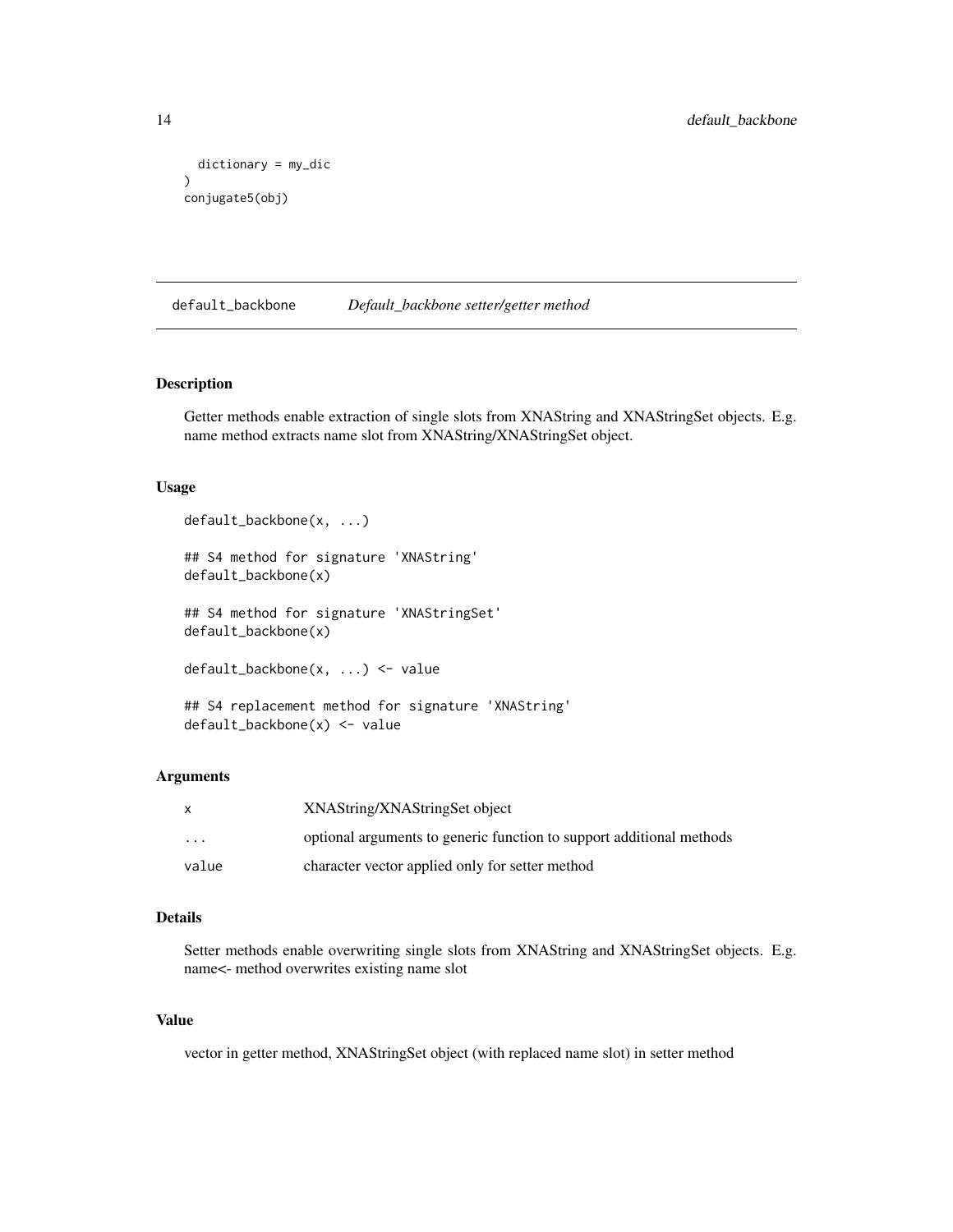```
  dictionary = my_dic
)
conjugate5(obj)
```

## default_backbone *Default_backbone setter/getter method*

### Description

Getter methods enable extraction of single slots from XNAString and XNAStringSet objects. E.g. name method extracts name slot from XNAString/XNAStringSet object.

### Usage

```
default_backbone(x, ...)

## S4 method for signature 'XNAString'
default_backbone(x)

## S4 method for signature 'XNAStringSet'
default_backbone(x)

default_backbone(x, ...) <- value

## S4 replacement method for signature 'XNAString'
default_backbone(x) <- value
```

### Arguments

| | |
|---|---|
| x | XNAString/XNAStringSet object |
| ... | optional arguments to generic function to support additional methods |
| value | character vector applied only for setter method |

### Details

Setter methods enable overwriting single slots from XNAString and XNAStringSet objects. E.g. name<- method overwrites existing name slot

### Value

vector in getter method, XNAStringSet object (with replaced name slot) in setter method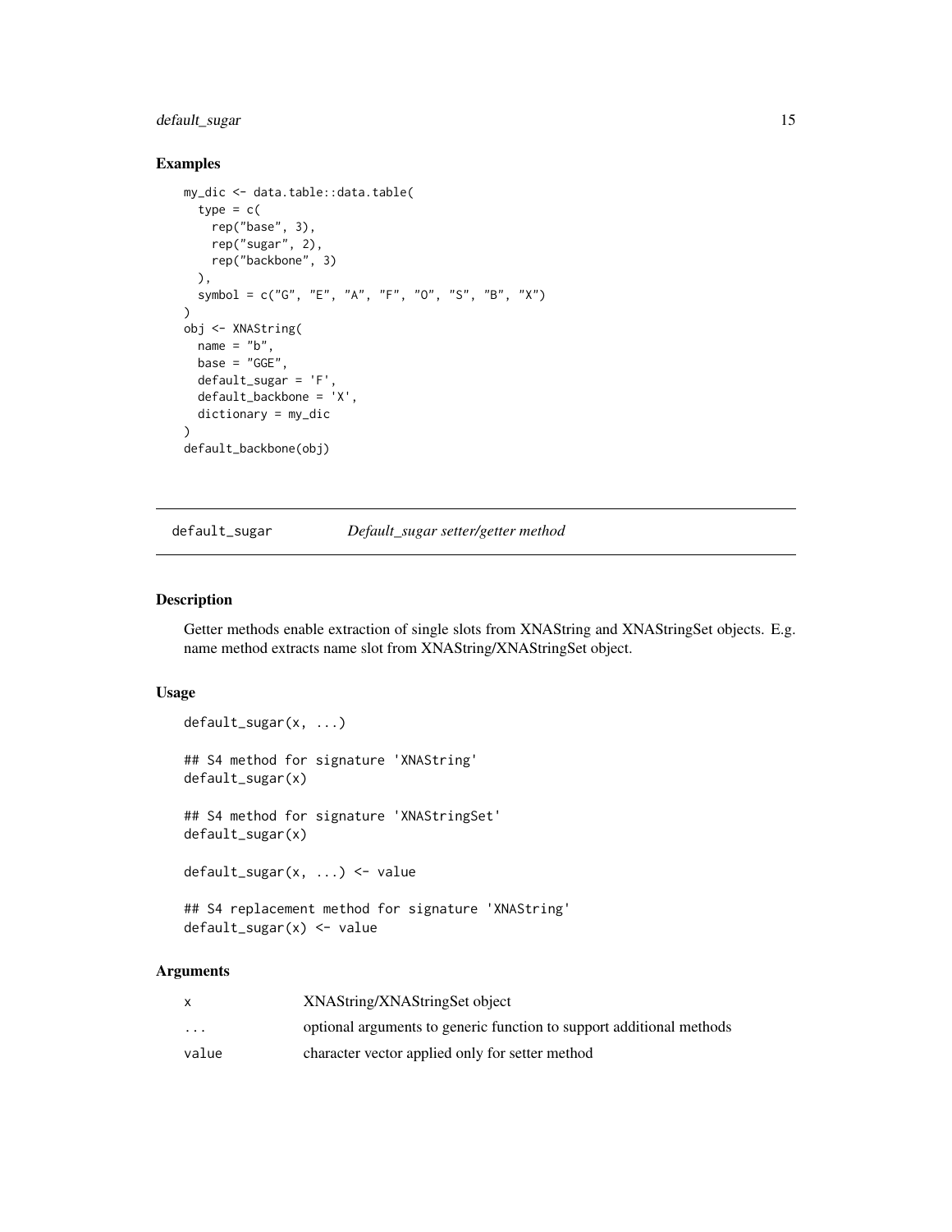## Examples

```
my_dic <- data.table::data.table(
  type = c(
    rep("base", 3),
    rep("sugar", 2),
    rep("backbone", 3)
  ),
  symbol = c("G", "E", "A", "F", "O", "S", "B", "X")
)
obj <- XNAString(
  name = "b",
  base = "GGE",
  default_sugar = 'F',
  default_backbone = 'X',
  dictionary = my_dic
)
default_backbone(obj)
```

---

# default_sugar &nbsp;&nbsp;&nbsp; *Default_sugar setter/getter method*

---

## Description

Getter methods enable extraction of single slots from XNAString and XNAStringSet objects. E.g. name method extracts name slot from XNAString/XNAStringSet object.

## Usage

```
default_sugar(x, ...)

## S4 method for signature 'XNAString'
default_sugar(x)

## S4 method for signature 'XNAStringSet'
default_sugar(x)

default_sugar(x, ...) <- value

## S4 replacement method for signature 'XNAString'
default_sugar(x) <- value
```

## Arguments

| | |
|---|---|
| x | XNAString/XNAStringSet object |
| ... | optional arguments to generic function to support additional methods |
| value | character vector applied only for setter method |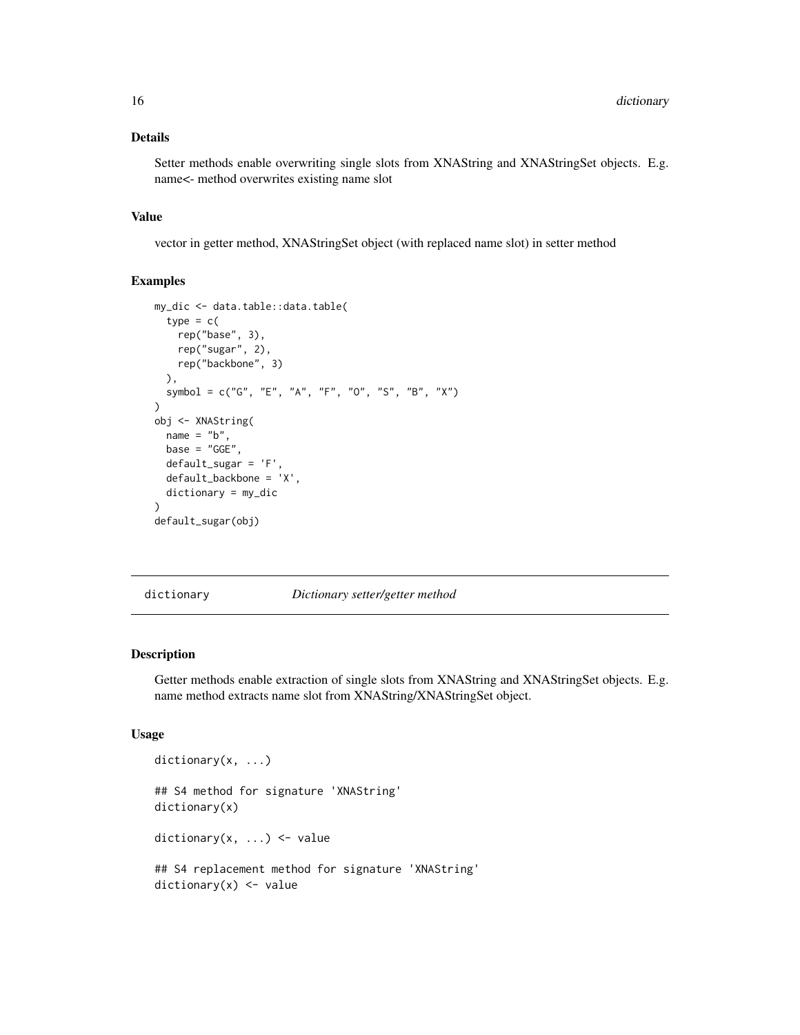### Details

Setter methods enable overwriting single slots from XNAString and XNAStringSet objects. E.g. name<- method overwrites existing name slot

### Value

vector in getter method, XNAStringSet object (with replaced name slot) in setter method

### Examples

```
my_dic <- data.table::data.table(
  type = c(
    rep("base", 3),
    rep("sugar", 2),
    rep("backbone", 3)
  ),
  symbol = c("G", "E", "A", "F", "O", "S", "B", "X")
)
obj <- XNAString(
  name = "b",
  base = "GGE",
  default_sugar = 'F',
  default_backbone = 'X',
  dictionary = my_dic
)
default_sugar(obj)
```

---

## dictionary — *Dictionary setter/getter method*

---

### Description

Getter methods enable extraction of single slots from XNAString and XNAStringSet objects. E.g. name method extracts name slot from XNAString/XNAStringSet object.

### Usage

```
dictionary(x, ...)

## S4 method for signature 'XNAString'
dictionary(x)

dictionary(x, ...) <- value

## S4 replacement method for signature 'XNAString'
dictionary(x) <- value
```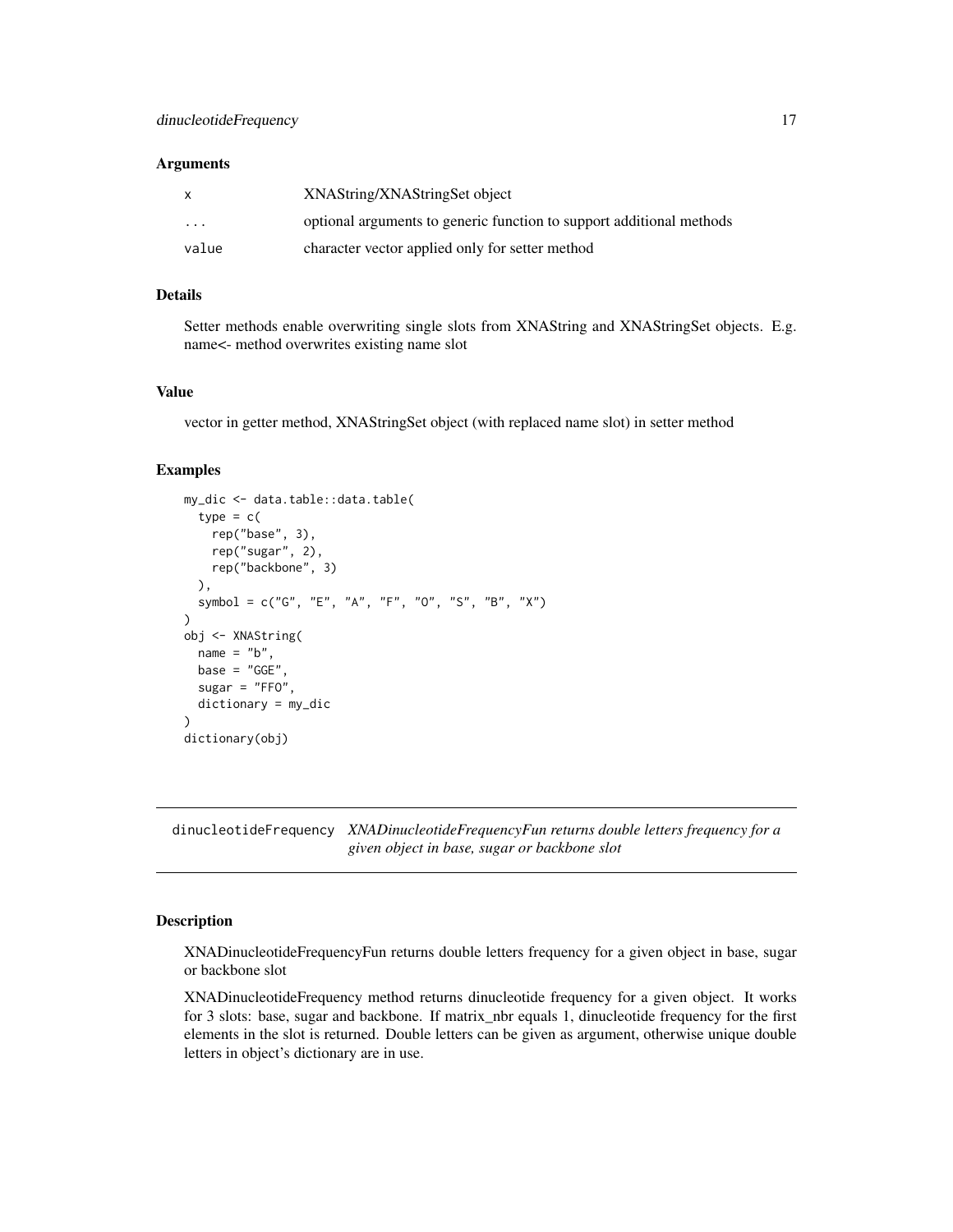### Arguments

| | |
|---|---|
| x | XNAString/XNAStringSet object |
| ... | optional arguments to generic function to support additional methods |
| value | character vector applied only for setter method |

### Details

Setter methods enable overwriting single slots from XNAString and XNAStringSet objects. E.g. name<- method overwrites existing name slot

### Value

vector in getter method, XNAStringSet object (with replaced name slot) in setter method

### Examples

```
my_dic <- data.table::data.table(
  type = c(
    rep("base", 3),
    rep("sugar", 2),
    rep("backbone", 3)
  ),
  symbol = c("G", "E", "A", "F", "O", "S", "B", "X")
)
obj <- XNAString(
  name = "b",
  base = "GGE",
  sugar = "FFO",
  dictionary = my_dic
)
dictionary(obj)
```

---

## dinucleotideFrequency *XNADinucleotideFrequencyFun returns double letters frequency for a given object in base, sugar or backbone slot*

---

### Description

XNADinucleotideFrequencyFun returns double letters frequency for a given object in base, sugar or backbone slot

XNADinucleotideFrequency method returns dinucleotide frequency for a given object. It works for 3 slots: base, sugar and backbone. If matrix_nbr equals 1, dinucleotide frequency for the first elements in the slot is returned. Double letters can be given as argument, otherwise unique double letters in object's dictionary are in use.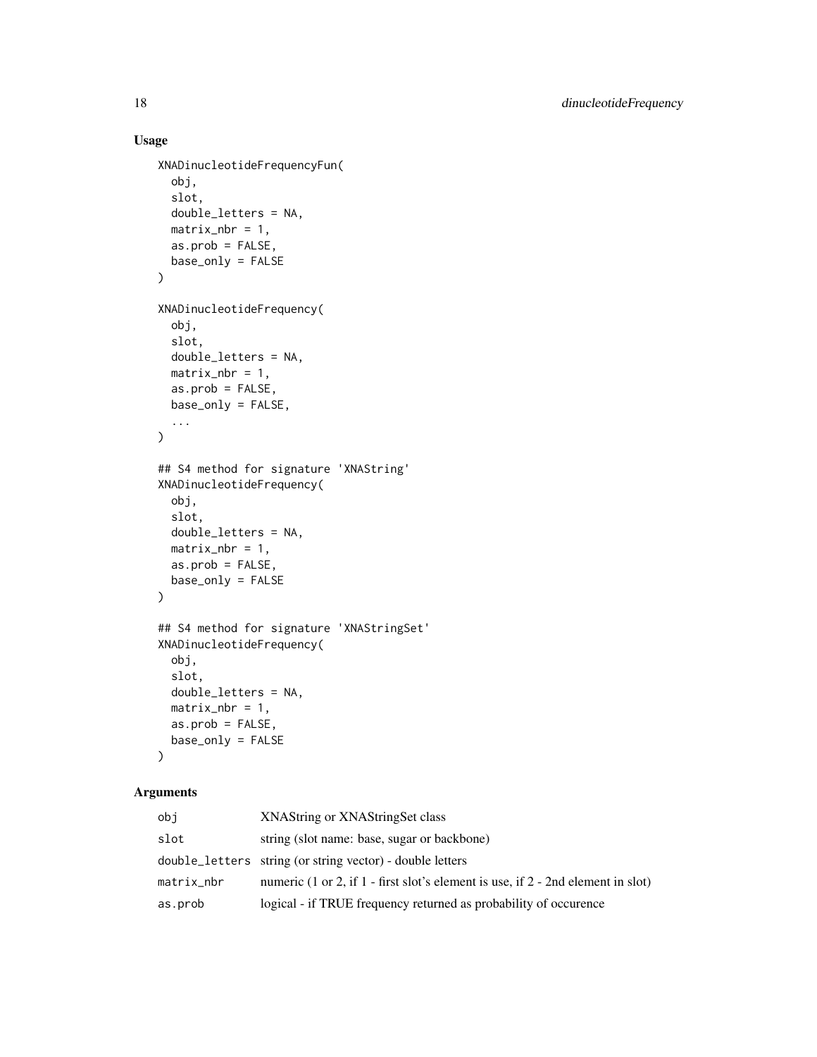## Usage

```
XNADinucleotideFrequencyFun(
  obj,
  slot,
  double_letters = NA,
  matrix_nbr = 1,
  as.prob = FALSE,
  base_only = FALSE
)

XNADinucleotideFrequency(
  obj,
  slot,
  double_letters = NA,
  matrix_nbr = 1,
  as.prob = FALSE,
  base_only = FALSE,
  ...
)

## S4 method for signature 'XNAString'
XNADinucleotideFrequency(
  obj,
  slot,
  double_letters = NA,
  matrix_nbr = 1,
  as.prob = FALSE,
  base_only = FALSE
)

## S4 method for signature 'XNAStringSet'
XNADinucleotideFrequency(
  obj,
  slot,
  double_letters = NA,
  matrix_nbr = 1,
  as.prob = FALSE,
  base_only = FALSE
)
```

## Arguments

| | |
|---|---|
| `obj` | XNAString or XNAStringSet class |
| `slot` | string (slot name: base, sugar or backbone) |
| `double_letters` | string (or string vector) - double letters |
| `matrix_nbr` | numeric (1 or 2, if 1 - first slot's element is use, if 2 - 2nd element in slot) |
| `as.prob` | logical - if TRUE frequency returned as probability of occurence |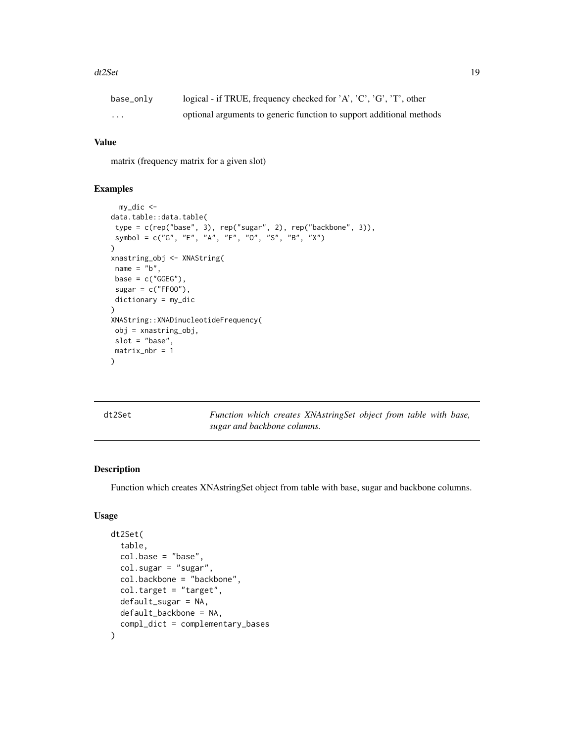| | |
|---|---|
| base_only | logical - if TRUE, frequency checked for 'A', 'C', 'G', 'T', other |
| ... | optional arguments to generic function to support additional methods |

### Value

matrix (frequency matrix for a given slot)

### Examples

```
  my_dic <-
data.table::data.table(
 type = c(rep("base", 3), rep("sugar", 2), rep("backbone", 3)),
 symbol = c("G", "E", "A", "F", "O", "S", "B", "X")
)
xnastring_obj <- XNAString(
 name = "b",
 base = c("GGEG"),
 sugar = c("FFOO"),
 dictionary = my_dic
)
XNAString::XNADinucleotideFrequency(
 obj = xnastring_obj,
 slot = "base",
 matrix_nbr = 1
)
```

## dt2Set — *Function which creates XNAstringSet object from table with base, sugar and backbone columns.*

### Description

Function which creates XNAstringSet object from table with base, sugar and backbone columns.

### Usage

```
dt2Set(
  table,
  col.base = "base",
  col.sugar = "sugar",
  col.backbone = "backbone",
  col.target = "target",
  default_sugar = NA,
  default_backbone = NA,
  compl_dict = complementary_bases
)
```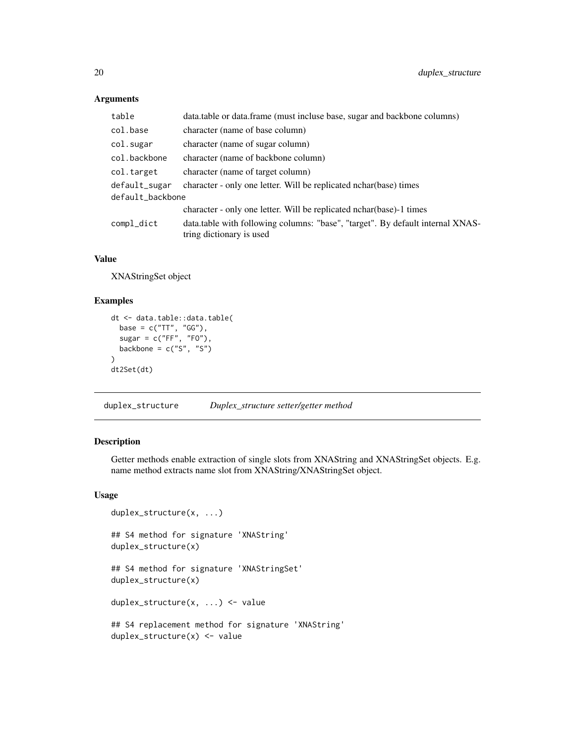### Arguments

| | |
|---|---|
| table | data.table or data.frame (must incluse base, sugar and backbone columns) |
| col.base | character (name of base column) |
| col.sugar | character (name of sugar column) |
| col.backbone | character (name of backbone column) |
| col.target | character (name of target column) |
| default_sugar | character - only one letter. Will be replicated nchar(base) times |
| default_backbone | character - only one letter. Will be replicated nchar(base)-1 times |
| compl_dict | data.table with following columns: "base", "target". By default internal XNAString dictionary is used |

### Value

XNAStringSet object

### Examples

```
dt <- data.table::data.table(
  base = c("TT", "GG"),
  sugar = c("FF", "FO"),
  backbone = c("S", "S")
)
dt2Set(dt)
```

---

## duplex_structure *Duplex_structure setter/getter method*

### Description

Getter methods enable extraction of single slots from XNAString and XNAStringSet objects. E.g. name method extracts name slot from XNAString/XNAStringSet object.

### Usage

```
duplex_structure(x, ...)

## S4 method for signature 'XNAString'
duplex_structure(x)

## S4 method for signature 'XNAStringSet'
duplex_structure(x)

duplex_structure(x, ...) <- value

## S4 replacement method for signature 'XNAString'
duplex_structure(x) <- value
```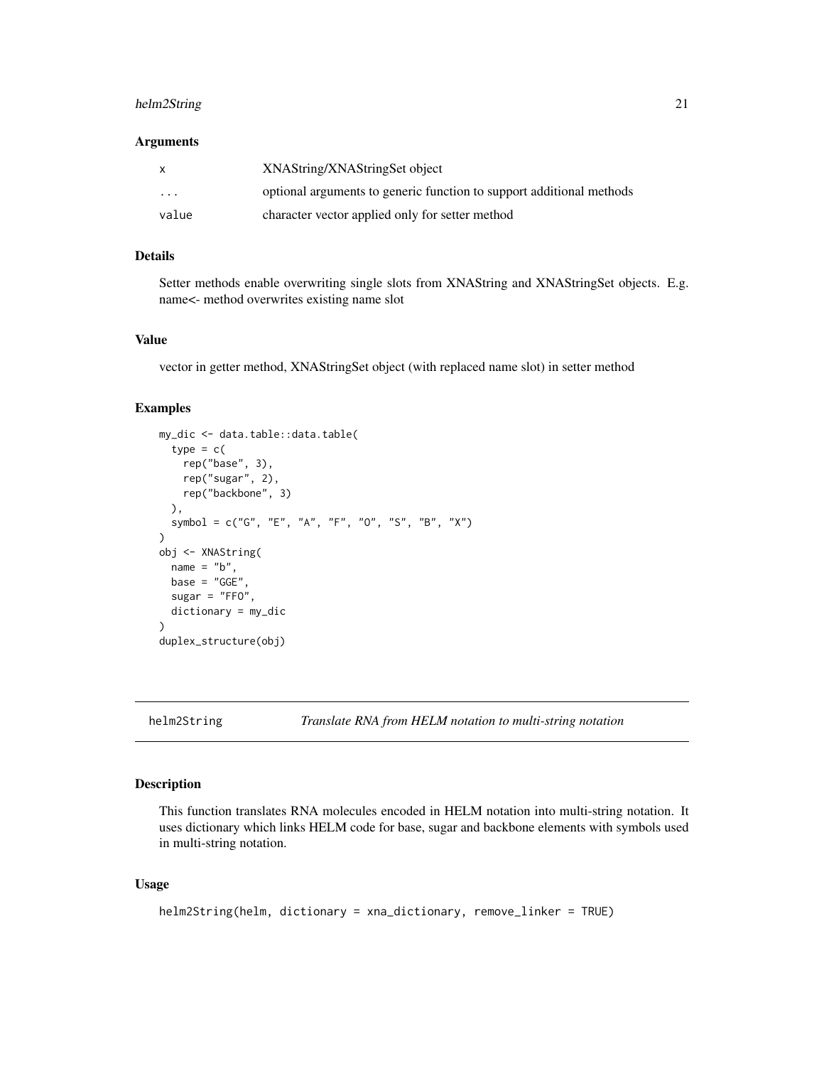### Arguments

| | |
|---|---|
| x | XNAString/XNAStringSet object |
| ... | optional arguments to generic function to support additional methods |
| value | character vector applied only for setter method |

### Details

Setter methods enable overwriting single slots from XNAString and XNAStringSet objects. E.g. name<- method overwrites existing name slot

### Value

vector in getter method, XNAStringSet object (with replaced name slot) in setter method

### Examples

```
my_dic <- data.table::data.table(
  type = c(
    rep("base", 3),
    rep("sugar", 2),
    rep("backbone", 3)
  ),
  symbol = c("G", "E", "A", "F", "O", "S", "B", "X")
)
obj <- XNAString(
  name = "b",
  base = "GGE",
  sugar = "FFO",
  dictionary = my_dic
)
duplex_structure(obj)
```

---

## helm2String — *Translate RNA from HELM notation to multi-string notation*

### Description

This function translates RNA molecules encoded in HELM notation into multi-string notation. It uses dictionary which links HELM code for base, sugar and backbone elements with symbols used in multi-string notation.

### Usage

```
helm2String(helm, dictionary = xna_dictionary, remove_linker = TRUE)
```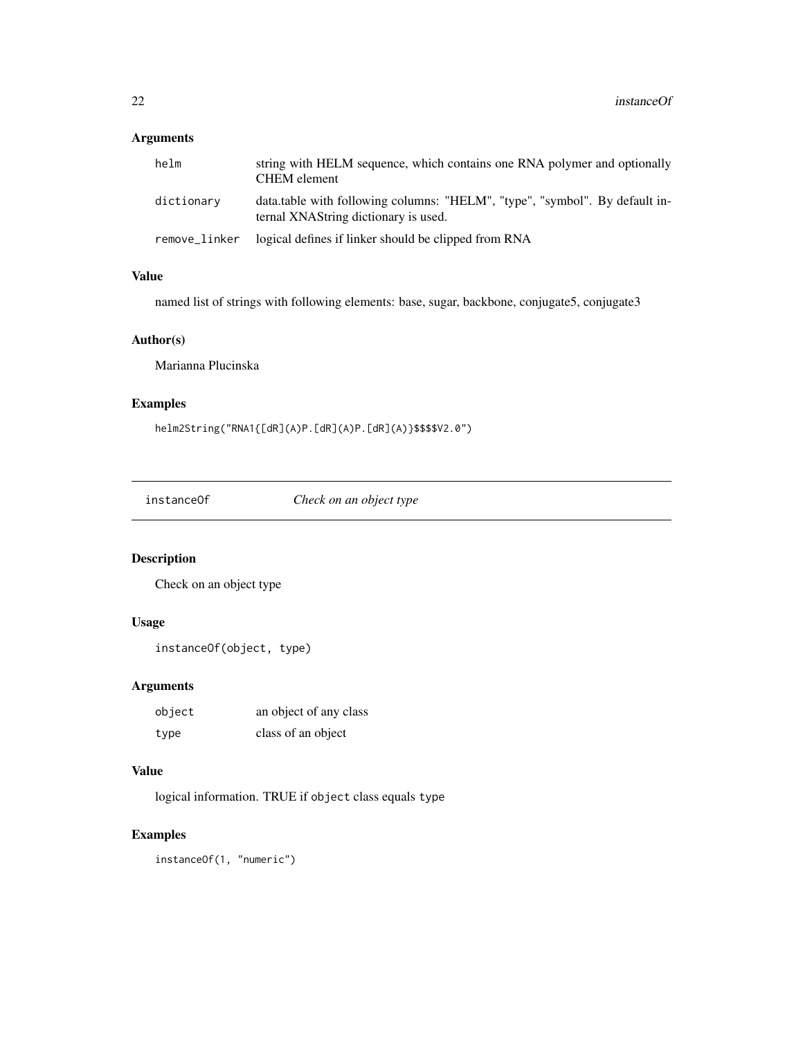### Arguments

| | |
|---|---|
| helm | string with HELM sequence, which contains one RNA polymer and optionally CHEM element |
| dictionary | data.table with following columns: "HELM", "type", "symbol". By default internal XNAString dictionary is used. |
| remove_linker | logical defines if linker should be clipped from RNA |

### Value

named list of strings with following elements: base, sugar, backbone, conjugate5, conjugate3

### Author(s)

Marianna Plucinska

### Examples

```
helm2String("RNA1{[dR](A)P.[dR](A)P.[dR](A)}$$$$V2.0")
```

---

## instanceOf    *Check on an object type*

### Description

Check on an object type

### Usage

```
instanceOf(object, type)
```

### Arguments

| | |
|---|---|
| object | an object of any class |
| type | class of an object |

### Value

logical information. TRUE if `object` class equals `type`

### Examples

```
instanceOf(1, "numeric")
```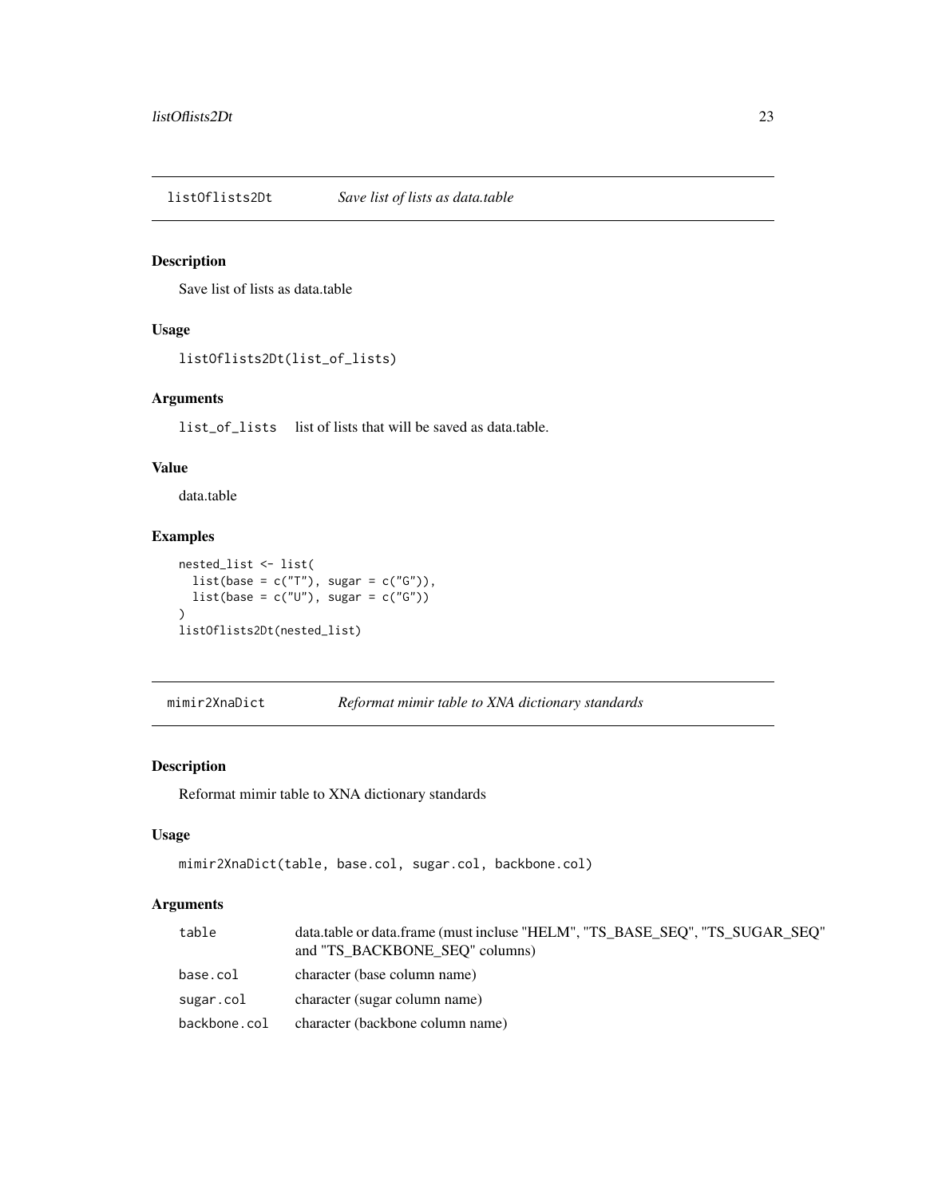## listOflists2Dt — *Save list of lists as data.table*

### Description

Save list of lists as data.table

### Usage

```
listOflists2Dt(list_of_lists)
```

### Arguments

| | |
|---|---|
| list_of_lists | list of lists that will be saved as data.table. |

### Value

data.table

### Examples

```
nested_list <- list(
  list(base = c("T"), sugar = c("G")),
  list(base = c("U"), sugar = c("G"))
)
listOflists2Dt(nested_list)
```

## mimir2XnaDict — *Reformat mimir table to XNA dictionary standards*

### Description

Reformat mimir table to XNA dictionary standards

### Usage

```
mimir2XnaDict(table, base.col, sugar.col, backbone.col)
```

### Arguments

| | |
|---|---|
| table | data.table or data.frame (must incluse "HELM", "TS_BASE_SEQ", "TS_SUGAR_SEQ" and "TS_BACKBONE_SEQ" columns) |
| base.col | character (base column name) |
| sugar.col | character (sugar column name) |
| backbone.col | character (backbone column name) |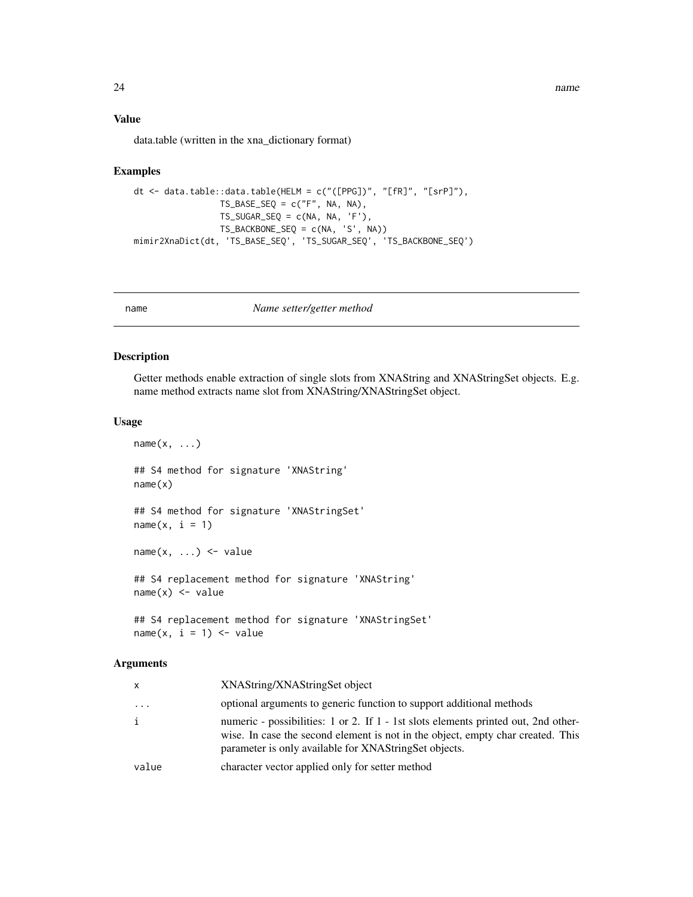### Value

data.table (written in the xna_dictionary format)

### Examples

```
dt <- data.table::data.table(HELM = c("([PPG])", "[fR]", "[srP]"),
                 TS_BASE_SEQ = c("F", NA, NA),
                 TS_SUGAR_SEQ = c(NA, NA, 'F'),
                 TS_BACKBONE_SEQ = c(NA, 'S', NA))
mimir2XnaDict(dt, 'TS_BASE_SEQ', 'TS_SUGAR_SEQ', 'TS_BACKBONE_SEQ')
```

---

## name — *Name setter/getter method*

---

### Description

Getter methods enable extraction of single slots from XNAString and XNAStringSet objects. E.g. name method extracts name slot from XNAString/XNAStringSet object.

### Usage

```
name(x, ...)

## S4 method for signature 'XNAString'
name(x)

## S4 method for signature 'XNAStringSet'
name(x, i = 1)

name(x, ...) <- value

## S4 replacement method for signature 'XNAString'
name(x) <- value

## S4 replacement method for signature 'XNAStringSet'
name(x, i = 1) <- value
```

### Arguments

| | |
|---|---|
| x | XNAString/XNAStringSet object |
| ... | optional arguments to generic function to support additional methods |
| i | numeric - possibilities: 1 or 2. If 1 - 1st slots elements printed out, 2nd otherwise. In case the second element is not in the object, empty char created. This parameter is only available for XNAStringSet objects. |
| value | character vector applied only for setter method |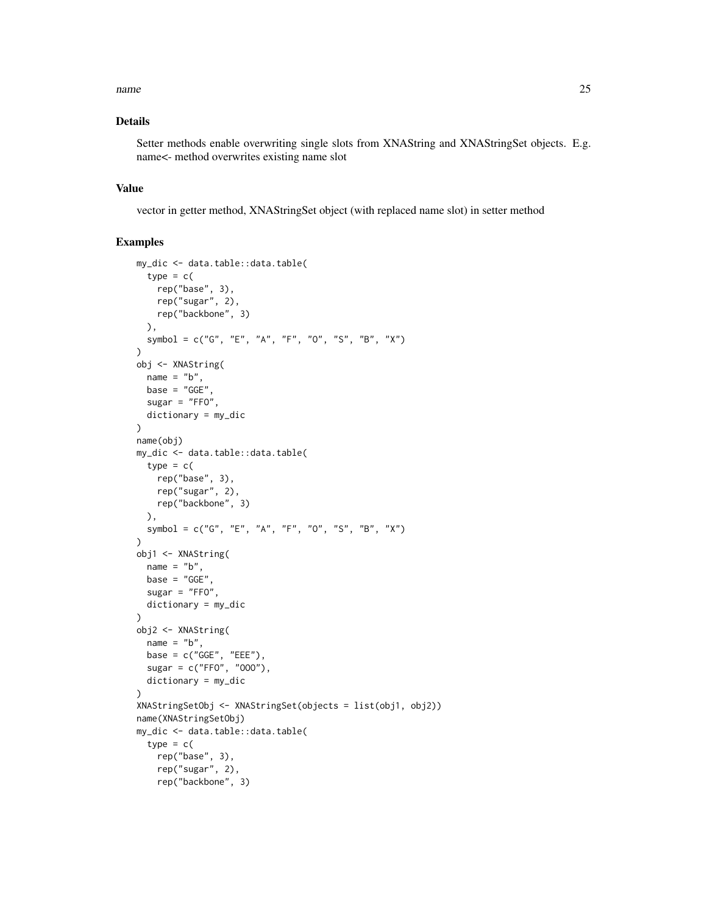### Details

Setter methods enable overwriting single slots from XNAString and XNAStringSet objects. E.g. name<- method overwrites existing name slot

### Value

vector in getter method, XNAStringSet object (with replaced name slot) in setter method

### Examples

```
my_dic <- data.table::data.table(
  type = c(
    rep("base", 3),
    rep("sugar", 2),
    rep("backbone", 3)
  ),
  symbol = c("G", "E", "A", "F", "O", "S", "B", "X")
)
obj <- XNAString(
  name = "b",
  base = "GGE",
  sugar = "FFO",
  dictionary = my_dic
)
name(obj)
my_dic <- data.table::data.table(
  type = c(
    rep("base", 3),
    rep("sugar", 2),
    rep("backbone", 3)
  ),
  symbol = c("G", "E", "A", "F", "O", "S", "B", "X")
)
obj1 <- XNAString(
  name = "b",
  base = "GGE",
  sugar = "FFO",
  dictionary = my_dic
)
obj2 <- XNAString(
  name = "b",
  base = c("GGE", "EEE"),
  sugar = c("FFO", "OOO"),
  dictionary = my_dic
)
XNAStringSetObj <- XNAStringSet(objects = list(obj1, obj2))
name(XNAStringSetObj)
my_dic <- data.table::data.table(
  type = c(
    rep("base", 3),
    rep("sugar", 2),
    rep("backbone", 3)
```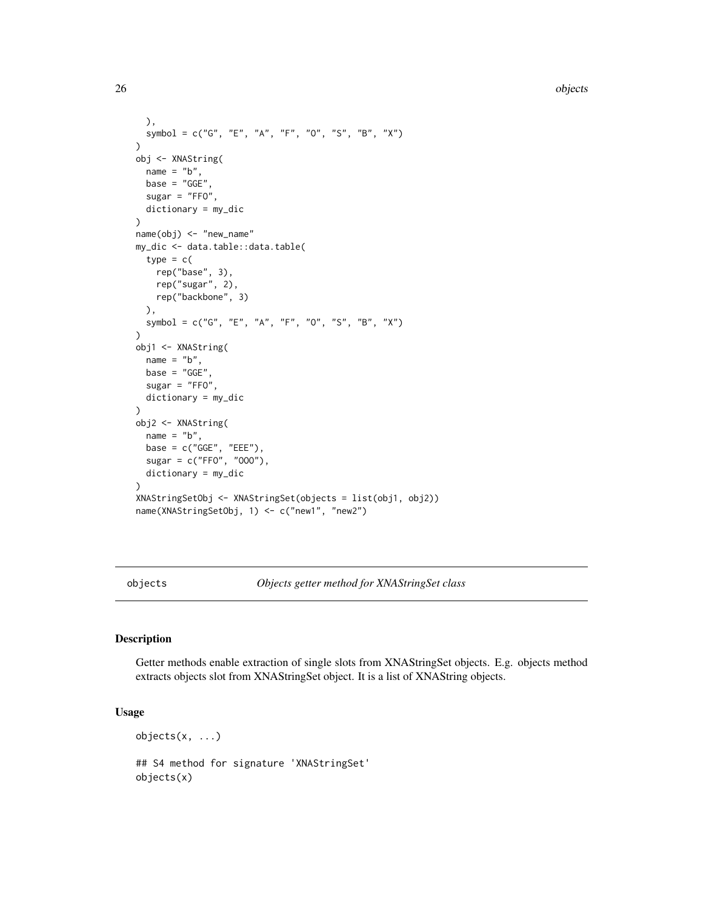```
  ),
  symbol = c("G", "E", "A", "F", "O", "S", "B", "X")
)
obj <- XNAString(
  name = "b",
  base = "GGE",
  sugar = "FFO",
  dictionary = my_dic
)
name(obj) <- "new_name"
my_dic <- data.table::data.table(
  type = c(
    rep("base", 3),
    rep("sugar", 2),
    rep("backbone", 3)
  ),
  symbol = c("G", "E", "A", "F", "O", "S", "B", "X")
)
obj1 <- XNAString(
  name = "b",
  base = "GGE",
  sugar = "FFO",
  dictionary = my_dic
)
obj2 <- XNAString(
  name = "b",
  base = c("GGE", "EEE"),
  sugar = c("FFO", "OOO"),
  dictionary = my_dic
)
XNAStringSetObj <- XNAStringSet(objects = list(obj1, obj2))
name(XNAStringSetObj, 1) <- c("new1", "new2")
```

# objects — *Objects getter method for XNAStringSet class*

## Description

Getter methods enable extraction of single slots from XNAStringSet objects. E.g. objects method extracts objects slot from XNAStringSet object. It is a list of XNAString objects.

## Usage

```
objects(x, ...)

## S4 method for signature 'XNAStringSet'
objects(x)
```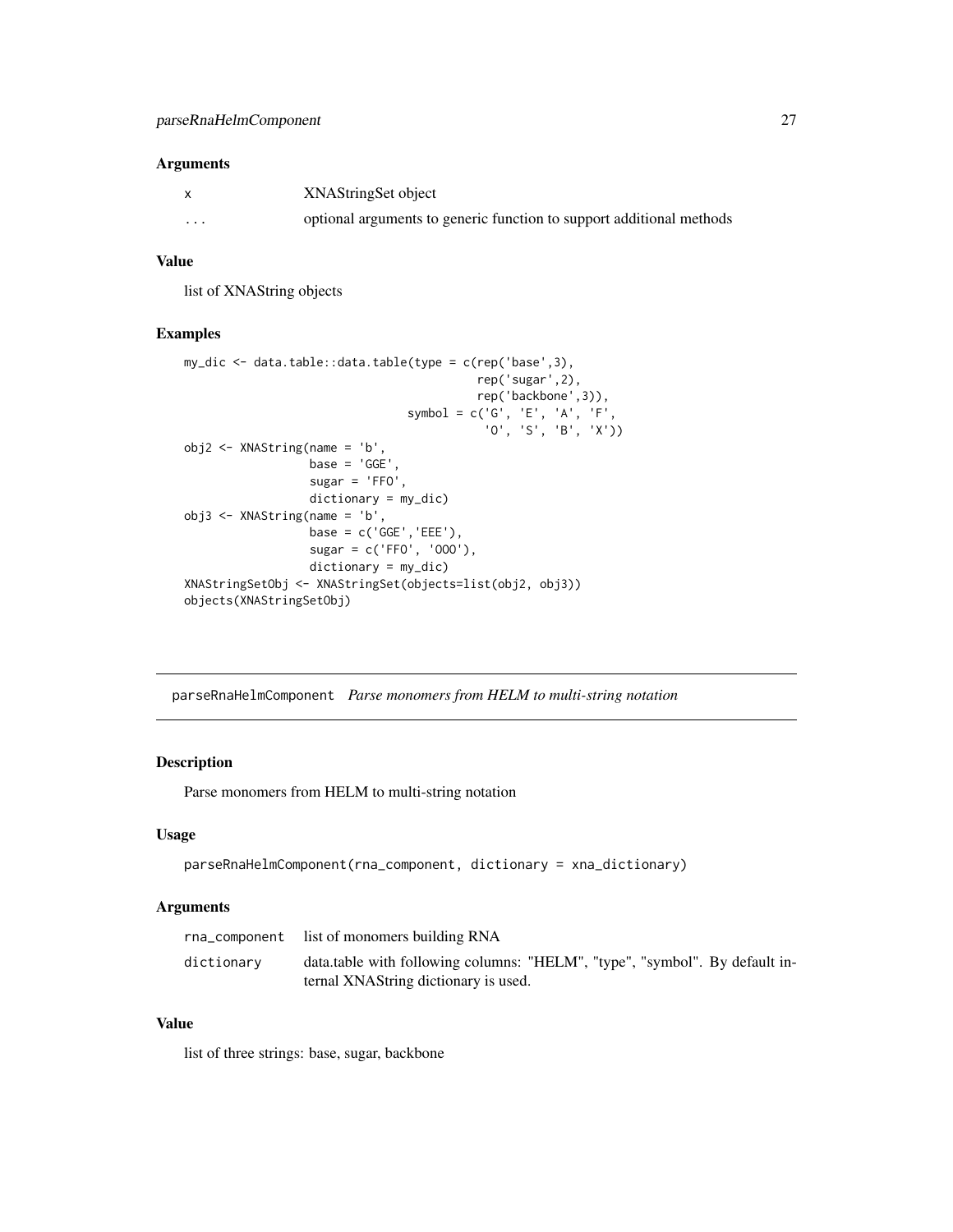### Arguments

| | |
|---|---|
| x | XNAStringSet object |
| ... | optional arguments to generic function to support additional methods |

### Value

list of XNAString objects

### Examples

```
my_dic <- data.table::data.table(type = c(rep('base',3),
                                          rep('sugar',2),
                                          rep('backbone',3)),
                                 symbol = c('G', 'E', 'A', 'F',
                                            'O', 'S', 'B', 'X'))
obj2 <- XNAString(name = 'b',
                  base = 'GGE',
                  sugar = 'FFO',
                  dictionary = my_dic)
obj3 <- XNAString(name = 'b',
                  base = c('GGE','EEE'),
                  sugar = c('FFO', 'OOO'),
                  dictionary = my_dic)
XNAStringSetObj <- XNAStringSet(objects=list(obj2, obj3))
objects(XNAStringSetObj)
```

---

## parseRnaHelmComponent *Parse monomers from HELM to multi-string notation*

### Description

Parse monomers from HELM to multi-string notation

### Usage

```
parseRnaHelmComponent(rna_component, dictionary = xna_dictionary)
```

### Arguments

| | |
|---|---|
| rna_component | list of monomers building RNA |
| dictionary | data.table with following columns: "HELM", "type", "symbol". By default internal XNAString dictionary is used. |

### Value

list of three strings: base, sugar, backbone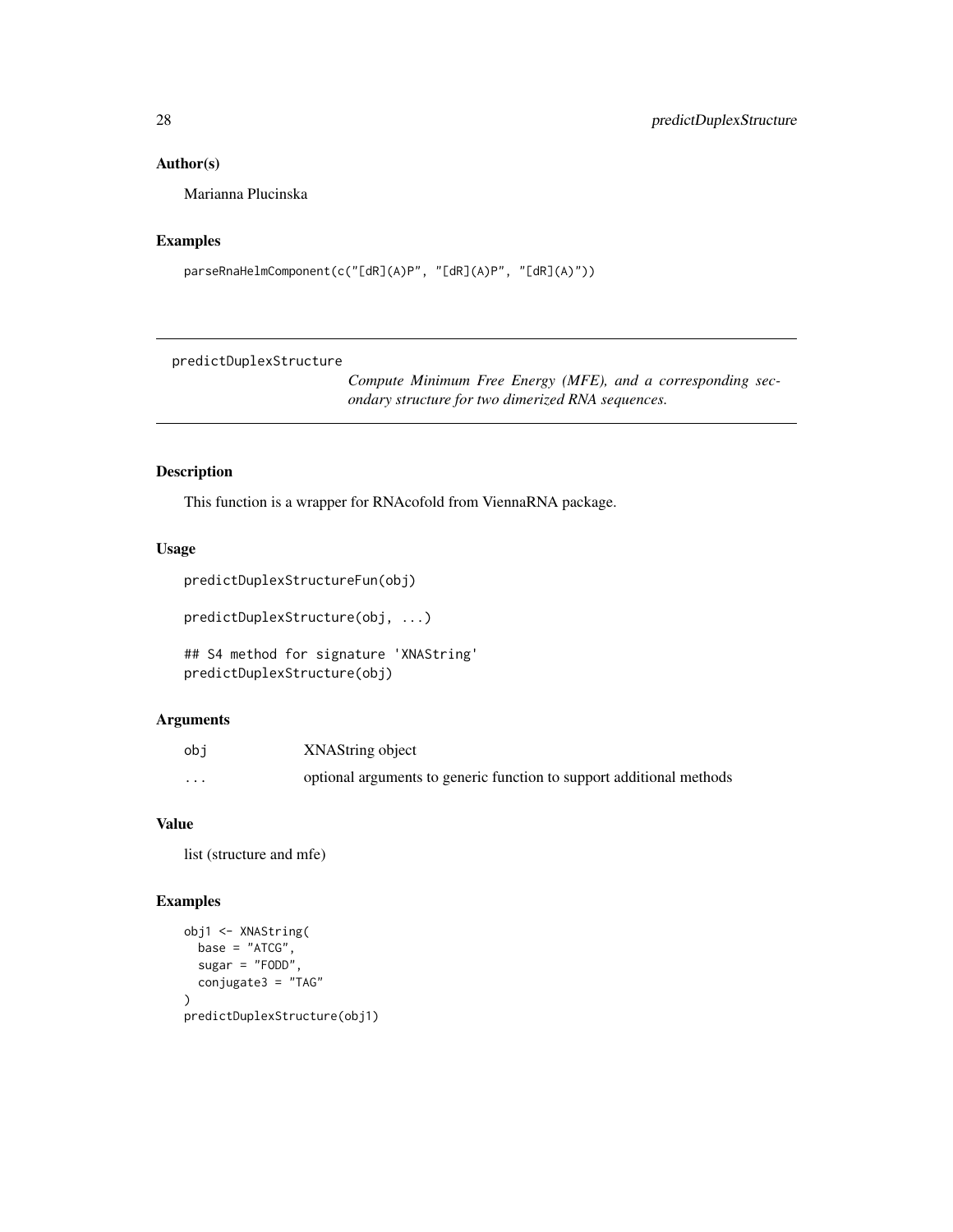## Author(s)

Marianna Plucinska

## Examples

```
parseRnaHelmComponent(c("[dR](A)P", "[dR](A)P", "[dR](A)"))
```

---

# predictDuplexStructure

*Compute Minimum Free Energy (MFE), and a corresponding secondary structure for two dimerized RNA sequences.*

## Description

This function is a wrapper for RNAcofold from ViennaRNA package.

## Usage

```
predictDuplexStructureFun(obj)

predictDuplexStructure(obj, ...)

## S4 method for signature 'XNAString'
predictDuplexStructure(obj)
```

## Arguments

| | |
|---|---|
| obj | XNAString object |
| ... | optional arguments to generic function to support additional methods |

## Value

list (structure and mfe)

## Examples

```
obj1 <- XNAString(
  base = "ATCG",
  sugar = "FODD",
  conjugate3 = "TAG"
)
predictDuplexStructure(obj1)
```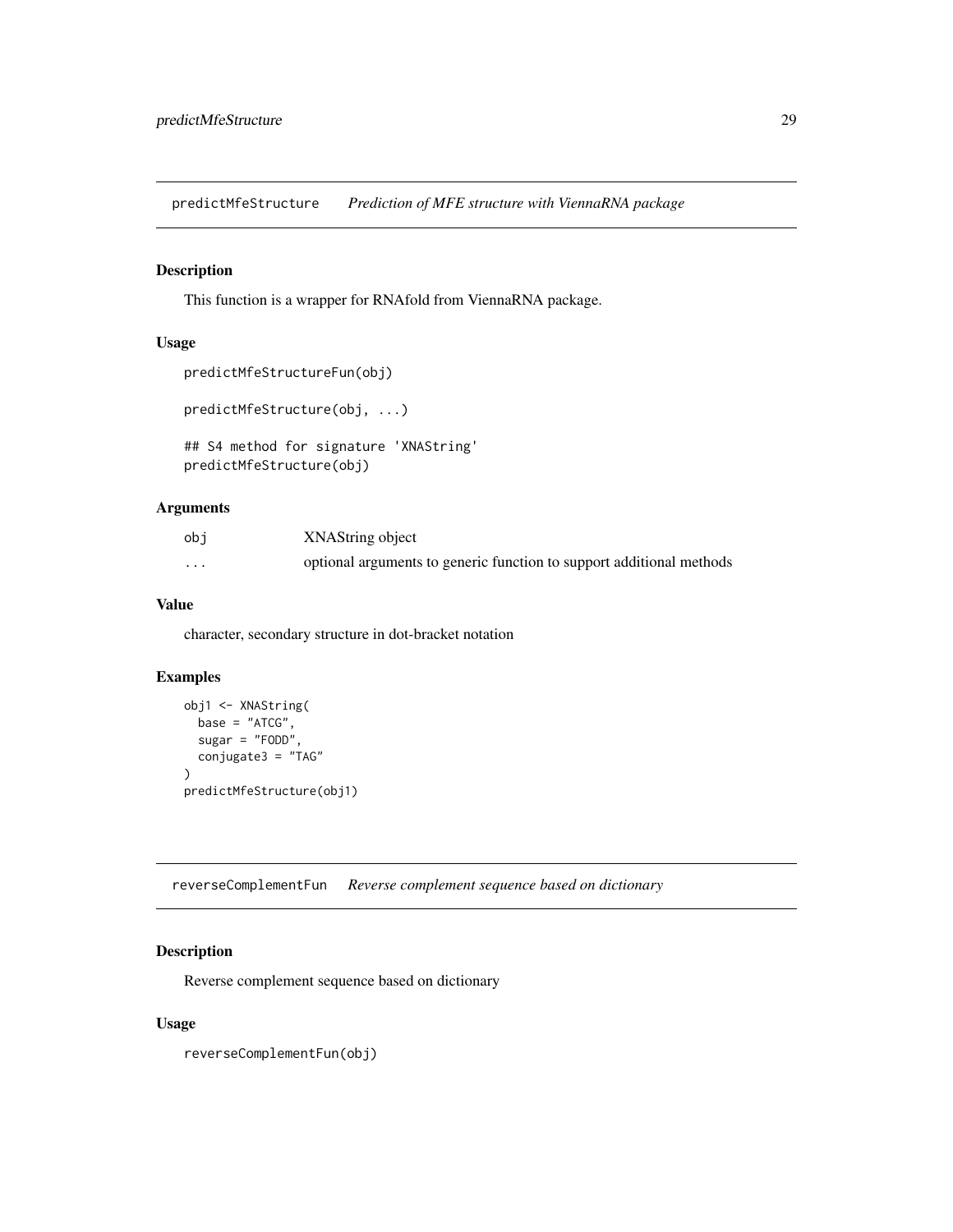## predictMfeStructure *Prediction of MFE structure with ViennaRNA package*

### Description

This function is a wrapper for RNAfold from ViennaRNA package.

### Usage

```
predictMfeStructureFun(obj)

predictMfeStructure(obj, ...)

## S4 method for signature 'XNAString'
predictMfeStructure(obj)
```

### Arguments

| | |
|---|---|
| obj | XNAString object |
| ... | optional arguments to generic function to support additional methods |

### Value

character, secondary structure in dot-bracket notation

### Examples

```
obj1 <- XNAString(
  base = "ATCG",
  sugar = "FODD",
  conjugate3 = "TAG"
)
predictMfeStructure(obj1)
```

## reverseComplementFun *Reverse complement sequence based on dictionary*

### Description

Reverse complement sequence based on dictionary

### Usage

```
reverseComplementFun(obj)
```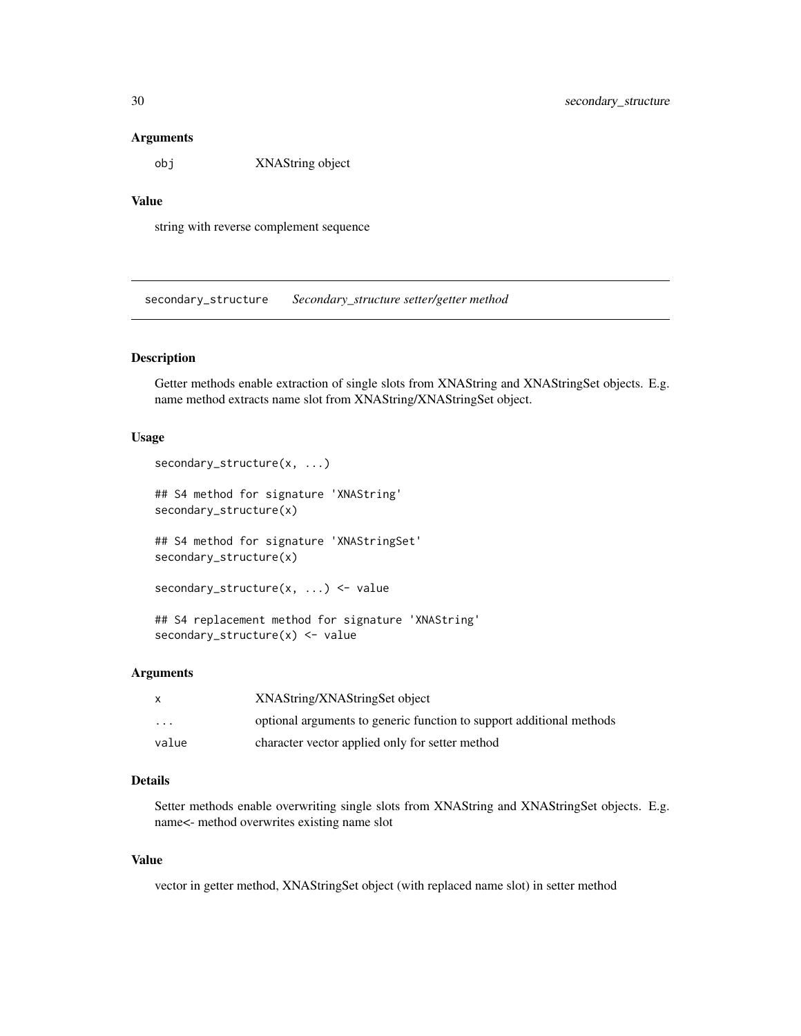### Arguments

| | |
|---|---|
| obj | XNAString object |

### Value

string with reverse complement sequence

---

## secondary_structure    *Secondary_structure setter/getter method*

### Description

Getter methods enable extraction of single slots from XNAString and XNAStringSet objects. E.g. name method extracts name slot from XNAString/XNAStringSet object.

### Usage

```
secondary_structure(x, ...)

## S4 method for signature 'XNAString'
secondary_structure(x)

## S4 method for signature 'XNAStringSet'
secondary_structure(x)

secondary_structure(x, ...) <- value

## S4 replacement method for signature 'XNAString'
secondary_structure(x) <- value
```

### Arguments

| | |
|---|---|
| x | XNAString/XNAStringSet object |
| ... | optional arguments to generic function to support additional methods |
| value | character vector applied only for setter method |

### Details

Setter methods enable overwriting single slots from XNAString and XNAStringSet objects. E.g. name<- method overwrites existing name slot

### Value

vector in getter method, XNAStringSet object (with replaced name slot) in setter method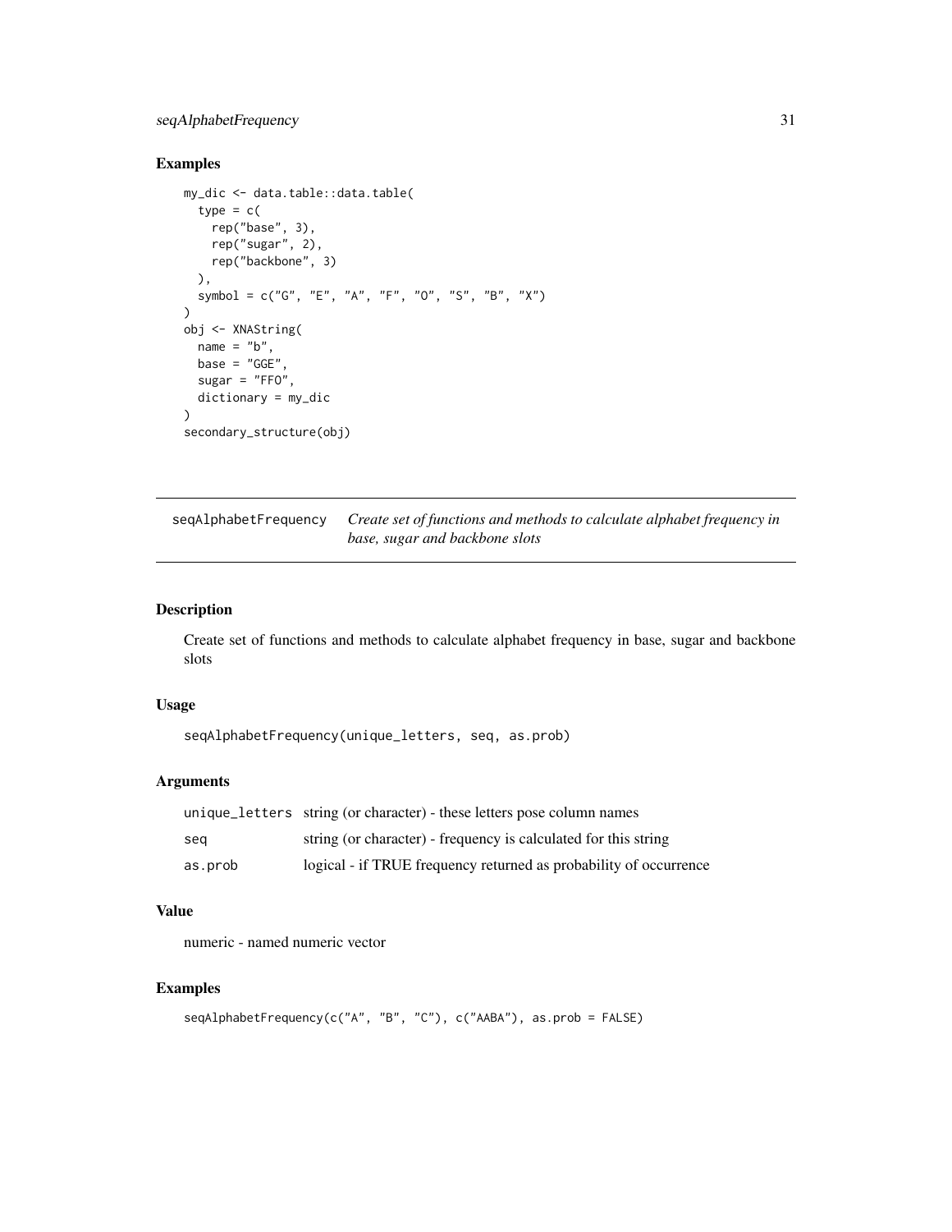### Examples

```
my_dic <- data.table::data.table(
  type = c(
    rep("base", 3),
    rep("sugar", 2),
    rep("backbone", 3)
  ),
  symbol = c("G", "E", "A", "F", "O", "S", "B", "X")
)
obj <- XNAString(
  name = "b",
  base = "GGE",
  sugar = "FFO",
  dictionary = my_dic
)
secondary_structure(obj)
```

---

## seqAlphabetFrequency — *Create set of functions and methods to calculate alphabet frequency in base, sugar and backbone slots*

---

### Description

Create set of functions and methods to calculate alphabet frequency in base, sugar and backbone slots

### Usage

```
seqAlphabetFrequency(unique_letters, seq, as.prob)
```

### Arguments

| | |
|---|---|
| unique_letters | string (or character) - these letters pose column names |
| seq | string (or character) - frequency is calculated for this string |
| as.prob | logical - if TRUE frequency returned as probability of occurrence |

### Value

numeric - named numeric vector

### Examples

```
seqAlphabetFrequency(c("A", "B", "C"), c("AABA"), as.prob = FALSE)
```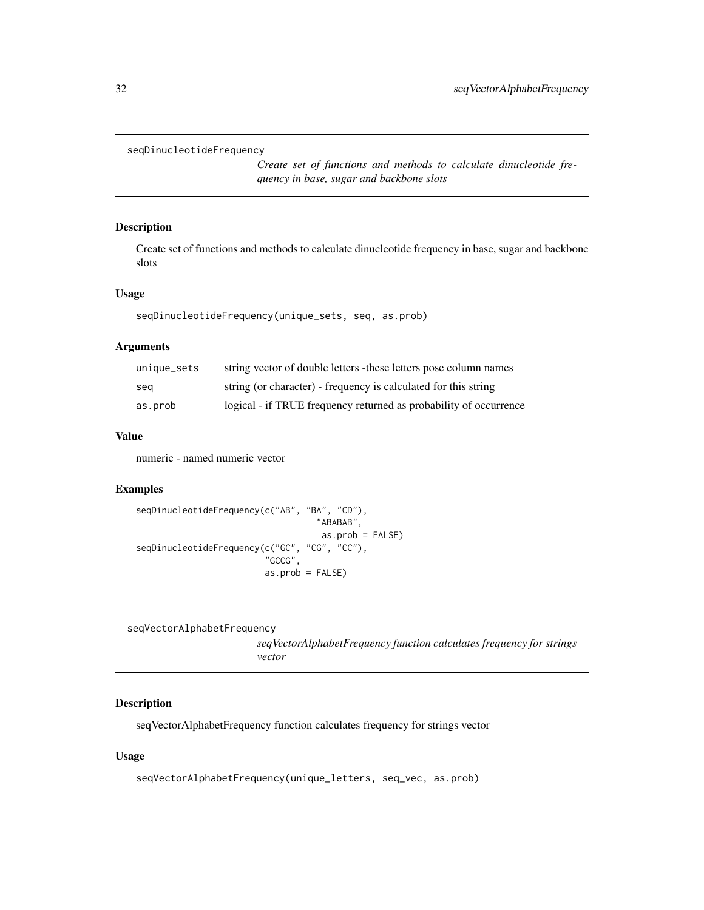## seqDinucleotideFrequency

*Create set of functions and methods to calculate dinucleotide frequency in base, sugar and backbone slots*

### Description

Create set of functions and methods to calculate dinucleotide frequency in base, sugar and backbone slots

### Usage

```
seqDinucleotideFrequency(unique_sets, seq, as.prob)
```

### Arguments

| | |
|---|---|
| unique_sets | string vector of double letters -these letters pose column names |
| seq | string (or character) - frequency is calculated for this string |
| as.prob | logical - if TRUE frequency returned as probability of occurrence |

### Value

numeric - named numeric vector

### Examples

```
seqDinucleotideFrequency(c("AB", "BA", "CD"),
                                  "ABABAB",
                                   as.prob = FALSE)
seqDinucleotideFrequency(c("GC", "CG", "CC"),
                         "GCCG",
                         as.prob = FALSE)
```

## seqVectorAlphabetFrequency

*seqVectorAlphabetFrequency function calculates frequency for strings vector*

### Description

seqVectorAlphabetFrequency function calculates frequency for strings vector

### Usage

```
seqVectorAlphabetFrequency(unique_letters, seq_vec, as.prob)
```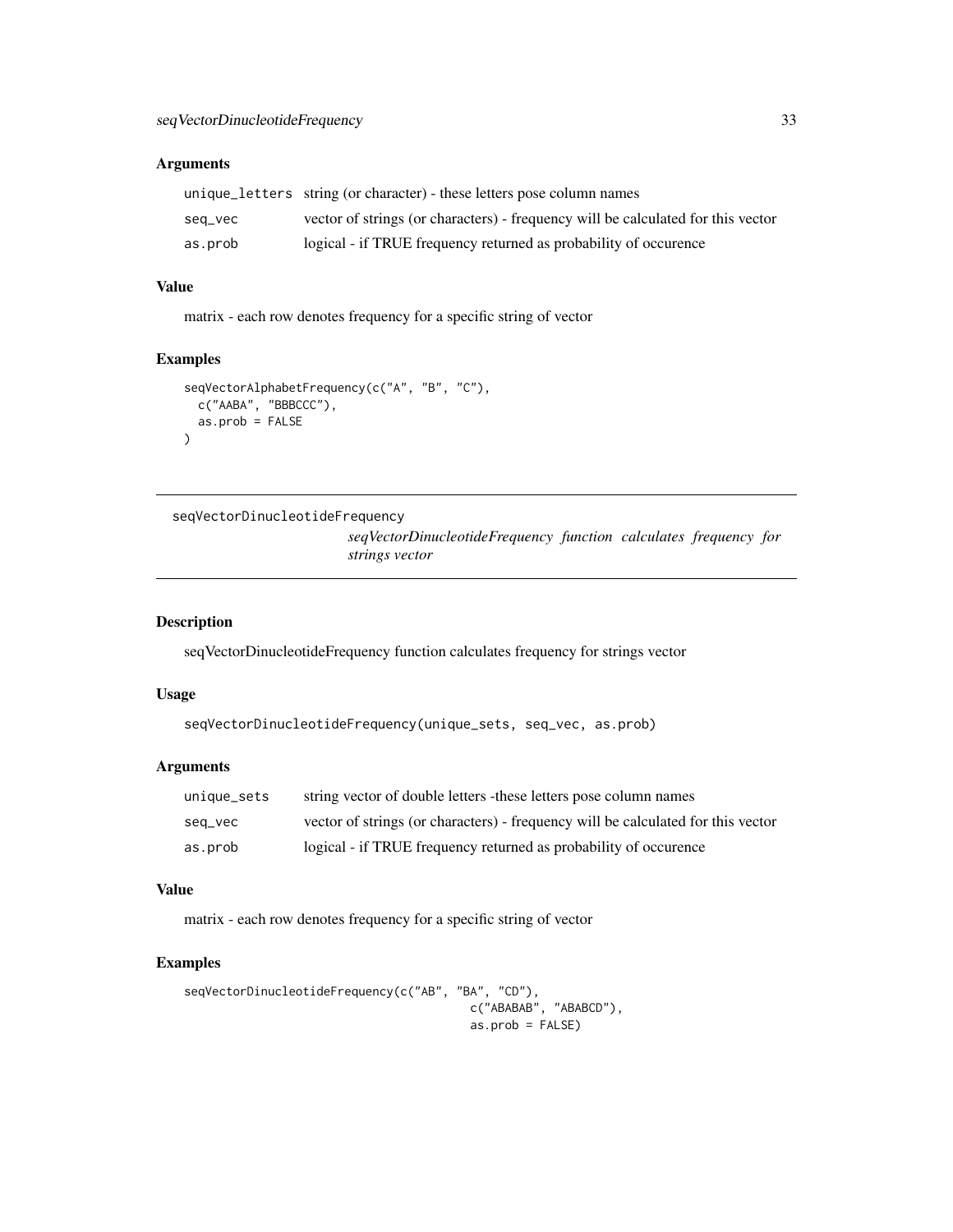## Arguments

| | |
|---|---|
| `unique_letters` | string (or character) - these letters pose column names |
| `seq_vec` | vector of strings (or characters) - frequency will be calculated for this vector |
| `as.prob` | logical - if TRUE frequency returned as probability of occurence |

## Value

matrix - each row denotes frequency for a specific string of vector

## Examples

```
seqVectorAlphabetFrequency(c("A", "B", "C"),
  c("AABA", "BBBCCC"),
  as.prob = FALSE
)
```

---

# seqVectorDinucleotideFrequency

*seqVectorDinucleotideFrequency function calculates frequency for strings vector*

---

## Description

seqVectorDinucleotideFrequency function calculates frequency for strings vector

## Usage

```
seqVectorDinucleotideFrequency(unique_sets, seq_vec, as.prob)
```

## Arguments

| | |
|---|---|
| `unique_sets` | string vector of double letters -these letters pose column names |
| `seq_vec` | vector of strings (or characters) - frequency will be calculated for this vector |
| `as.prob` | logical - if TRUE frequency returned as probability of occurence |

## Value

matrix - each row denotes frequency for a specific string of vector

## Examples

```
seqVectorDinucleotideFrequency(c("AB", "BA", "CD"),
                                        c("ABABAB", "ABABCD"),
                                        as.prob = FALSE)
```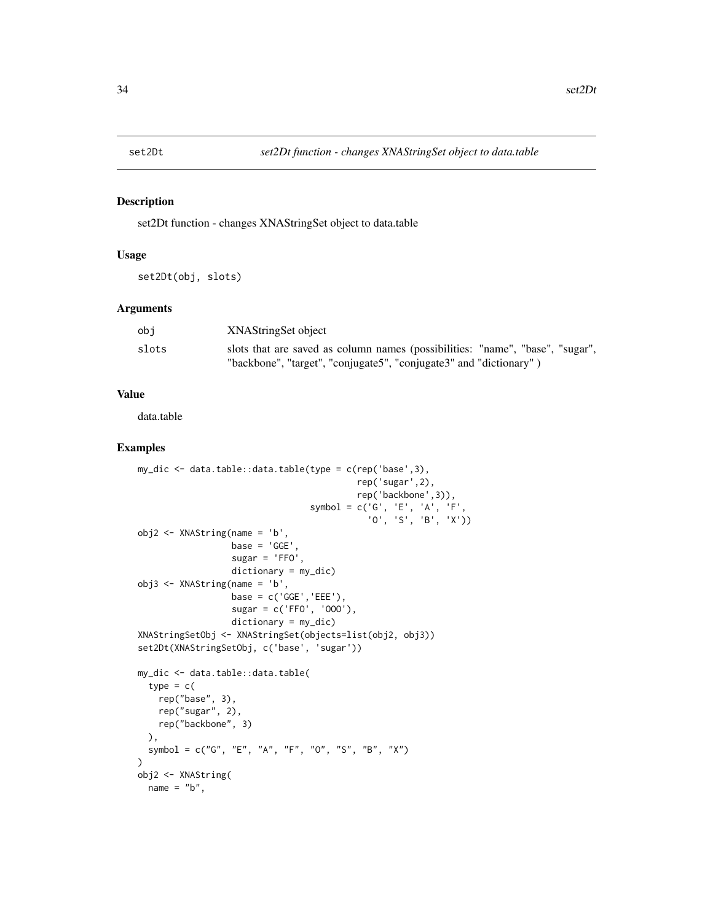## set2Dt — *set2Dt function - changes XNAStringSet object to data.table*

### Description

set2Dt function - changes XNAStringSet object to data.table

### Usage

```
set2Dt(obj, slots)
```

### Arguments

| | |
|---|---|
| obj | XNAStringSet object |
| slots | slots that are saved as column names (possibilities: "name", "base", "sugar", "backbone", "target", "conjugate5", "conjugate3" and "dictionary" ) |

### Value

data.table

### Examples

```
my_dic <- data.table::data.table(type = c(rep('base',3),
                                          rep('sugar',2),
                                          rep('backbone',3)),
                                 symbol = c('G', 'E', 'A', 'F',
                                            'O', 'S', 'B', 'X'))
obj2 <- XNAString(name = 'b',
                  base = 'GGE',
                  sugar = 'FFO',
                  dictionary = my_dic)
obj3 <- XNAString(name = 'b',
                  base = c('GGE','EEE'),
                  sugar = c('FFO', 'OOO'),
                  dictionary = my_dic)
XNAStringSetObj <- XNAStringSet(objects=list(obj2, obj3))
set2Dt(XNAStringSetObj, c('base', 'sugar'))

my_dic <- data.table::data.table(
  type = c(
    rep("base", 3),
    rep("sugar", 2),
    rep("backbone", 3)
  ),
  symbol = c("G", "E", "A", "F", "O", "S", "B", "X")
)
obj2 <- XNAString(
  name = "b",
```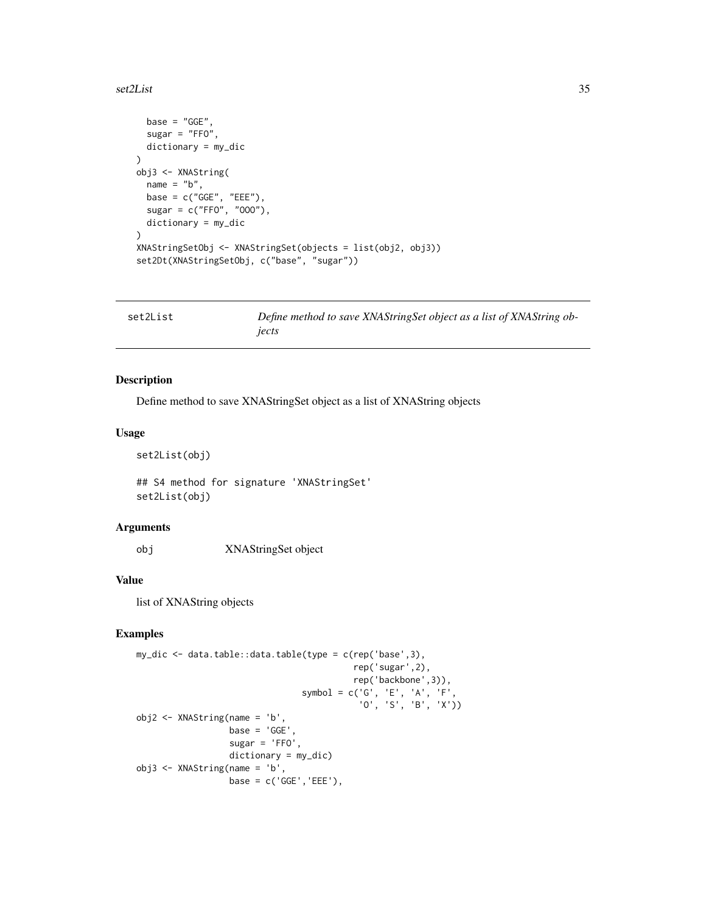```
  base = "GGE",
  sugar = "FFO",
  dictionary = my_dic
)
obj3 <- XNAString(
  name = "b",
  base = c("GGE", "EEE"),
  sugar = c("FFO", "OOO"),
  dictionary = my_dic
)
XNAStringSetObj <- XNAStringSet(objects = list(obj2, obj3))
set2Dt(XNAStringSetObj, c("base", "sugar"))
```

---

## set2List — *Define method to save XNAStringSet object as a list of XNAString objects*

### Description

Define method to save XNAStringSet object as a list of XNAString objects

### Usage

```
set2List(obj)

## S4 method for signature 'XNAStringSet'
set2List(obj)
```

### Arguments

| | |
|---|---|
| `obj` | XNAStringSet object |

### Value

list of XNAString objects

### Examples

```
my_dic <- data.table::data.table(type = c(rep('base',3),
                                          rep('sugar',2),
                                          rep('backbone',3)),
                                 symbol = c('G', 'E', 'A', 'F',
                                            'O', 'S', 'B', 'X'))
obj2 <- XNAString(name = 'b',
                  base = 'GGE',
                  sugar = 'FFO',
                  dictionary = my_dic)
obj3 <- XNAString(name = 'b',
                  base = c('GGE','EEE'),
```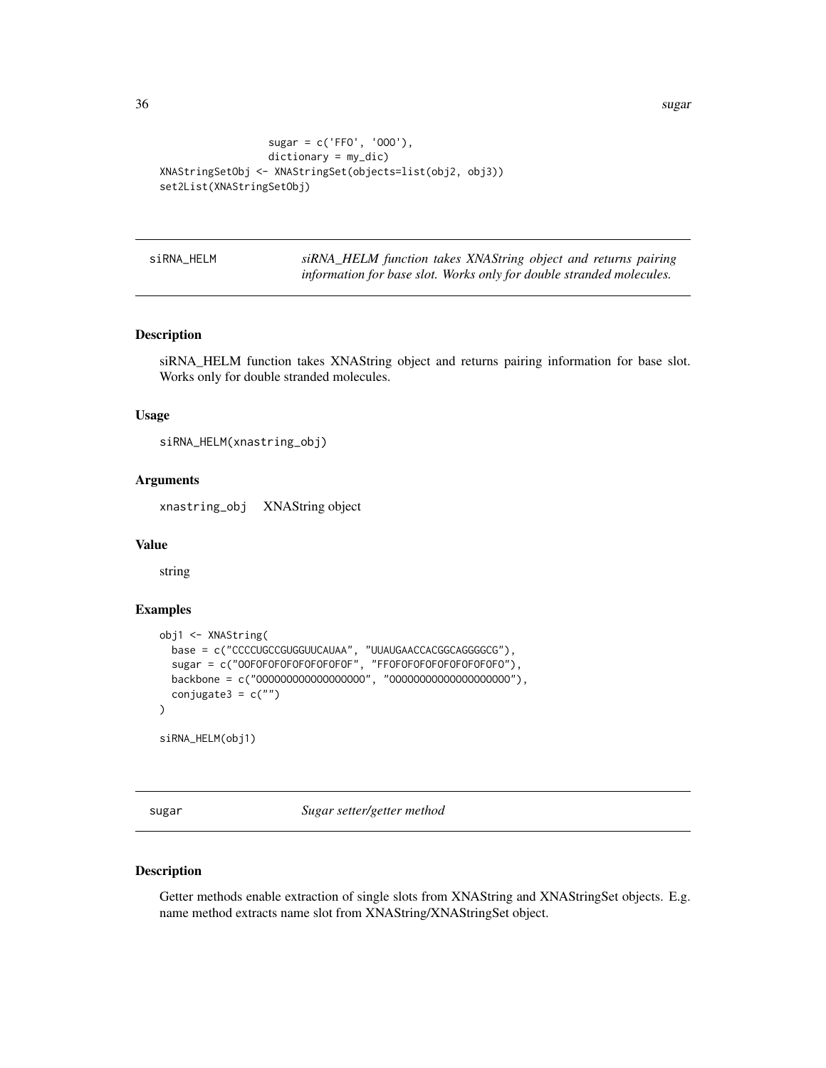```
                  sugar = c('FFO', 'OOO'),
                  dictionary = my_dic)
XNAStringSetObj <- XNAStringSet(objects=list(obj2, obj3))
set2List(XNAStringSetObj)
```

## siRNA_HELM

*siRNA_HELM function takes XNAString object and returns pairing information for base slot. Works only for double stranded molecules.*

### Description

siRNA_HELM function takes XNAString object and returns pairing information for base slot. Works only for double stranded molecules.

### Usage

```
siRNA_HELM(xnastring_obj)
```

### Arguments

| | |
|---|---|
| xnastring_obj | XNAString object |

### Value

string

### Examples

```
obj1 <- XNAString(
  base = c("CCCCUGCCGUGGUUCAUAA", "UUAUGAACCACGGCAGGGGCG"),
  sugar = c("OOFOFOFOFOFOFOFOFOF", "FFOFOFOFOFOFOFOFOFOFO"),
  backbone = c("000000000000000000", "00000000000000000000"),
  conjugate3 = c("")
)

siRNA_HELM(obj1)
```

## sugar

*Sugar setter/getter method*

### Description

Getter methods enable extraction of single slots from XNAString and XNAStringSet objects. E.g. name method extracts name slot from XNAString/XNAStringSet object.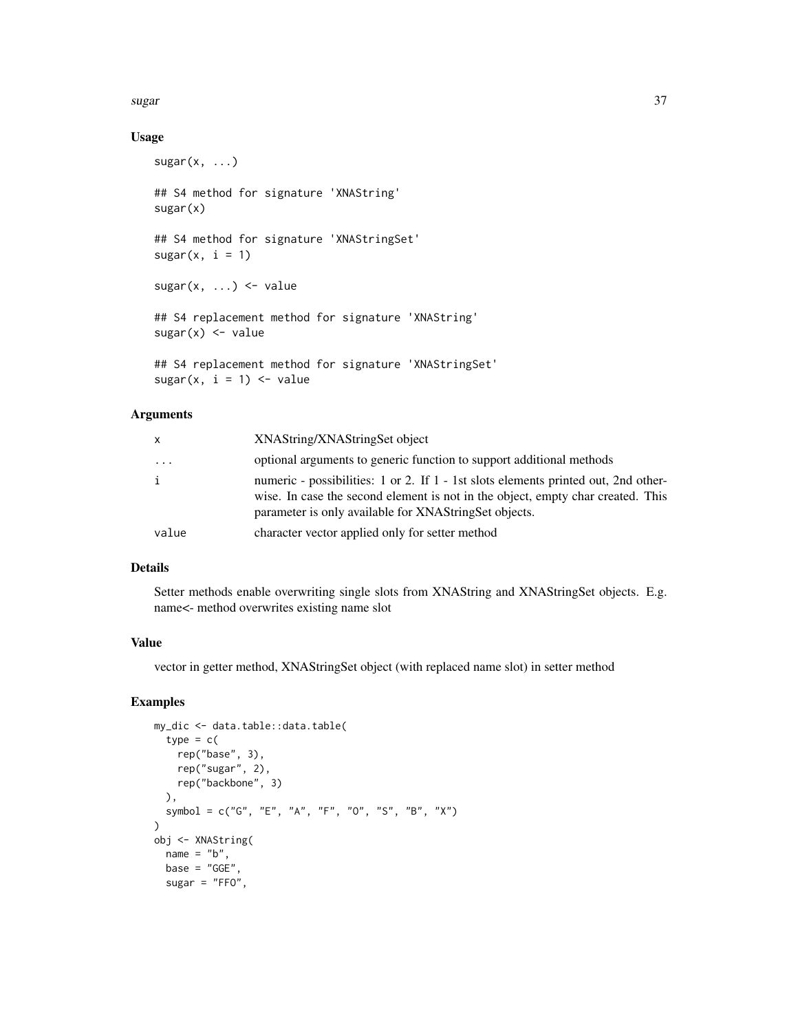### Usage

```
sugar(x, ...)

## S4 method for signature 'XNAString'
sugar(x)

## S4 method for signature 'XNAStringSet'
sugar(x, i = 1)

sugar(x, ...) <- value

## S4 replacement method for signature 'XNAString'
sugar(x) <- value

## S4 replacement method for signature 'XNAStringSet'
sugar(x, i = 1) <- value
```

### Arguments

| | |
|---|---|
| x | XNAString/XNAStringSet object |
| ... | optional arguments to generic function to support additional methods |
| i | numeric - possibilities: 1 or 2. If 1 - 1st slots elements printed out, 2nd otherwise. In case the second element is not in the object, empty char created. This parameter is only available for XNAStringSet objects. |
| value | character vector applied only for setter method |

### Details

Setter methods enable overwriting single slots from XNAString and XNAStringSet objects. E.g. name<- method overwrites existing name slot

### Value

vector in getter method, XNAStringSet object (with replaced name slot) in setter method

### Examples

```
my_dic <- data.table::data.table(
  type = c(
    rep("base", 3),
    rep("sugar", 2),
    rep("backbone", 3)
  ),
  symbol = c("G", "E", "A", "F", "O", "S", "B", "X")
)
obj <- XNAString(
  name = "b",
  base = "GGE",
  sugar = "FFO",
```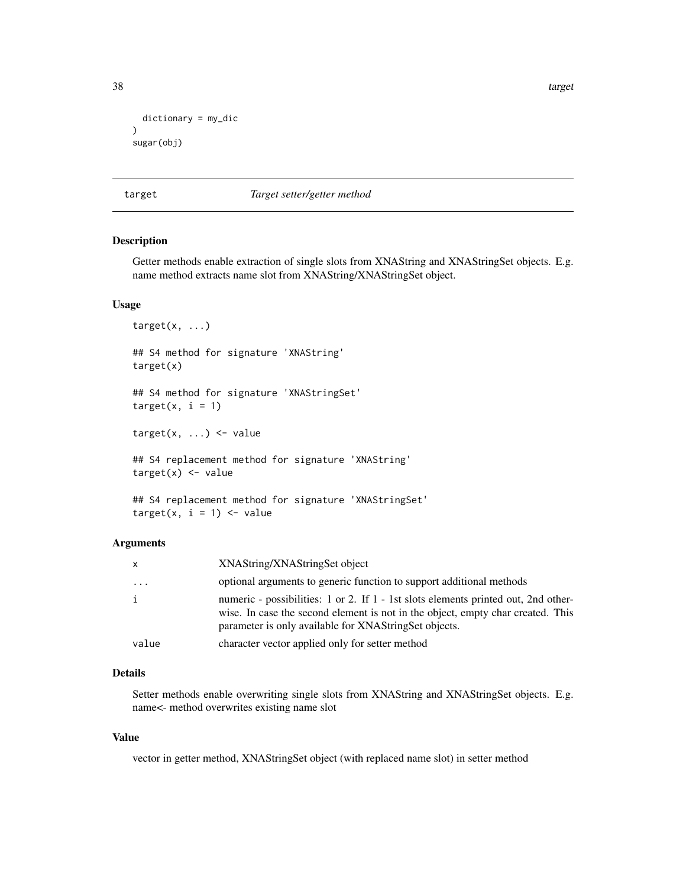```
  dictionary = my_dic
)
sugar(obj)
```

## target — *Target setter/getter method*

### Description

Getter methods enable extraction of single slots from XNAString and XNAStringSet objects. E.g. name method extracts name slot from XNAString/XNAStringSet object.

### Usage

```
target(x, ...)

## S4 method for signature 'XNAString'
target(x)

## S4 method for signature 'XNAStringSet'
target(x, i = 1)

target(x, ...) <- value

## S4 replacement method for signature 'XNAString'
target(x) <- value

## S4 replacement method for signature 'XNAStringSet'
target(x, i = 1) <- value
```

### Arguments

| | |
|---|---|
| x | XNAString/XNAStringSet object |
| ... | optional arguments to generic function to support additional methods |
| i | numeric - possibilities: 1 or 2. If 1 - 1st slots elements printed out, 2nd otherwise. In case the second element is not in the object, empty char created. This parameter is only available for XNAStringSet objects. |
| value | character vector applied only for setter method |

### Details

Setter methods enable overwriting single slots from XNAString and XNAStringSet objects. E.g. name<- method overwrites existing name slot

### Value

vector in getter method, XNAStringSet object (with replaced name slot) in setter method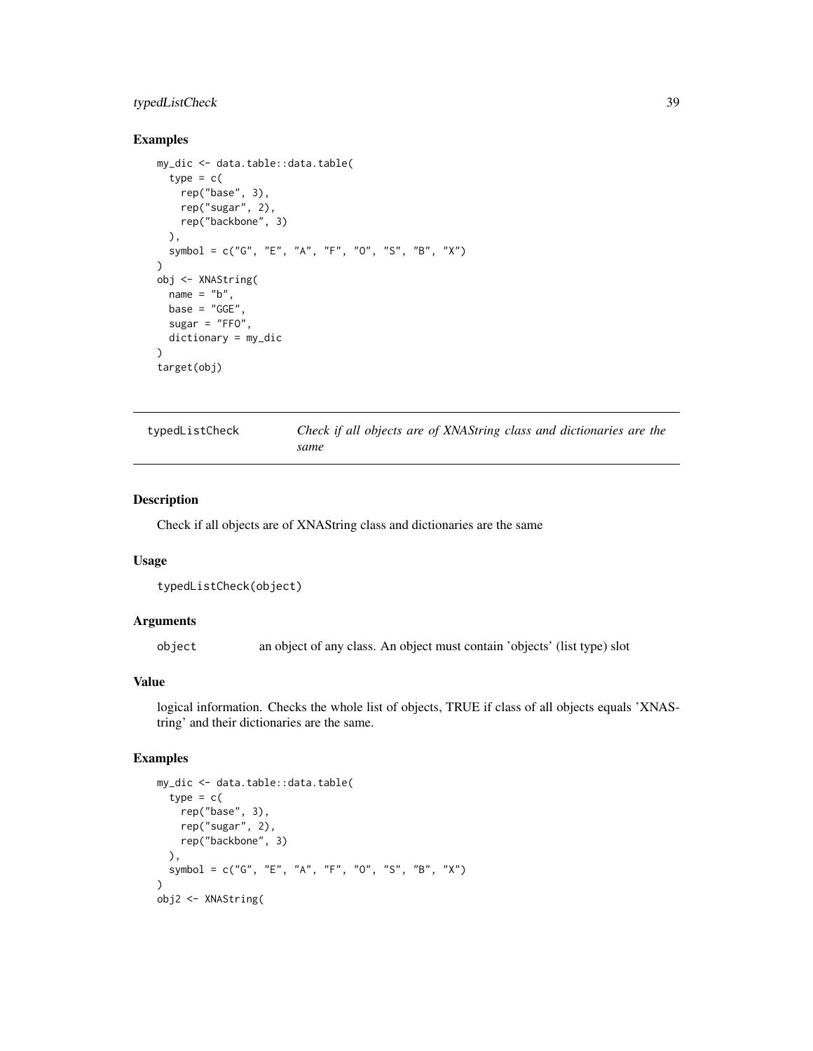### Examples

```
my_dic <- data.table::data.table(
  type = c(
    rep("base", 3),
    rep("sugar", 2),
    rep("backbone", 3)
  ),
  symbol = c("G", "E", "A", "F", "O", "S", "B", "X")
)
obj <- XNAString(
  name = "b",
  base = "GGE",
  sugar = "FFO",
  dictionary = my_dic
)
target(obj)
```

---

## typedListCheck — *Check if all objects are of XNAString class and dictionaries are the same*

### Description

Check if all objects are of XNAString class and dictionaries are the same

### Usage

```
typedListCheck(object)
```

### Arguments

| | |
|---|---|
| `object` | an object of any class. An object must contain 'objects' (list type) slot |

### Value

logical information. Checks the whole list of objects, TRUE if class of all objects equals 'XNAString' and their dictionaries are the same.

### Examples

```
my_dic <- data.table::data.table(
  type = c(
    rep("base", 3),
    rep("sugar", 2),
    rep("backbone", 3)
  ),
  symbol = c("G", "E", "A", "F", "O", "S", "B", "X")
)
obj2 <- XNAString(
```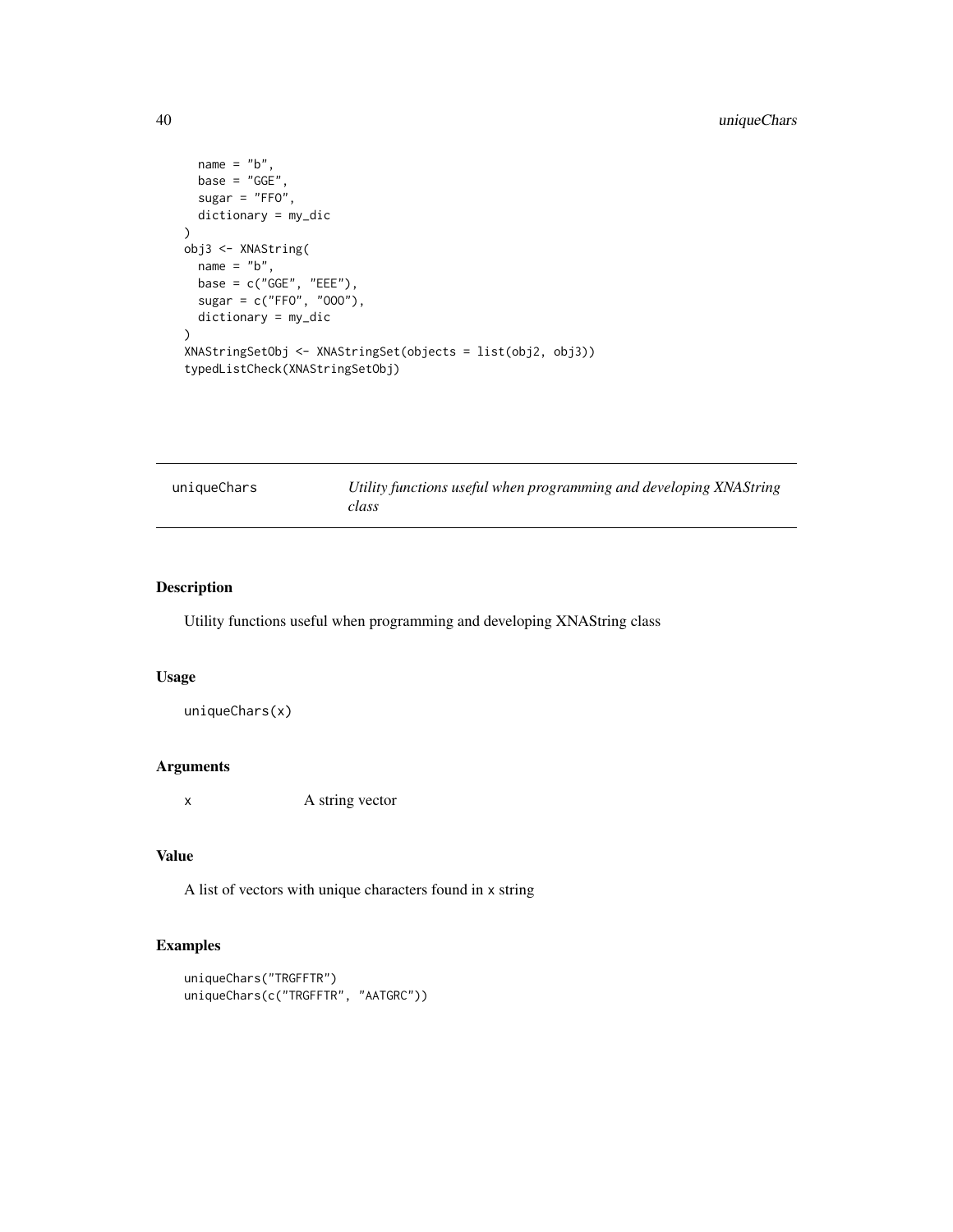```
  name = "b",
  base = "GGE",
  sugar = "FFO",
  dictionary = my_dic
)
obj3 <- XNAString(
  name = "b",
  base = c("GGE", "EEE"),
  sugar = c("FFO", "OOO"),
  dictionary = my_dic
)
XNAStringSetObj <- XNAStringSet(objects = list(obj2, obj3))
typedListCheck(XNAStringSetObj)
```

## uniqueChars — *Utility functions useful when programming and developing XNAString class*

### Description

Utility functions useful when programming and developing XNAString class

### Usage

```
uniqueChars(x)
```

### Arguments

| | |
|---|---|
| x | A string vector |

### Value

A list of vectors with unique characters found in x string

### Examples

```
uniqueChars("TRGFFTR")
uniqueChars(c("TRGFFTR", "AATGRC"))
```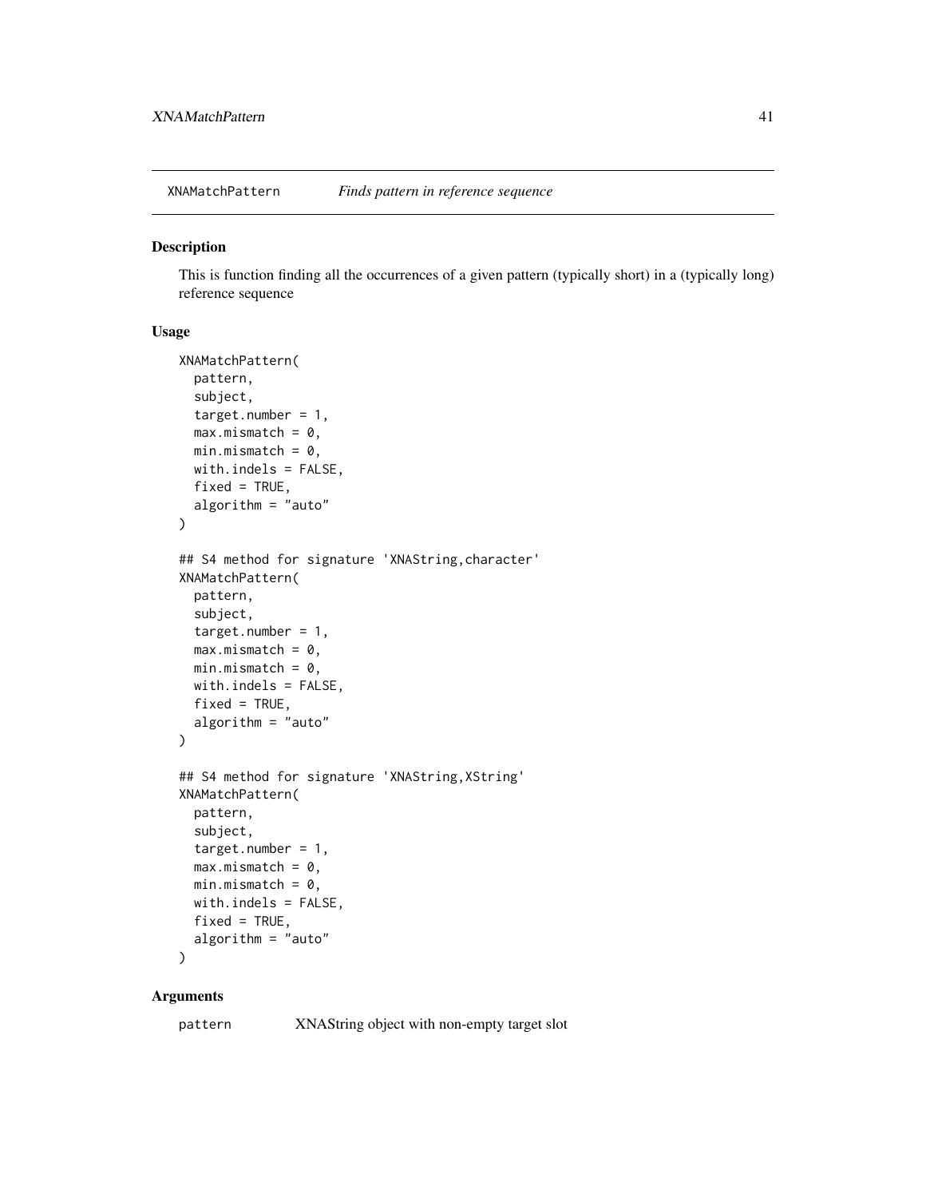## XNAMatchPattern *Finds pattern in reference sequence*

### Description

This is function finding all the occurrences of a given pattern (typically short) in a (typically long) reference sequence

### Usage

```
XNAMatchPattern(
  pattern,
  subject,
  target.number = 1,
  max.mismatch = 0,
  min.mismatch = 0,
  with.indels = FALSE,
  fixed = TRUE,
  algorithm = "auto"
)

## S4 method for signature 'XNAString,character'
XNAMatchPattern(
  pattern,
  subject,
  target.number = 1,
  max.mismatch = 0,
  min.mismatch = 0,
  with.indels = FALSE,
  fixed = TRUE,
  algorithm = "auto"
)

## S4 method for signature 'XNAString,XString'
XNAMatchPattern(
  pattern,
  subject,
  target.number = 1,
  max.mismatch = 0,
  min.mismatch = 0,
  with.indels = FALSE,
  fixed = TRUE,
  algorithm = "auto"
)
```

### Arguments

| | |
|---|---|
| `pattern` | XNAString object with non-empty target slot |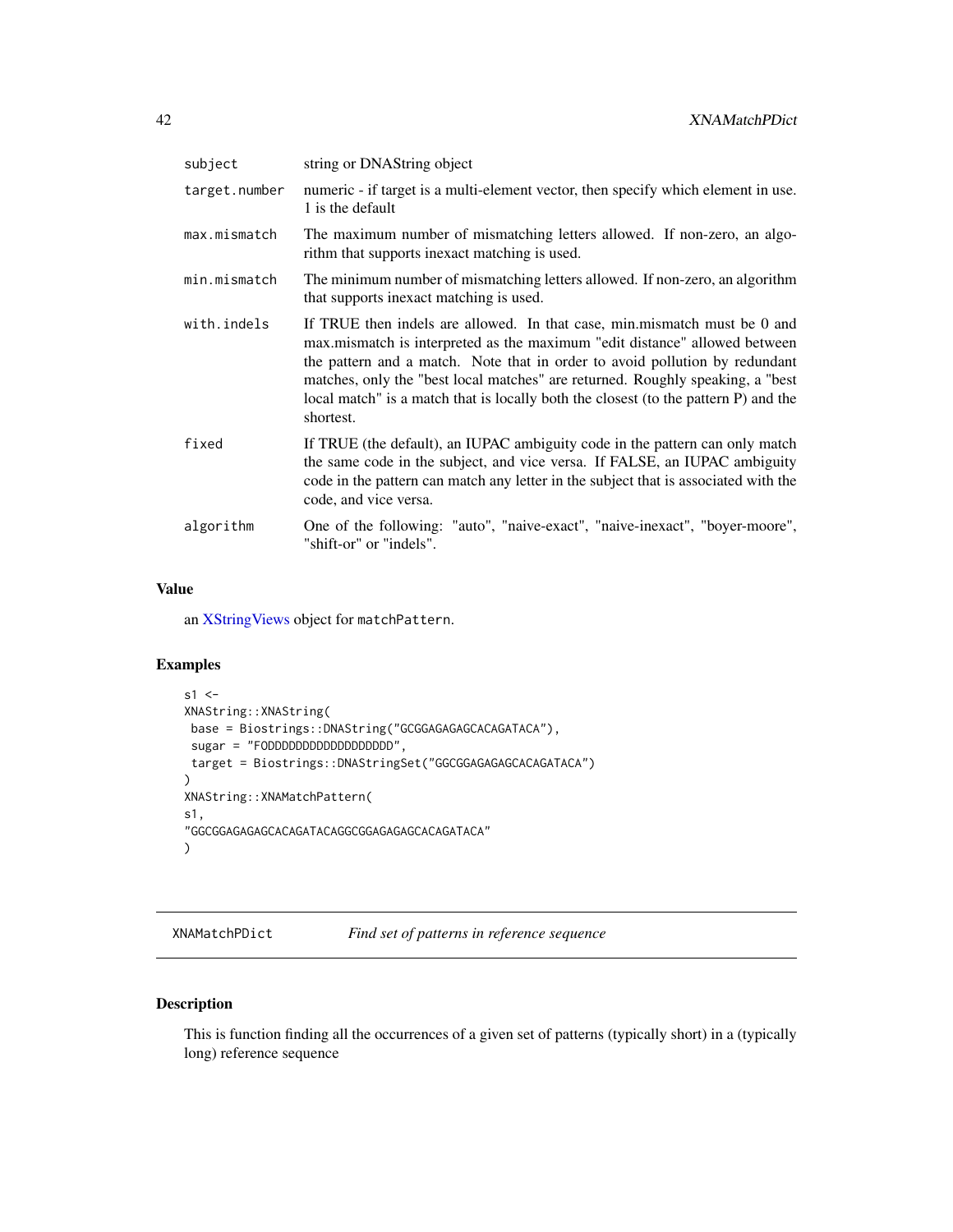| | |
|---|---|
| subject | string or DNAString object |
| target.number | numeric - if target is a multi-element vector, then specify which element in use. 1 is the default |
| max.mismatch | The maximum number of mismatching letters allowed. If non-zero, an algorithm that supports inexact matching is used. |
| min.mismatch | The minimum number of mismatching letters allowed. If non-zero, an algorithm that supports inexact matching is used. |
| with.indels | If TRUE then indels are allowed. In that case, min.mismatch must be 0 and max.mismatch is interpreted as the maximum "edit distance" allowed between the pattern and a match. Note that in order to avoid pollution by redundant matches, only the "best local matches" are returned. Roughly speaking, a "best local match" is a match that is locally both the closest (to the pattern P) and the shortest. |
| fixed | If TRUE (the default), an IUPAC ambiguity code in the pattern can only match the same code in the subject, and vice versa. If FALSE, an IUPAC ambiguity code in the pattern can match any letter in the subject that is associated with the code, and vice versa. |
| algorithm | One of the following: "auto", "naive-exact", "naive-inexact", "boyer-moore", "shift-or" or "indels". |

## Value

an XStringViews object for `matchPattern`.

## Examples

```
s1 <-
XNAString::XNAString(
 base = Biostrings::DNAString("GCGGAGAGAGCACAGATACA"),
 sugar = "FODDDDDDDDDDDDDDDDDD",
 target = Biostrings::DNAStringSet("GGCGGAGAGAGCACAGATACA")
)
XNAString::XNAMatchPattern(
s1,
"GGCGGAGAGAGCACAGATACAGGCGGAGAGAGCACAGATACA"
)
```

---

# XNAMatchPDict — *Find set of patterns in reference sequence*

## Description

This is function finding all the occurrences of a given set of patterns (typically short) in a (typically long) reference sequence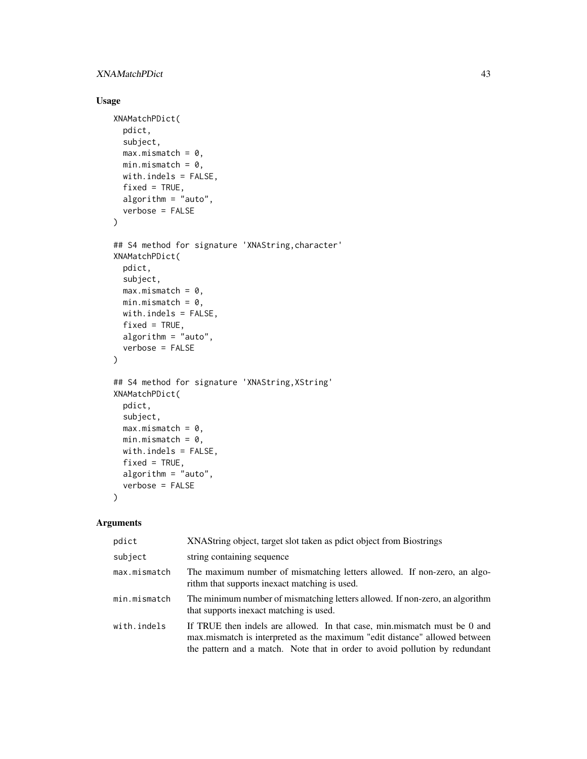## Usage

```
XNAMatchPDict(
  pdict,
  subject,
  max.mismatch = 0,
  min.mismatch = 0,
  with.indels = FALSE,
  fixed = TRUE,
  algorithm = "auto",
  verbose = FALSE
)

## S4 method for signature 'XNAString,character'
XNAMatchPDict(
  pdict,
  subject,
  max.mismatch = 0,
  min.mismatch = 0,
  with.indels = FALSE,
  fixed = TRUE,
  algorithm = "auto",
  verbose = FALSE
)

## S4 method for signature 'XNAString,XString'
XNAMatchPDict(
  pdict,
  subject,
  max.mismatch = 0,
  min.mismatch = 0,
  with.indels = FALSE,
  fixed = TRUE,
  algorithm = "auto",
  verbose = FALSE
)
```

## Arguments

| | |
|---|---|
| pdict | XNAString object, target slot taken as pdict object from Biostrings |
| subject | string containing sequence |
| max.mismatch | The maximum number of mismatching letters allowed. If non-zero, an algorithm that supports inexact matching is used. |
| min.mismatch | The minimum number of mismatching letters allowed. If non-zero, an algorithm that supports inexact matching is used. |
| with.indels | If TRUE then indels are allowed. In that case, min.mismatch must be 0 and max.mismatch is interpreted as the maximum "edit distance" allowed between the pattern and a match. Note that in order to avoid pollution by redundant |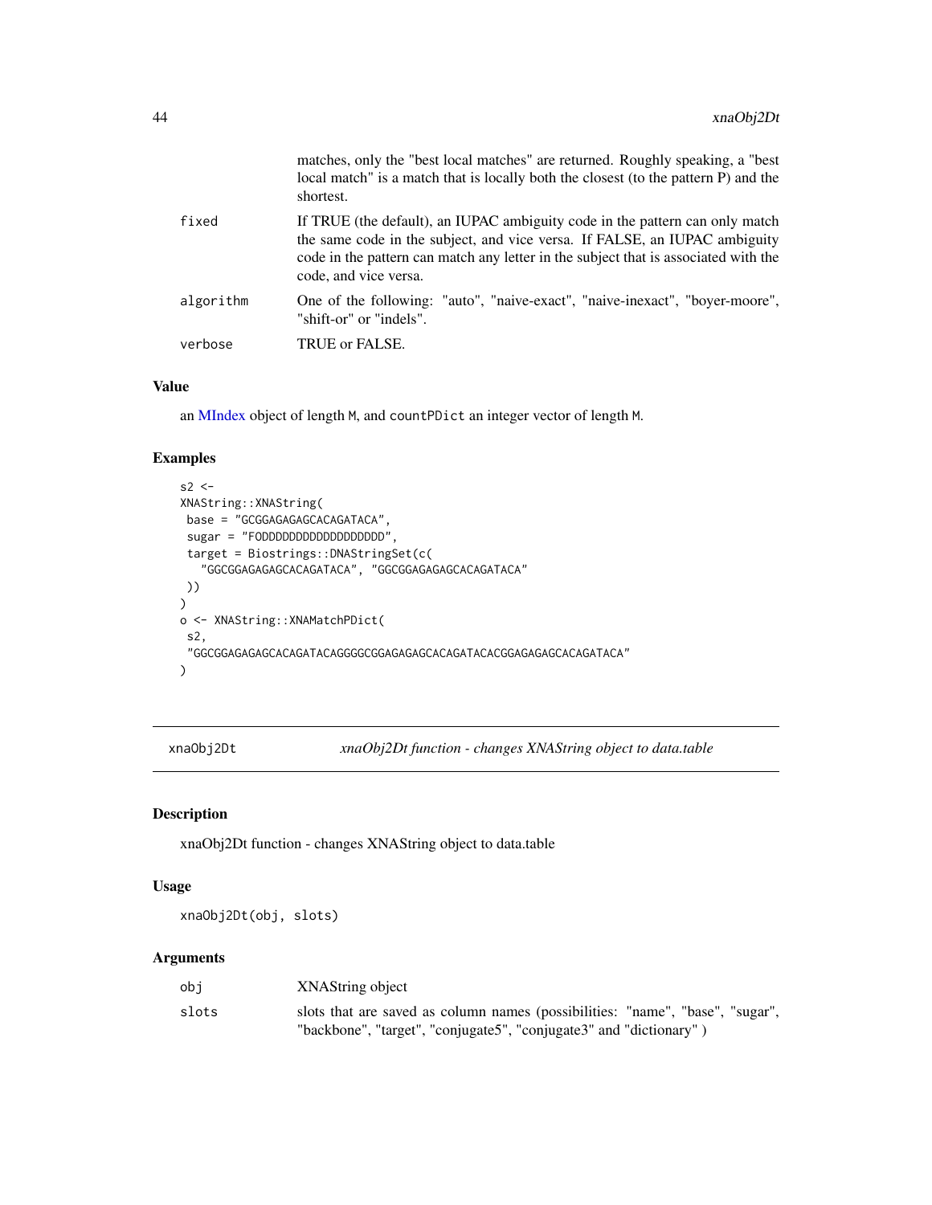| | |
|---|---|
| | matches, only the "best local matches" are returned. Roughly speaking, a "best local match" is a match that is locally both the closest (to the pattern P) and the shortest. |
| fixed | If TRUE (the default), an IUPAC ambiguity code in the pattern can only match the same code in the subject, and vice versa. If FALSE, an IUPAC ambiguity code in the pattern can match any letter in the subject that is associated with the code, and vice versa. |
| algorithm | One of the following: "auto", "naive-exact", "naive-inexact", "boyer-moore", "shift-or" or "indels". |
| verbose | TRUE or FALSE. |

### Value

an MIndex object of length M, and countPDict an integer vector of length M.

### Examples

```
s2 <-
XNAString::XNAString(
 base = "GCGGAGAGAGCACAGATACA",
 sugar = "FODDDDDDDDDDDDDDDDDD",
 target = Biostrings::DNAStringSet(c(
   "GGCGGAGAGAGCACAGATACA", "GGCGGAGAGAGCACAGATACA"
 ))
)
o <- XNAString::XNAMatchPDict(
 s2,
 "GGCGGAGAGAGCACAGATACAGGGGCGGAGAGAGCACAGATACACGGAGAGAGCACAGATACA"
)
```

## xnaObj2Dt — *xnaObj2Dt function - changes XNAString object to data.table*

### Description

xnaObj2Dt function - changes XNAString object to data.table

### Usage

```
xnaObj2Dt(obj, slots)
```

### Arguments

| | |
|---|---|
| obj | XNAString object |
| slots | slots that are saved as column names (possibilities: "name", "base", "sugar", "backbone", "target", "conjugate5", "conjugate3" and "dictionary" ) |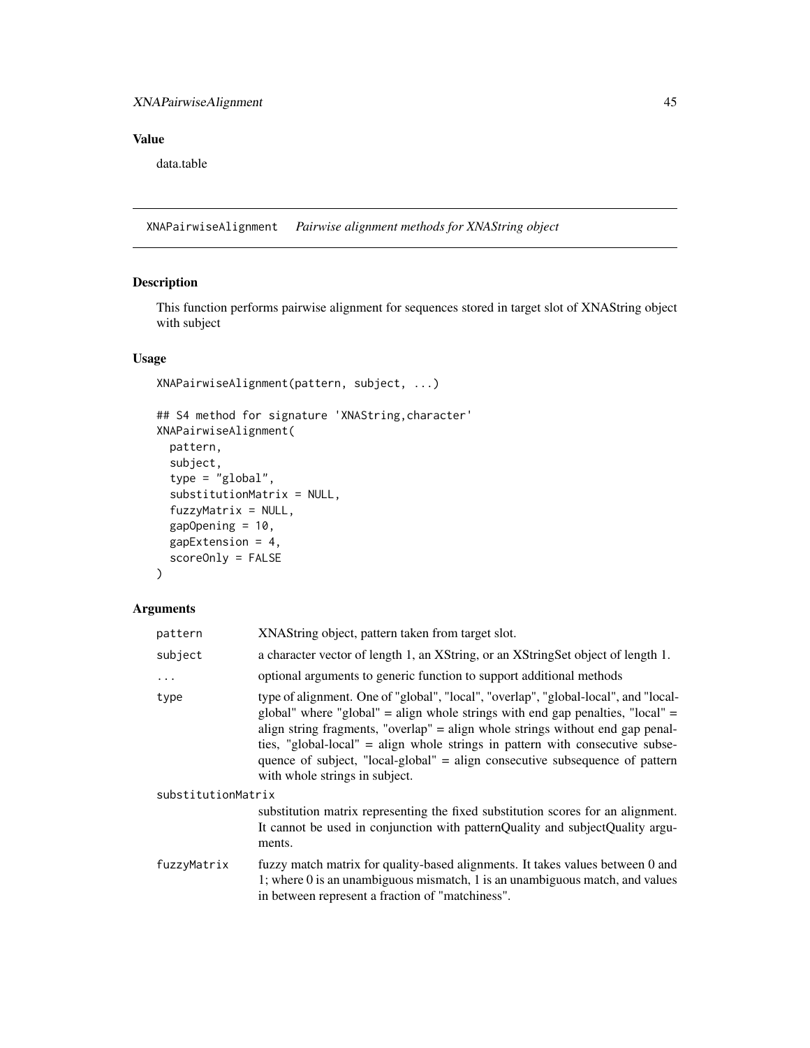### Value

data.table

## XNAPairwiseAlignment *Pairwise alignment methods for XNAString object*

### Description

This function performs pairwise alignment for sequences stored in target slot of XNAString object with subject

### Usage

```
XNAPairwiseAlignment(pattern, subject, ...)

## S4 method for signature 'XNAString,character'
XNAPairwiseAlignment(
  pattern,
  subject,
  type = "global",
  substitutionMatrix = NULL,
  fuzzyMatrix = NULL,
  gapOpening = 10,
  gapExtension = 4,
  scoreOnly = FALSE
)
```

### Arguments

| | |
|---|---|
| `pattern` | XNAString object, pattern taken from target slot. |
| `subject` | a character vector of length 1, an XString, or an XStringSet object of length 1. |
| `...` | optional arguments to generic function to support additional methods |
| `type` | type of alignment. One of "global", "local", "overlap", "global-local", and "local-global" where "global" = align whole strings with end gap penalties, "local" = align string fragments, "overlap" = align whole strings without end gap penalties, "global-local" = align whole strings in pattern with consecutive subsequence of subject, "local-global" = align consecutive subsequence of pattern with whole strings in subject. |
| `substitutionMatrix` | substitution matrix representing the fixed substitution scores for an alignment. It cannot be used in conjunction with patternQuality and subjectQuality arguments. |
| `fuzzyMatrix` | fuzzy match matrix for quality-based alignments. It takes values between 0 and 1; where 0 is an unambiguous mismatch, 1 is an unambiguous match, and values in between represent a fraction of "matchiness". |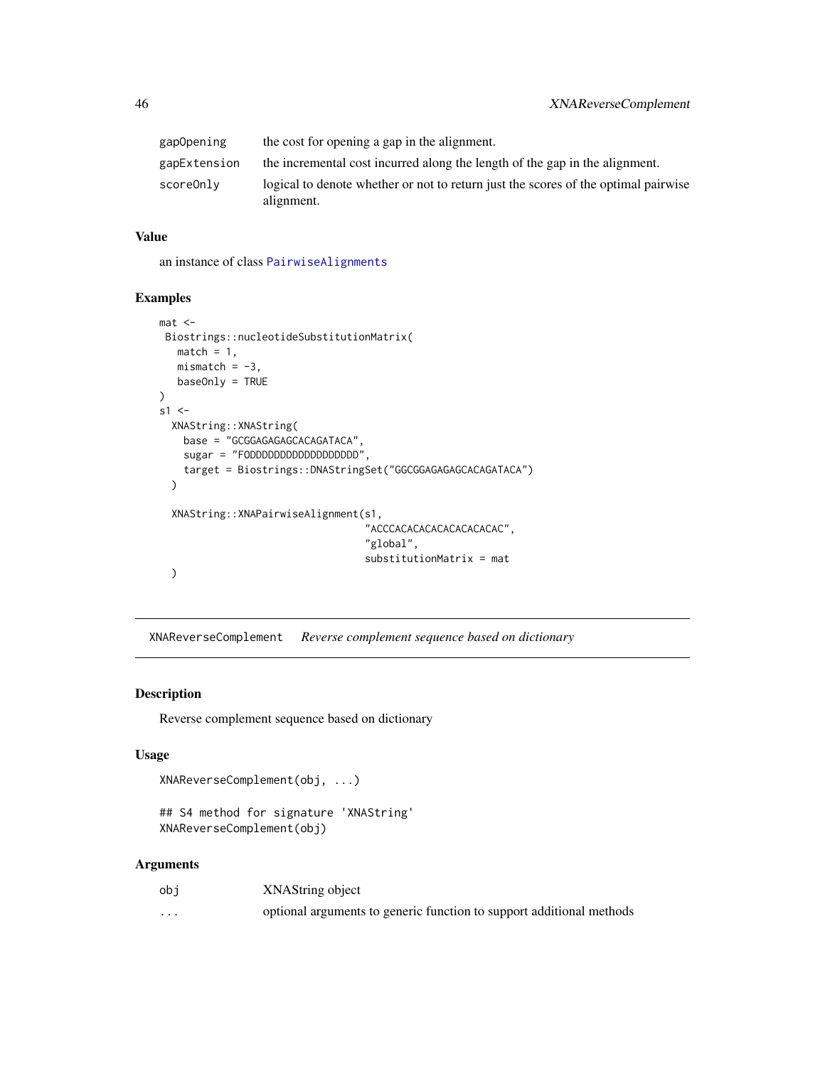| | |
|---|---|
| gapOpening | the cost for opening a gap in the alignment. |
| gapExtension | the incremental cost incurred along the length of the gap in the alignment. |
| scoreOnly | logical to denote whether or not to return just the scores of the optimal pairwise alignment. |

### Value

an instance of class PairwiseAlignments

### Examples

```
mat <-
 Biostrings::nucleotideSubstitutionMatrix(
   match = 1,
   mismatch = -3,
   baseOnly = TRUE
)
s1 <-
  XNAString::XNAString(
    base = "GCGGAGAGAGCACAGATACA",
    sugar = "FODDDDDDDDDDDDDDDDDD",
    target = Biostrings::DNAStringSet("GGCGGAGAGAGCACAGATACA")
  )

  XNAString::XNAPairwiseAlignment(s1,
                                "ACCCACACACACACACACAC",
                                "global",
                                substitutionMatrix = mat
  )
```

---

## XNAReverseComplement &nbsp;&nbsp;&nbsp; *Reverse complement sequence based on dictionary*

### Description

Reverse complement sequence based on dictionary

### Usage

```
XNAReverseComplement(obj, ...)

## S4 method for signature 'XNAString'
XNAReverseComplement(obj)
```

### Arguments

| | |
|---|---|
| obj | XNAString object |
| ... | optional arguments to generic function to support additional methods |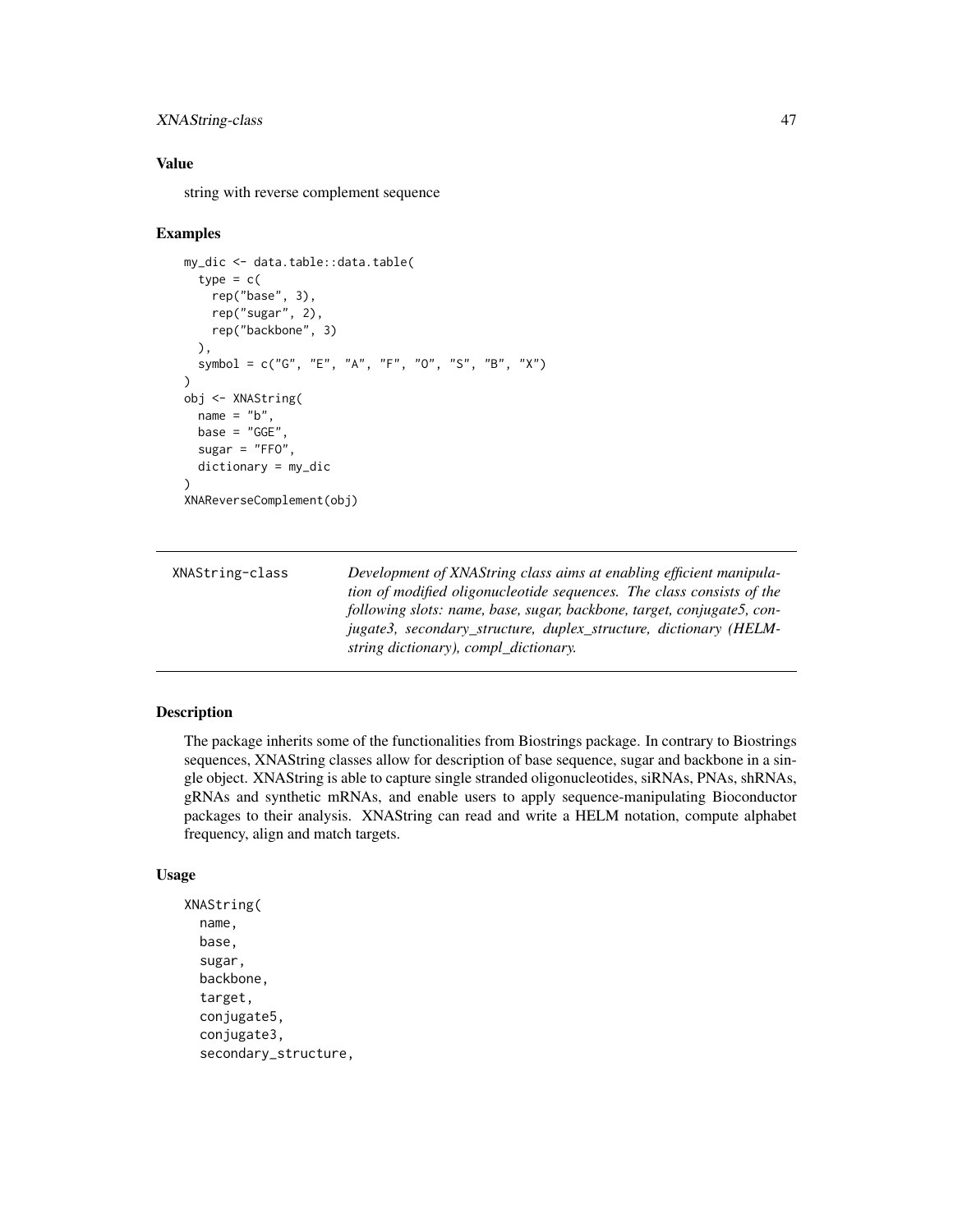### Value

string with reverse complement sequence

### Examples

```
my_dic <- data.table::data.table(
  type = c(
    rep("base", 3),
    rep("sugar", 2),
    rep("backbone", 3)
  ),
  symbol = c("G", "E", "A", "F", "O", "S", "B", "X")
)
obj <- XNAString(
  name = "b",
  base = "GGE",
  sugar = "FFO",
  dictionary = my_dic
)
XNAReverseComplement(obj)
```

---

## XNAString-class

*Development of XNAString class aims at enabling efficient manipulation of modified oligonucleotide sequences. The class consists of the following slots: name, base, sugar, backbone, target, conjugate5, conjugate3, secondary_structure, duplex_structure, dictionary (HELM-string dictionary), compl_dictionary.*

---

### Description

The package inherits some of the functionalities from Biostrings package. In contrary to Biostrings sequences, XNAString classes allow for description of base sequence, sugar and backbone in a single object. XNAString is able to capture single stranded oligonucleotides, siRNAs, PNAs, shRNAs, gRNAs and synthetic mRNAs, and enable users to apply sequence-manipulating Bioconductor packages to their analysis. XNAString can read and write a HELM notation, compute alphabet frequency, align and match targets.

### Usage

```
XNAString(
  name,
  base,
  sugar,
  backbone,
  target,
  conjugate5,
  conjugate3,
  secondary_structure,
```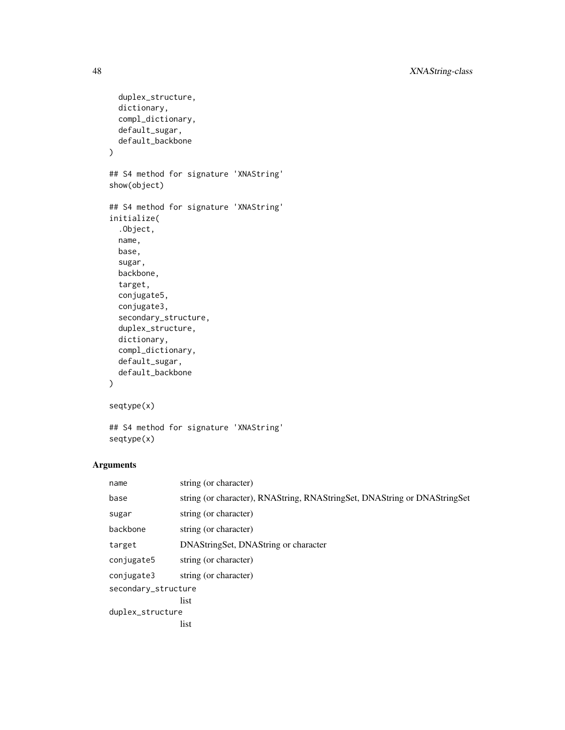```
  duplex_structure,
  dictionary,
  compl_dictionary,
  default_sugar,
  default_backbone
)

## S4 method for signature 'XNAString'
show(object)

## S4 method for signature 'XNAString'
initialize(
  .Object,
  name,
  base,
  sugar,
  backbone,
  target,
  conjugate5,
  conjugate3,
  secondary_structure,
  duplex_structure,
  dictionary,
  compl_dictionary,
  default_sugar,
  default_backbone
)

seqtype(x)

## S4 method for signature 'XNAString'
seqtype(x)
```

## Arguments

| | |
|---|---|
| `name` | string (or character) |
| `base` | string (or character), RNAString, RNAStringSet, DNAString or DNAStringSet |
| `sugar` | string (or character) |
| `backbone` | string (or character) |
| `target` | DNAStringSet, DNAString or character |
| `conjugate5` | string (or character) |
| `conjugate3` | string (or character) |
| `secondary_structure` | list |
| `duplex_structure` | list |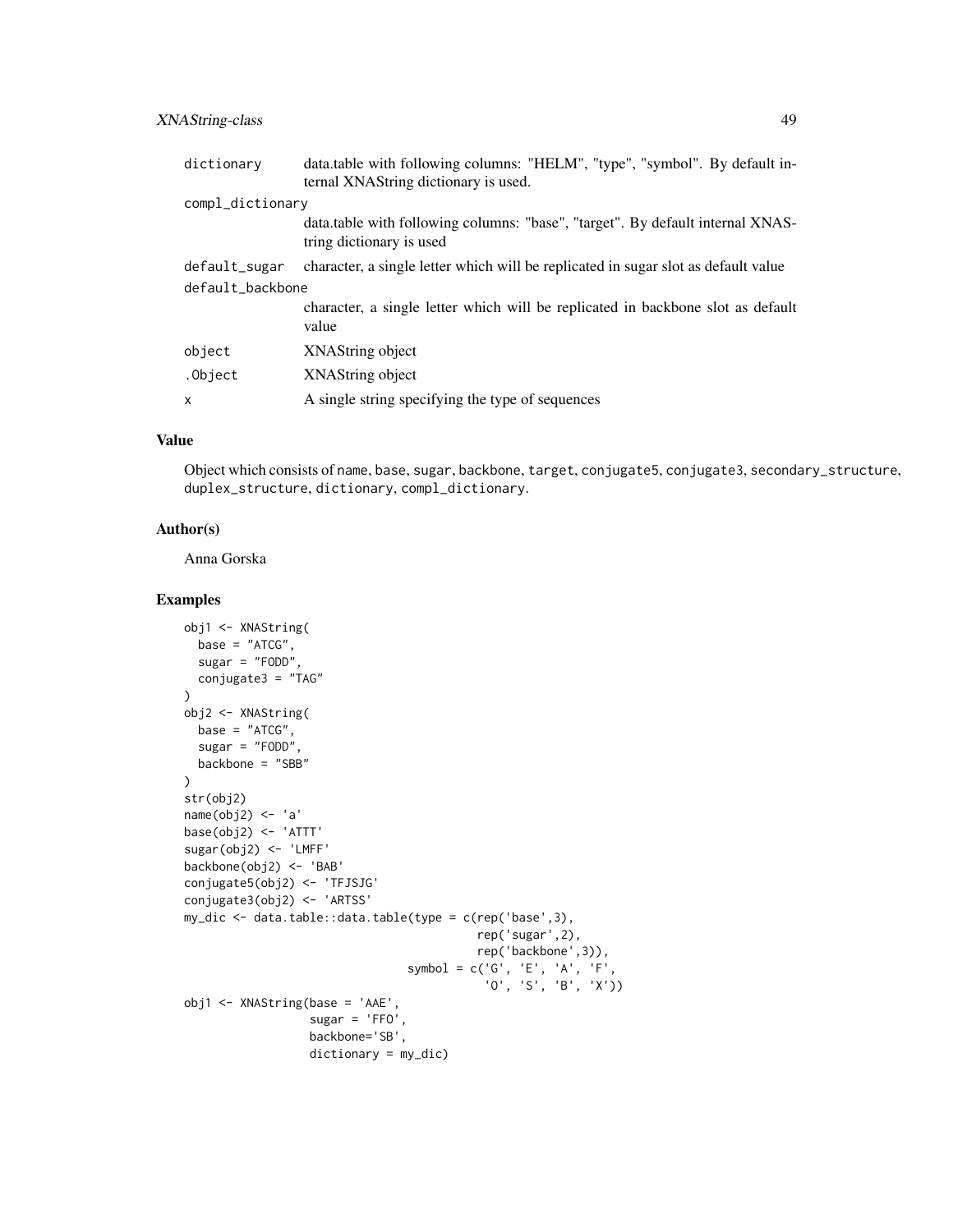| | |
|---|---|
| `dictionary` | data.table with following columns: "HELM", "type", "symbol". By default internal XNAString dictionary is used. |
| `compl_dictionary` | data.table with following columns: "base", "target". By default internal XNAString dictionary is used |
| `default_sugar` | character, a single letter which will be replicated in sugar slot as default value |
| `default_backbone` | character, a single letter which will be replicated in backbone slot as default value |
| `object` | XNAString object |
| `.Object` | XNAString object |
| `x` | A single string specifying the type of sequences |

## Value

Object which consists of `name`, `base`, `sugar`, `backbone`, `target`, `conjugate5`, `conjugate3`, `secondary_structure`, `duplex_structure`, `dictionary`, `compl_dictionary`.

## Author(s)

Anna Gorska

## Examples

```
obj1 <- XNAString(
  base = "ATCG",
  sugar = "FODD",
  conjugate3 = "TAG"
)
obj2 <- XNAString(
  base = "ATCG",
  sugar = "FODD",
  backbone = "SBB"
)
str(obj2)
name(obj2) <- 'a'
base(obj2) <- 'ATTT'
sugar(obj2) <- 'LMFF'
backbone(obj2) <- 'BAB'
conjugate5(obj2) <- 'TFJSJG'
conjugate3(obj2) <- 'ARTSS'
my_dic <- data.table::data.table(type = c(rep('base',3),
                                          rep('sugar',2),
                                          rep('backbone',3)),
                                 symbol = c('G', 'E', 'A', 'F',
                                            'O', 'S', 'B', 'X'))
obj1 <- XNAString(base = 'AAE',
                  sugar = 'FFO',
                  backbone='SB',
                  dictionary = my_dic)
```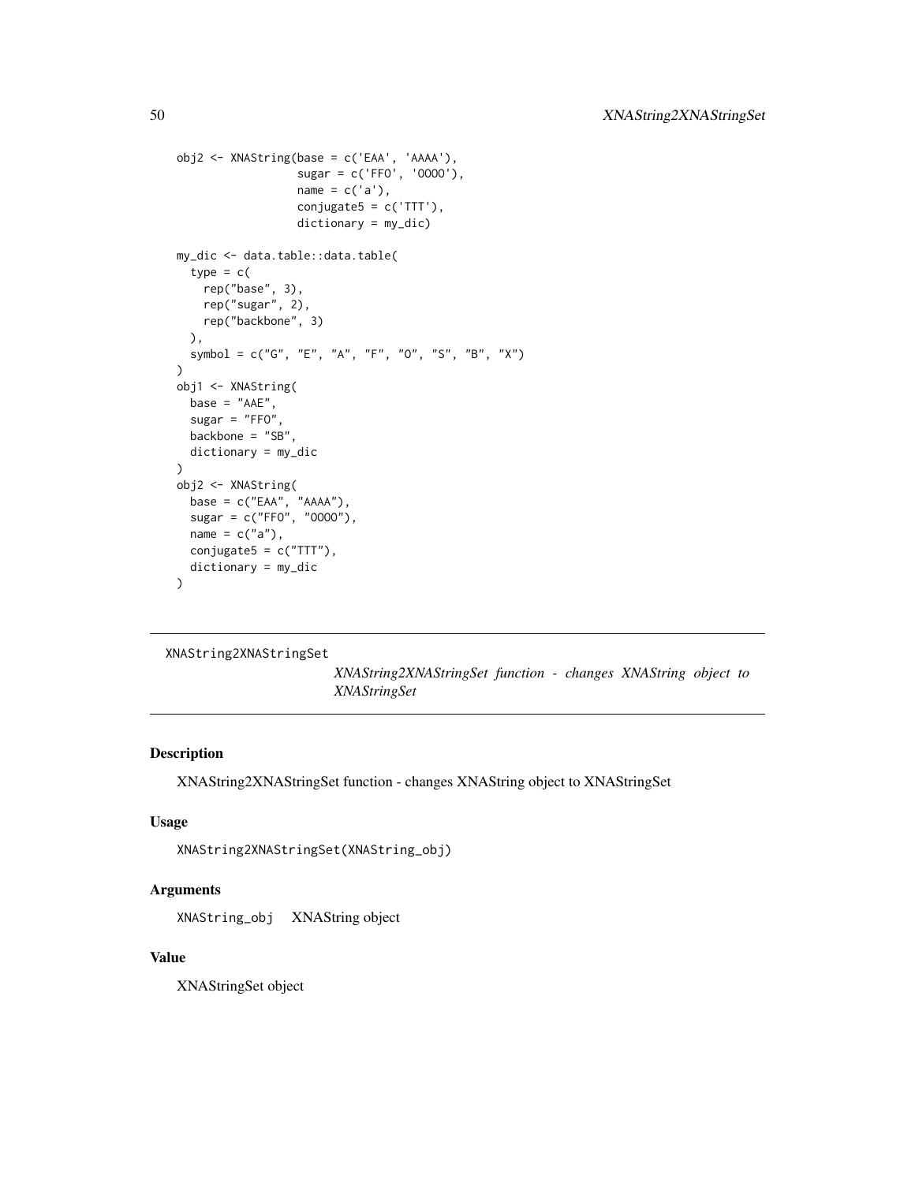```
obj2 <- XNAString(base = c('EAA', 'AAAA'),
                  sugar = c('FFO', 'OOOO'),
                  name = c('a'),
                  conjugate5 = c('TTT'),
                  dictionary = my_dic)

my_dic <- data.table::data.table(
  type = c(
    rep("base", 3),
    rep("sugar", 2),
    rep("backbone", 3)
  ),
  symbol = c("G", "E", "A", "F", "O", "S", "B", "X")
)
obj1 <- XNAString(
  base = "AAE",
  sugar = "FFO",
  backbone = "SB",
  dictionary = my_dic
)
obj2 <- XNAString(
  base = c("EAA", "AAAA"),
  sugar = c("FFO", "OOOO"),
  name = c("a"),
  conjugate5 = c("TTT"),
  dictionary = my_dic
)
```

---

`XNAString2XNAStringSet` *XNAString2XNAStringSet function - changes XNAString object to XNAStringSet*

---

## Description

XNAString2XNAStringSet function - changes XNAString object to XNAStringSet

## Usage

```
XNAString2XNAStringSet(XNAString_obj)
```

## Arguments

`XNAString_obj` XNAString object

## Value

XNAStringSet object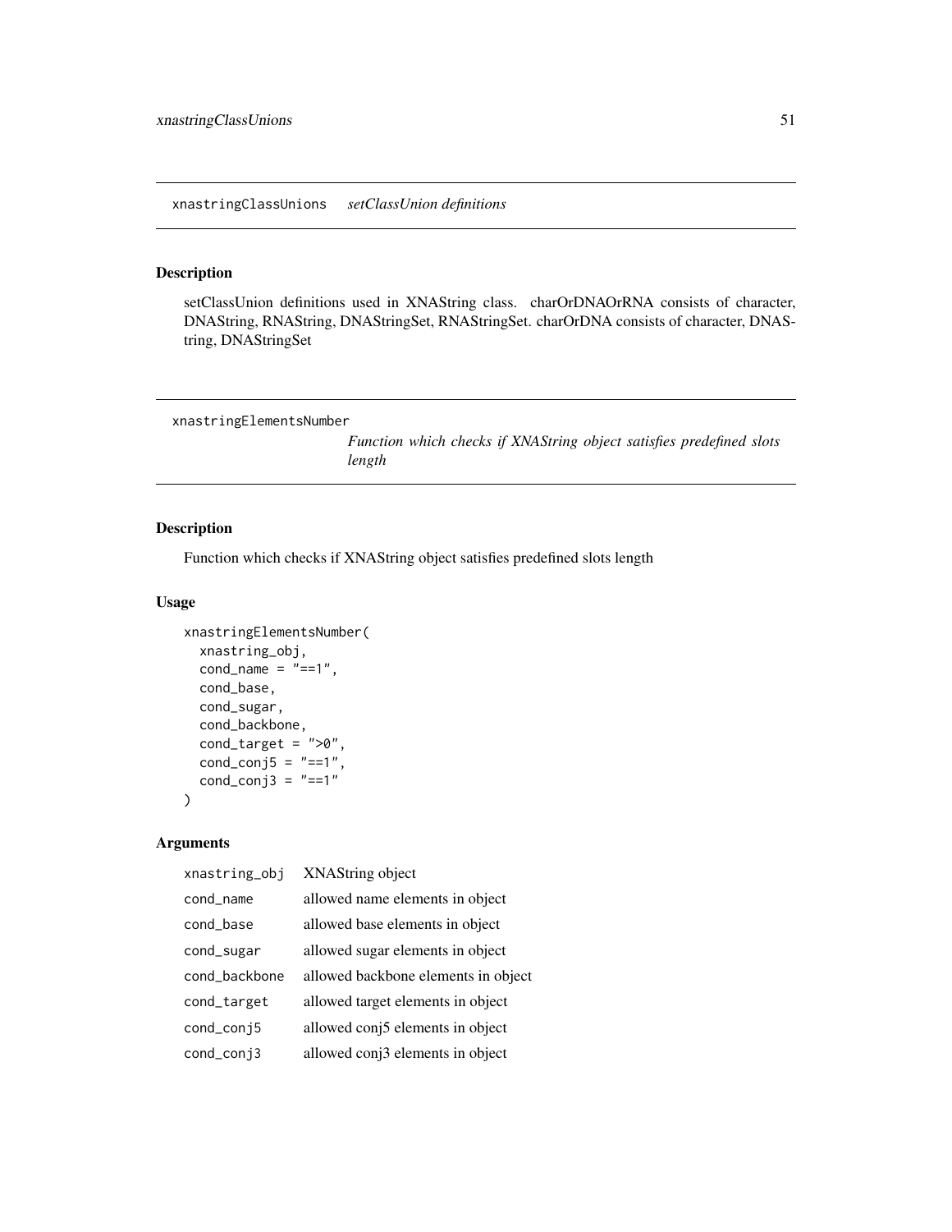## xnastringClassUnions *setClassUnion definitions*

### Description

setClassUnion definitions used in XNAString class. charOrDNAOrRNA consists of character, DNAString, RNAString, DNAStringSet, RNAStringSet. charOrDNA consists of character, DNAString, DNAStringSet

## xnastringElementsNumber *Function which checks if XNAString object satisfies predefined slots length*

### Description

Function which checks if XNAString object satisfies predefined slots length

### Usage

```
xnastringElementsNumber(
  xnastring_obj,
  cond_name = "==1",
  cond_base,
  cond_sugar,
  cond_backbone,
  cond_target = ">0",
  cond_conj5 = "==1",
  cond_conj3 = "==1"
)
```

### Arguments

| | |
|---|---|
| xnastring_obj | XNAString object |
| cond_name | allowed name elements in object |
| cond_base | allowed base elements in object |
| cond_sugar | allowed sugar elements in object |
| cond_backbone | allowed backbone elements in object |
| cond_target | allowed target elements in object |
| cond_conj5 | allowed conj5 elements in object |
| cond_conj3 | allowed conj3 elements in object |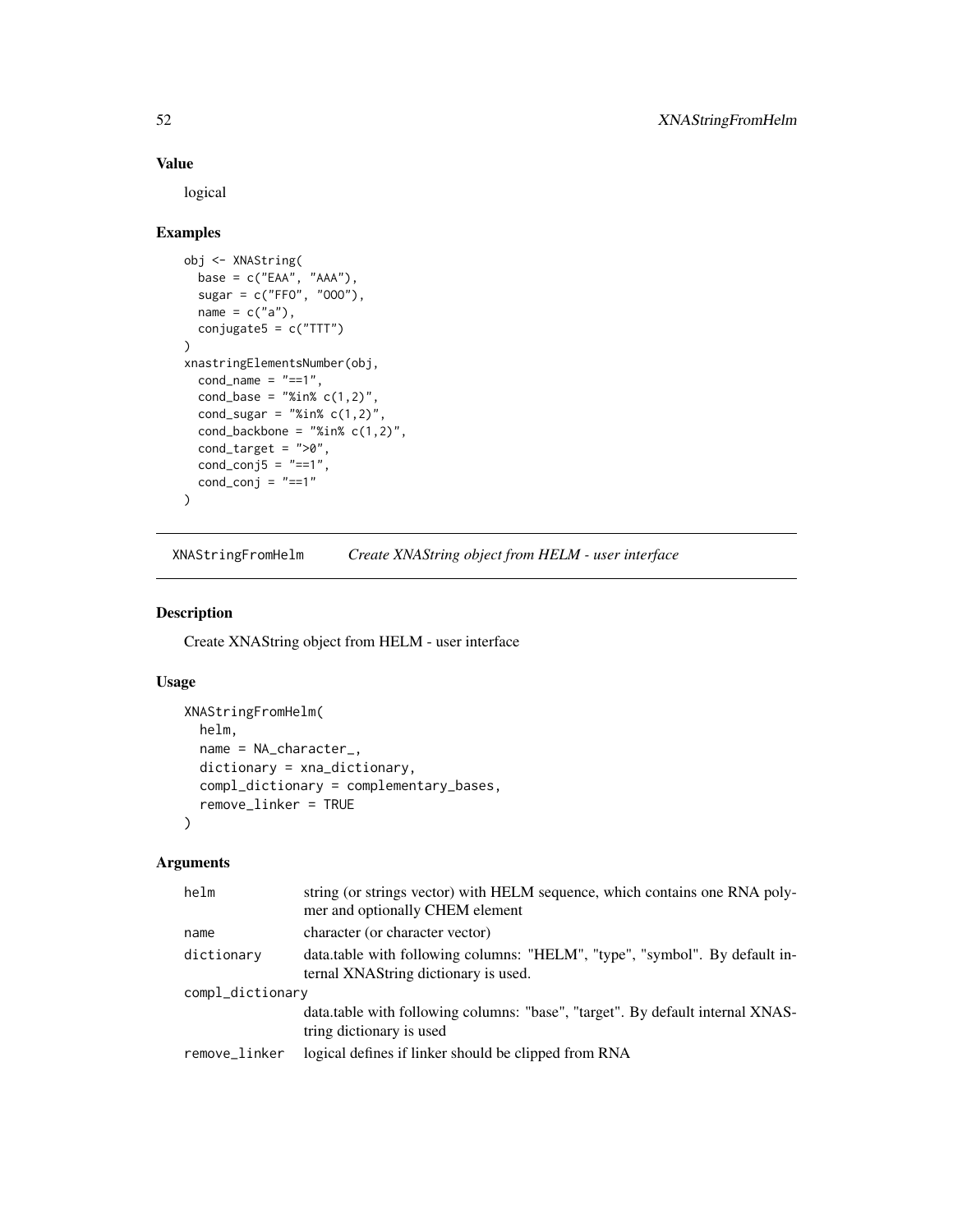## Value

logical

## Examples

```
obj <- XNAString(
  base = c("EAA", "AAA"),
  sugar = c("FFO", "OOO"),
  name = c("a"),
  conjugate5 = c("TTT")
)
xnastringElementsNumber(obj,
  cond_name = "==1",
  cond_base = "%in% c(1,2)",
  cond_sugar = "%in% c(1,2)",
  cond_backbone = "%in% c(1,2)",
  cond_target = ">0",
  cond_conj5 = "==1",
  cond_conj = "==1"
)
```

---

# XNAStringFromHelm    *Create XNAString object from HELM - user interface*

## Description

Create XNAString object from HELM - user interface

## Usage

```
XNAStringFromHelm(
  helm,
  name = NA_character_,
  dictionary = xna_dictionary,
  compl_dictionary = complementary_bases,
  remove_linker = TRUE
)
```

## Arguments

| | |
|---|---|
| helm | string (or strings vector) with HELM sequence, which contains one RNA polymer and optionally CHEM element |
| name | character (or character vector) |
| dictionary | data.table with following columns: "HELM", "type", "symbol". By default internal XNAString dictionary is used. |
| compl_dictionary | data.table with following columns: "base", "target". By default internal XNAString dictionary is used |
| remove_linker | logical defines if linker should be clipped from RNA |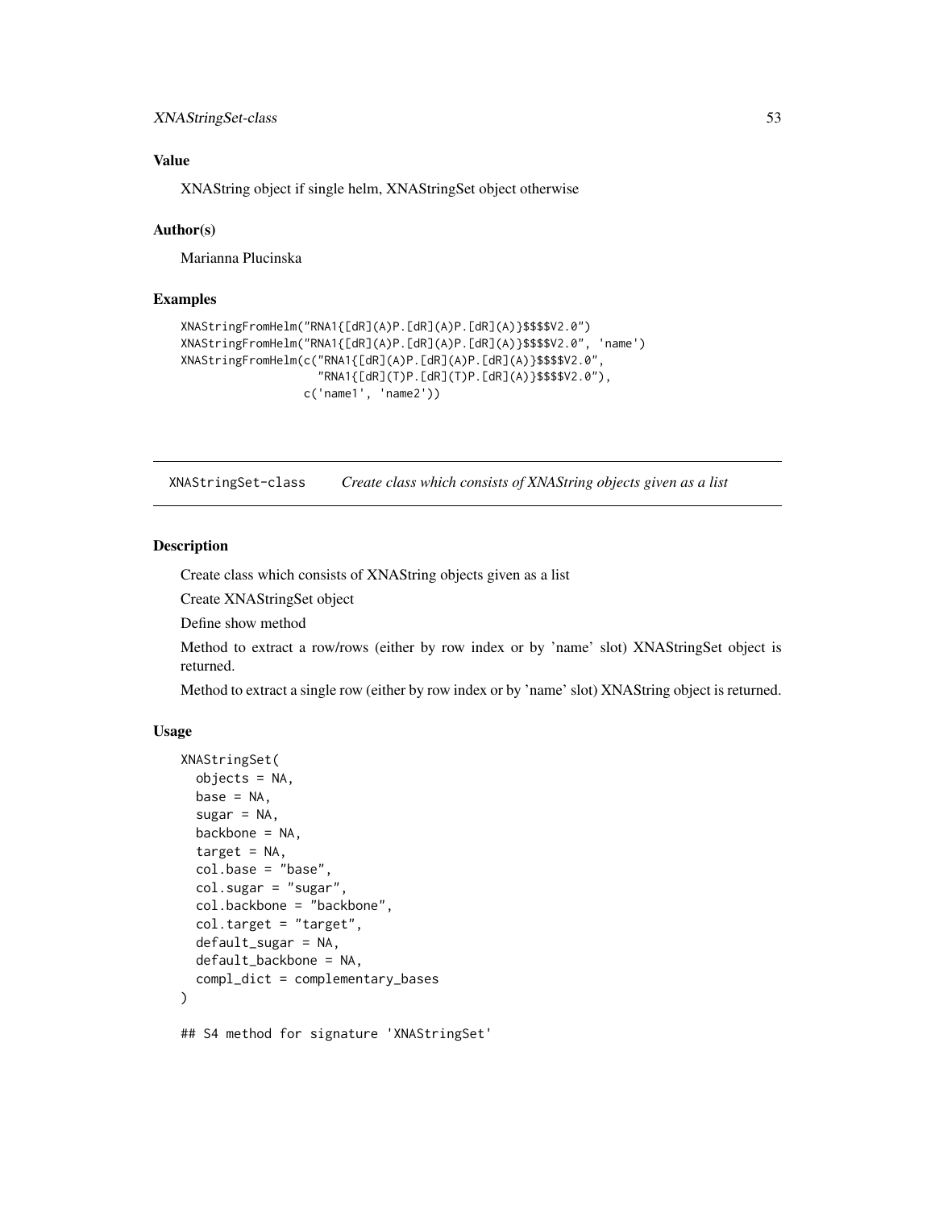### Value

XNAString object if single helm, XNAStringSet object otherwise

### Author(s)

Marianna Plucinska

### Examples

```
XNAStringFromHelm("RNA1{[dR](A)P.[dR](A)P.[dR](A)}$$$$V2.0")
XNAStringFromHelm("RNA1{[dR](A)P.[dR](A)P.[dR](A)}$$$$V2.0", 'name')
XNAStringFromHelm(c("RNA1{[dR](A)P.[dR](A)P.[dR](A)}$$$$V2.0",
                    "RNA1{[dR](T)P.[dR](T)P.[dR](A)}$$$$V2.0"),
                  c('name1', 'name2'))
```

---

## XNAStringSet-class *Create class which consists of XNAString objects given as a list*

### Description

Create class which consists of XNAString objects given as a list

Create XNAStringSet object

Define show method

Method to extract a row/rows (either by row index or by 'name' slot) XNAStringSet object is returned.

Method to extract a single row (either by row index or by 'name' slot) XNAString object is returned.

### Usage

```
XNAStringSet(
  objects = NA,
  base = NA,
  sugar = NA,
  backbone = NA,
  target = NA,
  col.base = "base",
  col.sugar = "sugar",
  col.backbone = "backbone",
  col.target = "target",
  default_sugar = NA,
  default_backbone = NA,
  compl_dict = complementary_bases
)

## S4 method for signature 'XNAStringSet'
```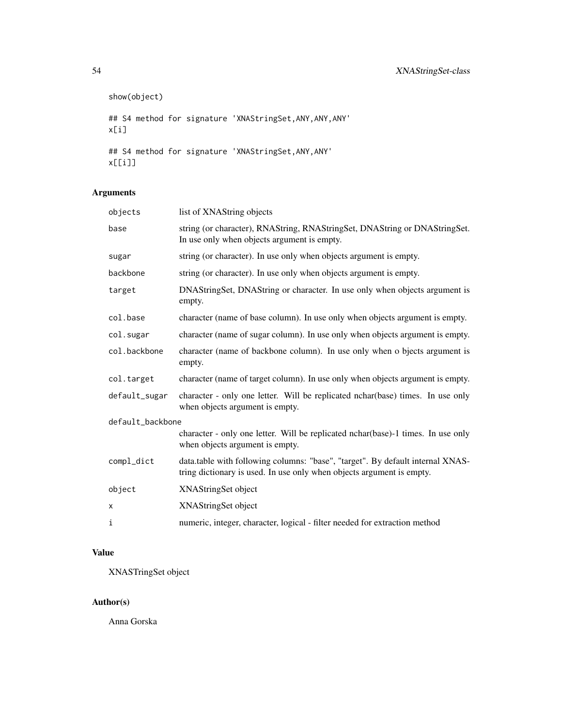```
show(object)

## S4 method for signature 'XNAStringSet,ANY,ANY,ANY'
x[i]

## S4 method for signature 'XNAStringSet,ANY,ANY'
x[[i]]
```

## Arguments

| | |
|---|---|
| objects | list of XNAString objects |
| base | string (or character), RNAString, RNAStringSet, DNAString or DNAStringSet. In use only when objects argument is empty. |
| sugar | string (or character). In use only when objects argument is empty. |
| backbone | string (or character). In use only when objects argument is empty. |
| target | DNAStringSet, DNAString or character. In use only when objects argument is empty. |
| col.base | character (name of base column). In use only when objects argument is empty. |
| col.sugar | character (name of sugar column). In use only when objects argument is empty. |
| col.backbone | character (name of backbone column). In use only when o bjects argument is empty. |
| col.target | character (name of target column). In use only when objects argument is empty. |
| default_sugar | character - only one letter. Will be replicated nchar(base) times. In use only when objects argument is empty. |
| default_backbone | character - only one letter. Will be replicated nchar(base)-1 times. In use only when objects argument is empty. |
| compl_dict | data.table with following columns: "base", "target". By default internal XNAString dictionary is used. In use only when objects argument is empty. |
| object | XNAStringSet object |
| x | XNAStringSet object |
| i | numeric, integer, character, logical - filter needed for extraction method |

## Value

XNASTringSet object

## Author(s)

Anna Gorska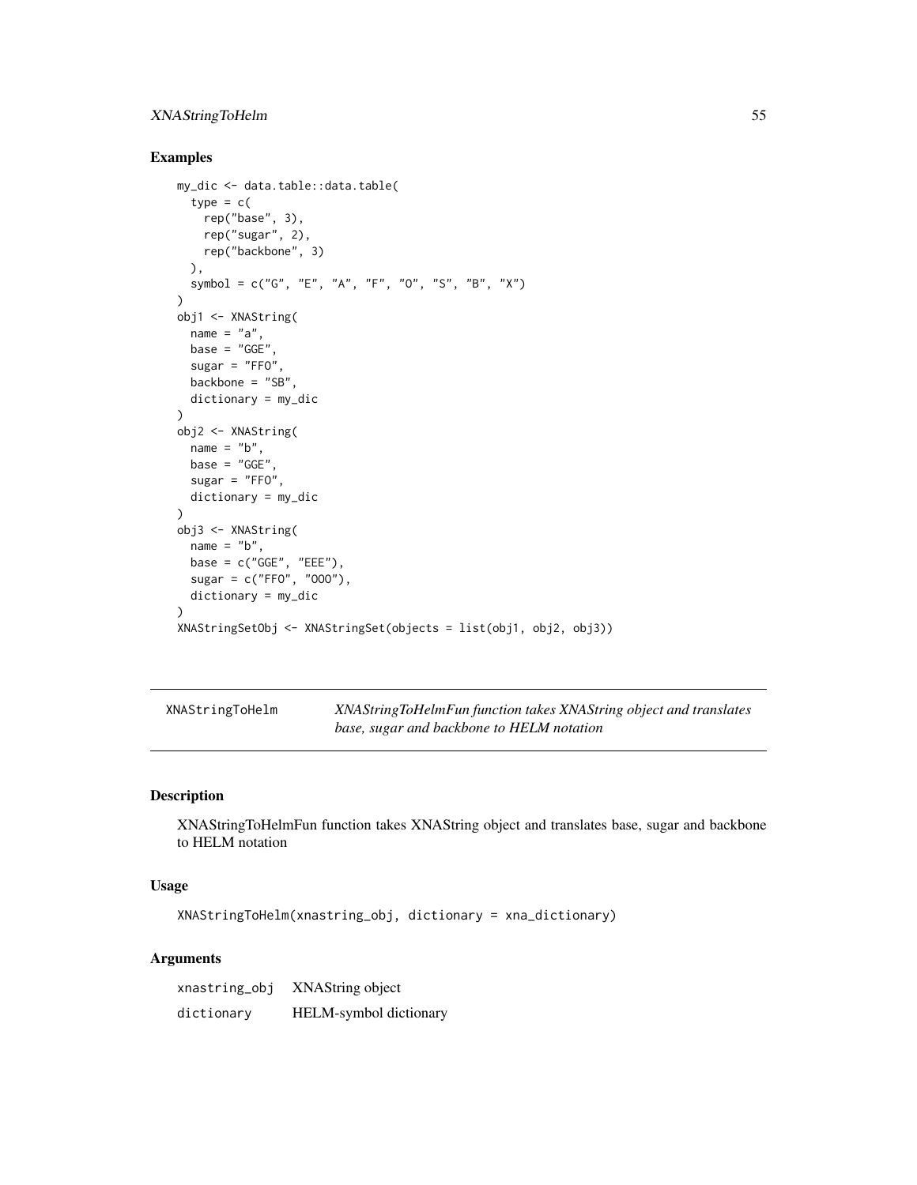## Examples

```
my_dic <- data.table::data.table(
  type = c(
    rep("base", 3),
    rep("sugar", 2),
    rep("backbone", 3)
  ),
  symbol = c("G", "E", "A", "F", "O", "S", "B", "X")
)
obj1 <- XNAString(
  name = "a",
  base = "GGE",
  sugar = "FFO",
  backbone = "SB",
  dictionary = my_dic
)
obj2 <- XNAString(
  name = "b",
  base = "GGE",
  sugar = "FFO",
  dictionary = my_dic
)
obj3 <- XNAString(
  name = "b",
  base = c("GGE", "EEE"),
  sugar = c("FFO", "OOO"),
  dictionary = my_dic
)
XNAStringSetObj <- XNAStringSet(objects = list(obj1, obj2, obj3))
```

---

# XNAStringToHelm

*XNAStringToHelmFun function takes XNAString object and translates base, sugar and backbone to HELM notation*

---

## Description

XNAStringToHelmFun function takes XNAString object and translates base, sugar and backbone to HELM notation

## Usage

```
XNAStringToHelm(xnastring_obj, dictionary = xna_dictionary)
```

## Arguments

| | |
|---|---|
| xnastring_obj | XNAString object |
| dictionary | HELM-symbol dictionary |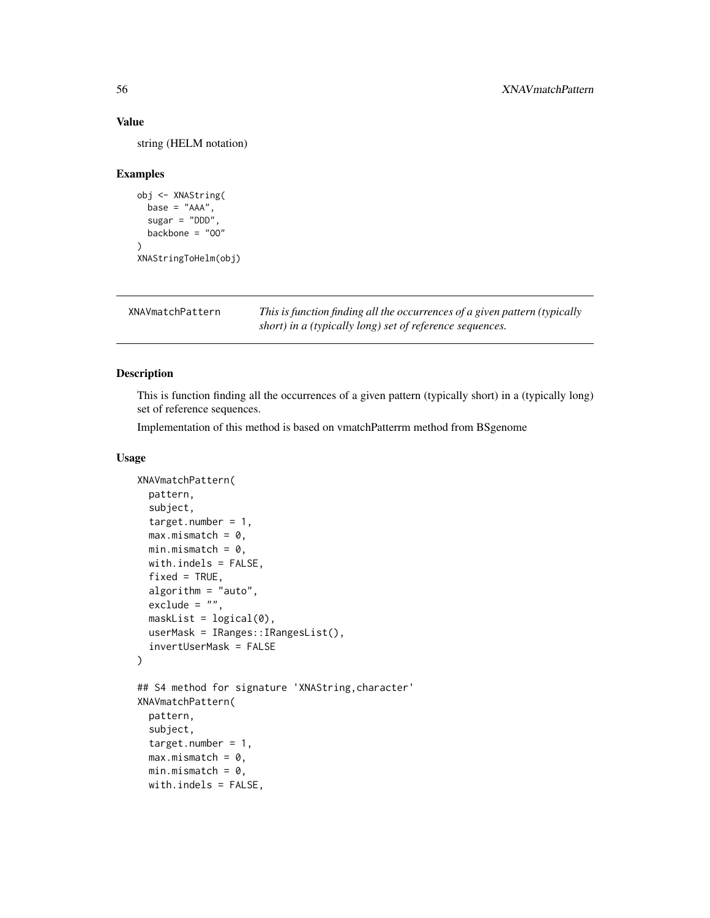### Value

string (HELM notation)

### Examples

```
obj <- XNAString(
  base = "AAA",
  sugar = "DDD",
  backbone = "OO"
)
XNAStringToHelm(obj)
```

---

## XNAVmatchPattern

*This is function finding all the occurrences of a given pattern (typically short) in a (typically long) set of reference sequences.*

### Description

This is function finding all the occurrences of a given pattern (typically short) in a (typically long) set of reference sequences.

Implementation of this method is based on vmatchPatterrm method from BSgenome

### Usage

```
XNAVmatchPattern(
  pattern,
  subject,
  target.number = 1,
  max.mismatch = 0,
  min.mismatch = 0,
  with.indels = FALSE,
  fixed = TRUE,
  algorithm = "auto",
  exclude = "",
  maskList = logical(0),
  userMask = IRanges::IRangesList(),
  invertUserMask = FALSE
)

## S4 method for signature 'XNAString,character'
XNAVmatchPattern(
  pattern,
  subject,
  target.number = 1,
  max.mismatch = 0,
  min.mismatch = 0,
  with.indels = FALSE,
```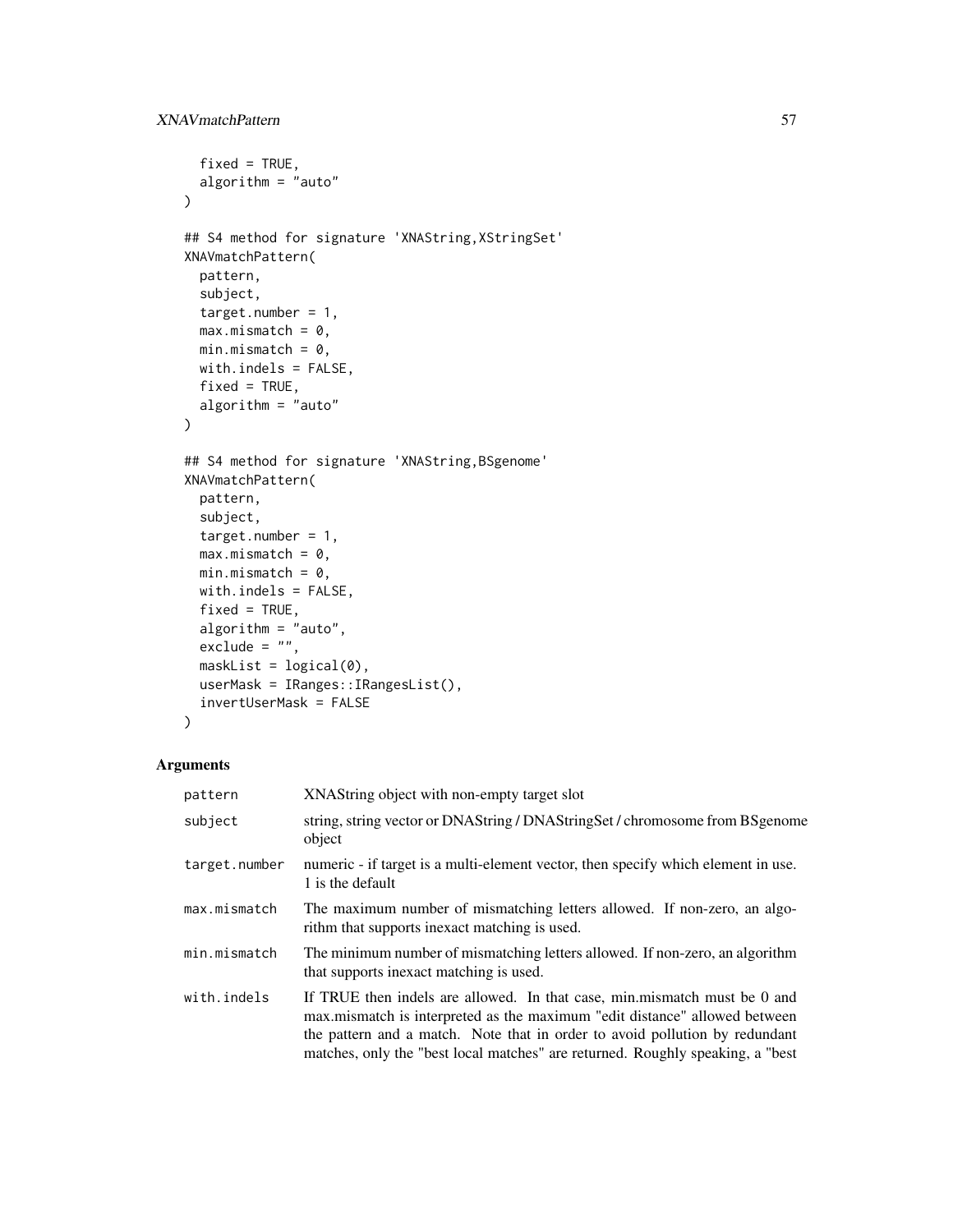```
  fixed = TRUE,
  algorithm = "auto"
)

## S4 method for signature 'XNAString,XStringSet'
XNAVmatchPattern(
  pattern,
  subject,
  target.number = 1,
  max.mismatch = 0,
  min.mismatch = 0,
  with.indels = FALSE,
  fixed = TRUE,
  algorithm = "auto"
)

## S4 method for signature 'XNAString,BSgenome'
XNAVmatchPattern(
  pattern,
  subject,
  target.number = 1,
  max.mismatch = 0,
  min.mismatch = 0,
  with.indels = FALSE,
  fixed = TRUE,
  algorithm = "auto",
  exclude = "",
  maskList = logical(0),
  userMask = IRanges::IRangesList(),
  invertUserMask = FALSE
)
```

## Arguments

| | |
|---|---|
| `pattern` | XNAString object with non-empty target slot |
| `subject` | string, string vector or DNAString / DNAStringSet / chromosome from BSgenome object |
| `target.number` | numeric - if target is a multi-element vector, then specify which element in use. 1 is the default |
| `max.mismatch` | The maximum number of mismatching letters allowed. If non-zero, an algorithm that supports inexact matching is used. |
| `min.mismatch` | The minimum number of mismatching letters allowed. If non-zero, an algorithm that supports inexact matching is used. |
| `with.indels` | If TRUE then indels are allowed. In that case, min.mismatch must be 0 and max.mismatch is interpreted as the maximum "edit distance" allowed between the pattern and a match. Note that in order to avoid pollution by redundant matches, only the "best local matches" are returned. Roughly speaking, a "best |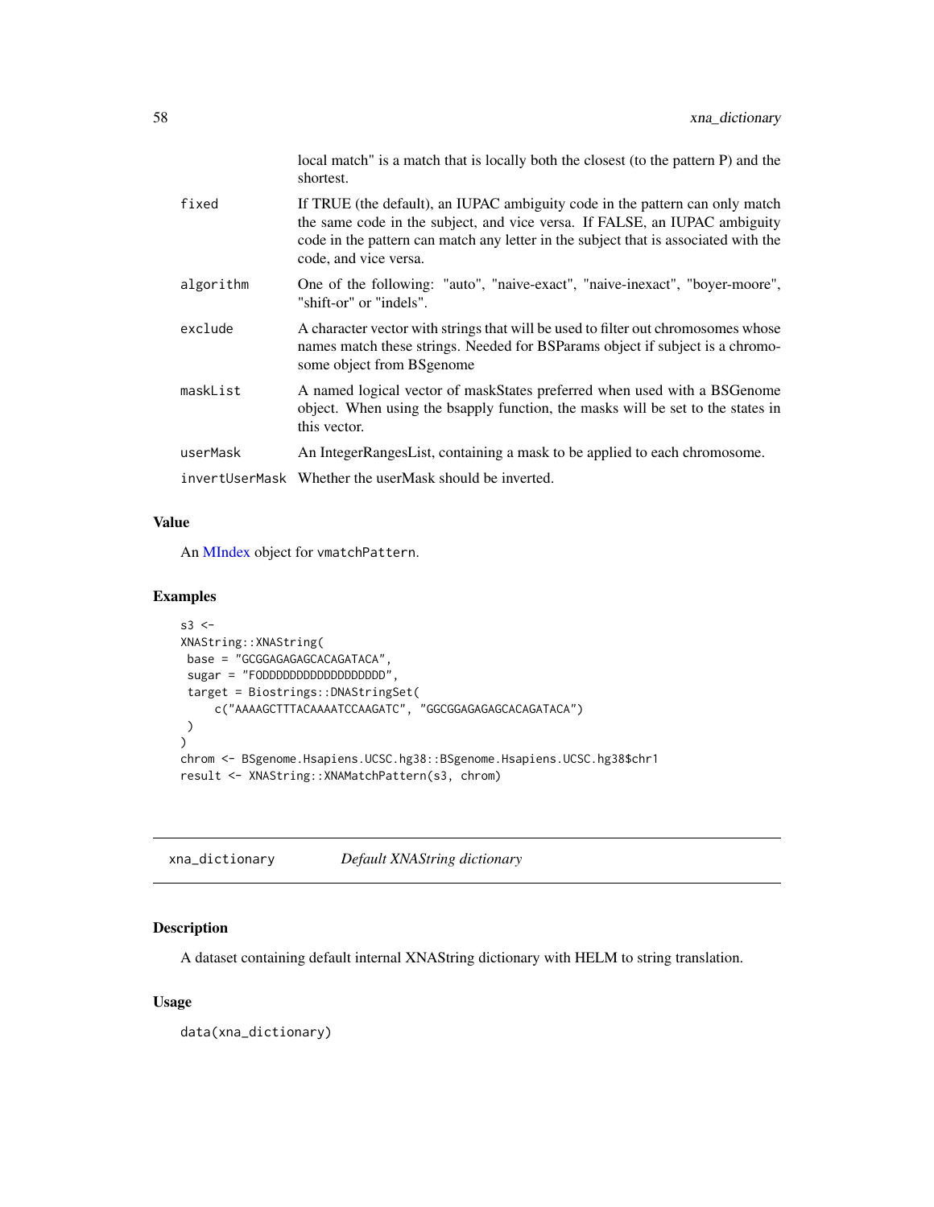| | |
|---|---|
| | local match" is a match that is locally both the closest (to the pattern P) and the shortest. |
| fixed | If TRUE (the default), an IUPAC ambiguity code in the pattern can only match the same code in the subject, and vice versa. If FALSE, an IUPAC ambiguity code in the pattern can match any letter in the subject that is associated with the code, and vice versa. |
| algorithm | One of the following: "auto", "naive-exact", "naive-inexact", "boyer-moore", "shift-or" or "indels". |
| exclude | A character vector with strings that will be used to filter out chromosomes whose names match these strings. Needed for BSParams object if subject is a chromosome object from BSgenome |
| maskList | A named logical vector of maskStates preferred when used with a BSGenome object. When using the bsapply function, the masks will be set to the states in this vector. |
| userMask | An IntegerRangesList, containing a mask to be applied to each chromosome. |
| invertUserMask | Whether the userMask should be inverted. |

## Value

An MIndex object for vmatchPattern.

## Examples

```
s3 <-
XNAString::XNAString(
 base = "GCGGAGAGAGCACAGATACA",
 sugar = "FODDDDDDDDDDDDDDDDDD",
 target = Biostrings::DNAStringSet(
     c("AAAAGCTTTACAAAATCCAAGATC", "GGCGGAGAGAGCACAGATACA")
 )
)
chrom <- BSgenome.Hsapiens.UCSC.hg38::BSgenome.Hsapiens.UCSC.hg38$chr1
result <- XNAString::XNAMatchPattern(s3, chrom)
```

---

# xna_dictionary *Default XNAString dictionary*

## Description

A dataset containing default internal XNAString dictionary with HELM to string translation.

## Usage

```
data(xna_dictionary)
```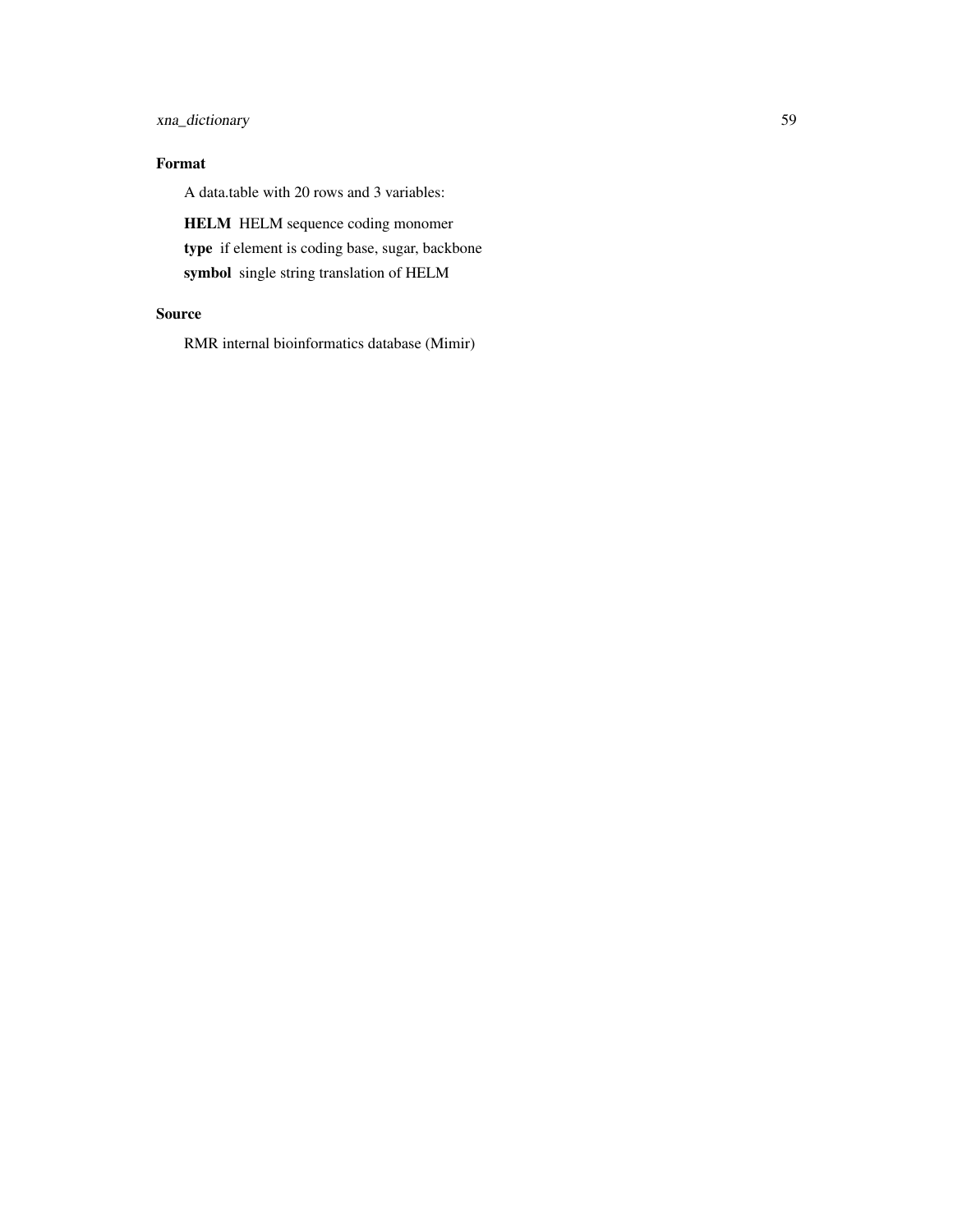## Format

A data.table with 20 rows and 3 variables:

**HELM** HELM sequence coding monomer

**type** if element is coding base, sugar, backbone

**symbol** single string translation of HELM

## Source

RMR internal bioinformatics database (Mimir)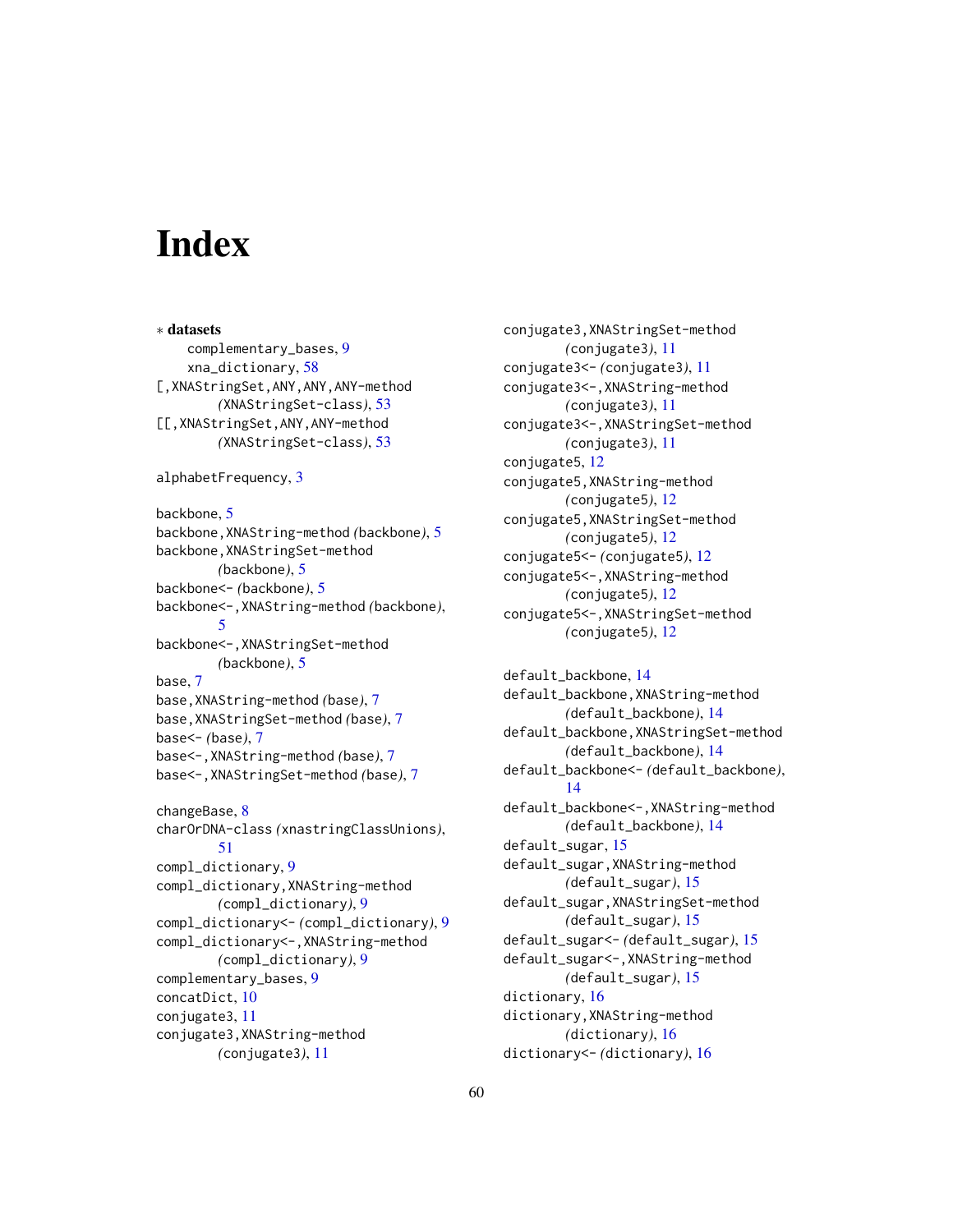# Index

∗ **datasets**
complementary_bases, 9
xna_dictionary, 58

[,XNAStringSet,ANY,ANY,ANY-method *(XNAStringSet-class)*, 53
[[,XNAStringSet,ANY,ANY-method *(XNAStringSet-class)*, 53

alphabetFrequency, 3

backbone, 5
backbone,XNAString-method *(backbone)*, 5
backbone,XNAStringSet-method *(backbone)*, 5
backbone<- *(backbone)*, 5
backbone<-,XNAString-method *(backbone)*, 5
backbone<-,XNAStringSet-method *(backbone)*, 5
base, 7
base,XNAString-method *(base)*, 7
base,XNAStringSet-method *(base)*, 7
base<- *(base)*, 7
base<-,XNAString-method *(base)*, 7
base<-,XNAStringSet-method *(base)*, 7

changeBase, 8
charOrDNA-class *(xnastringClassUnions)*, 51
compl_dictionary, 9
compl_dictionary,XNAString-method *(compl_dictionary)*, 9
compl_dictionary<- *(compl_dictionary)*, 9
compl_dictionary<-,XNAString-method *(compl_dictionary)*, 9
complementary_bases, 9
concatDict, 10
conjugate3, 11
conjugate3,XNAString-method *(conjugate3)*, 11
conjugate3,XNAStringSet-method *(conjugate3)*, 11
conjugate3<- *(conjugate3)*, 11
conjugate3<-,XNAString-method *(conjugate3)*, 11
conjugate3<-,XNAStringSet-method *(conjugate3)*, 11
conjugate5, 12
conjugate5,XNAString-method *(conjugate5)*, 12
conjugate5,XNAStringSet-method *(conjugate5)*, 12
conjugate5<- *(conjugate5)*, 12
conjugate5<-,XNAString-method *(conjugate5)*, 12
conjugate5<-,XNAStringSet-method *(conjugate5)*, 12

default_backbone, 14
default_backbone,XNAString-method *(default_backbone)*, 14
default_backbone,XNAStringSet-method *(default_backbone)*, 14
default_backbone<- *(default_backbone)*, 14
default_backbone<-,XNAString-method *(default_backbone)*, 14
default_sugar, 15
default_sugar,XNAString-method *(default_sugar)*, 15
default_sugar,XNAStringSet-method *(default_sugar)*, 15
default_sugar<- *(default_sugar)*, 15
default_sugar<-,XNAString-method *(default_sugar)*, 15
dictionary, 16
dictionary,XNAString-method *(dictionary)*, 16
dictionary<- *(dictionary)*, 16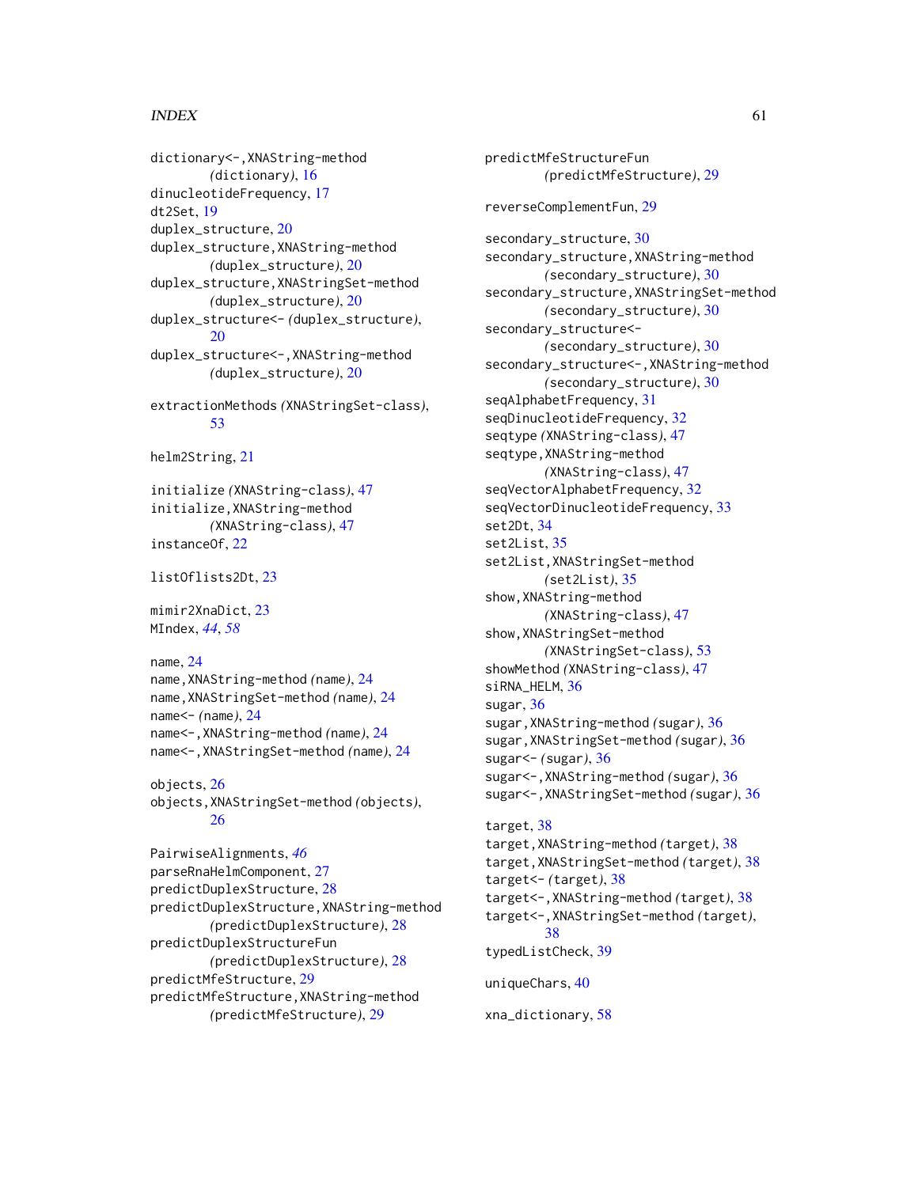dictionary<-,XNAString-method
    *(dictionary)*, 16
dinucleotideFrequency, 17
dt2Set, 19
duplex_structure, 20
duplex_structure,XNAString-method
    *(duplex_structure)*, 20
duplex_structure,XNAStringSet-method
    *(duplex_structure)*, 20
duplex_structure<- *(duplex_structure)*,
    20
duplex_structure<-,XNAString-method
    *(duplex_structure)*, 20

extractionMethods *(XNAStringSet-class)*,
    53

helm2String, 21

initialize *(XNAString-class)*, 47
initialize,XNAString-method
    *(XNAString-class)*, 47
instanceOf, 22

listOflists2Dt, 23

mimir2XnaDict, 23
MIndex, *44*, *58*

name, 24
name,XNAString-method *(name)*, 24
name,XNAStringSet-method *(name)*, 24
name<- *(name)*, 24
name<-,XNAString-method *(name)*, 24
name<-,XNAStringSet-method *(name)*, 24

objects, 26
objects,XNAStringSet-method *(objects)*,
    26

PairwiseAlignments, *46*
parseRnaHelmComponent, 27
predictDuplexStructure, 28
predictDuplexStructure,XNAString-method
    *(predictDuplexStructure)*, 28
predictDuplexStructureFun
    *(predictDuplexStructure)*, 28
predictMfeStructure, 29
predictMfeStructure,XNAString-method
    *(predictMfeStructure)*, 29
predictMfeStructureFun
    *(predictMfeStructure)*, 29

reverseComplementFun, 29

secondary_structure, 30
secondary_structure,XNAString-method
    *(secondary_structure)*, 30
secondary_structure,XNAStringSet-method
    *(secondary_structure)*, 30
secondary_structure<-
    *(secondary_structure)*, 30
secondary_structure<-,XNAString-method
    *(secondary_structure)*, 30
seqAlphabetFrequency, 31
seqDinucleotideFrequency, 32
seqtype *(XNAString-class)*, 47
seqtype,XNAString-method
    *(XNAString-class)*, 47
seqVectorAlphabetFrequency, 32
seqVectorDinucleotideFrequency, 33
set2Dt, 34
set2List, 35
set2List,XNAStringSet-method
    *(set2List)*, 35
show,XNAString-method
    *(XNAString-class)*, 47
show,XNAStringSet-method
    *(XNAStringSet-class)*, 53
showMethod *(XNAString-class)*, 47
siRNA_HELM, 36
sugar, 36
sugar,XNAString-method *(sugar)*, 36
sugar,XNAStringSet-method *(sugar)*, 36
sugar<- *(sugar)*, 36
sugar<-,XNAString-method *(sugar)*, 36
sugar<-,XNAStringSet-method *(sugar)*, 36

target, 38
target,XNAString-method *(target)*, 38
target,XNAStringSet-method *(target)*, 38
target<- *(target)*, 38
target<-,XNAString-method *(target)*, 38
target<-,XNAStringSet-method *(target)*,
    38
typedListCheck, 39

uniqueChars, 40

xna_dictionary, 58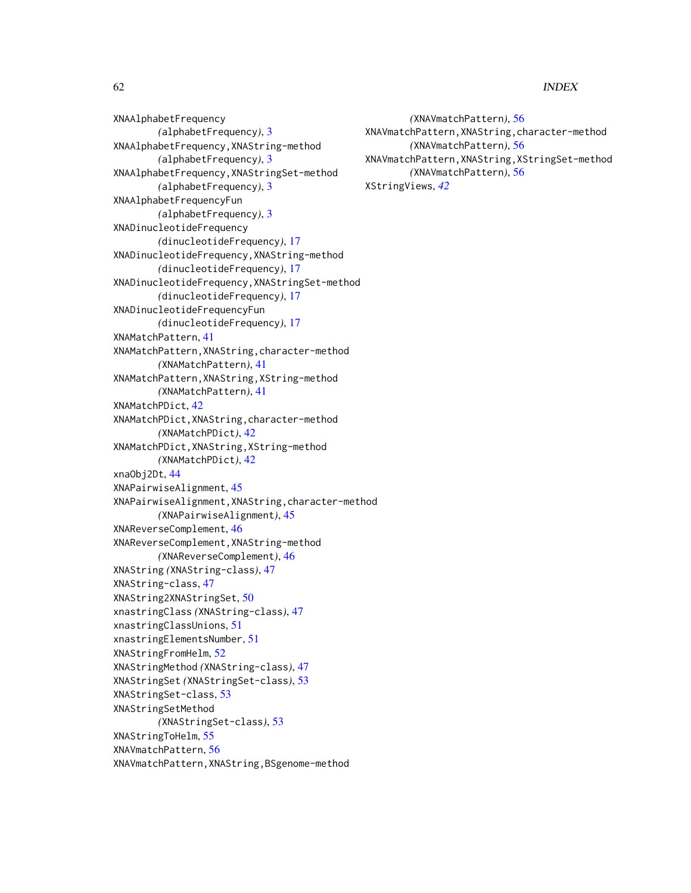XNAAlphabetFrequency
    *(*alphabetFrequency*)*, 3
XNAAlphabetFrequency,XNAString-method
    *(*alphabetFrequency*)*, 3
XNAAlphabetFrequency,XNAStringSet-method
    *(*alphabetFrequency*)*, 3
XNAAlphabetFrequencyFun
    *(*alphabetFrequency*)*, 3
XNADinucleotideFrequency
    *(*dinucleotideFrequency*)*, 17
XNADinucleotideFrequency,XNAString-method
    *(*dinucleotideFrequency*)*, 17
XNADinucleotideFrequency,XNAStringSet-method
    *(*dinucleotideFrequency*)*, 17
XNADinucleotideFrequencyFun
    *(*dinucleotideFrequency*)*, 17
XNAMatchPattern, 41
XNAMatchPattern,XNAString,character-method
    *(*XNAMatchPattern*)*, 41
XNAMatchPattern,XNAString,XString-method
    *(*XNAMatchPattern*)*, 41
XNAMatchPDict, 42
XNAMatchPDict,XNAString,character-method
    *(*XNAMatchPDict*)*, 42
XNAMatchPDict,XNAString,XString-method
    *(*XNAMatchPDict*)*, 42
xnaObj2Dt, 44
XNAPairwiseAlignment, 45
XNAPairwiseAlignment,XNAString,character-method
    *(*XNAPairwiseAlignment*)*, 45
XNAReverseComplement, 46
XNAReverseComplement,XNAString-method
    *(*XNAReverseComplement*)*, 46
XNAString *(*XNAString-class*)*, 47
XNAString-class, 47
XNAString2XNAStringSet, 50
xnastringClass *(*XNAString-class*)*, 47
xnastringClassUnions, 51
xnastringElementsNumber, 51
XNAStringFromHelm, 52
XNAStringMethod *(*XNAString-class*)*, 47
XNAStringSet *(*XNAStringSet-class*)*, 53
XNAStringSet-class, 53
XNAStringSetMethod
    *(*XNAStringSet-class*)*, 53
XNAStringToHelm, 55
XNAVmatchPattern, 56
XNAVmatchPattern,XNAString,BSgenome-method
    *(*XNAVmatchPattern*)*, 56
XNAVmatchPattern,XNAString,character-method
    *(*XNAVmatchPattern*)*, 56
XNAVmatchPattern,XNAString,XStringSet-method
    *(*XNAVmatchPattern*)*, 56
XStringViews, *42*